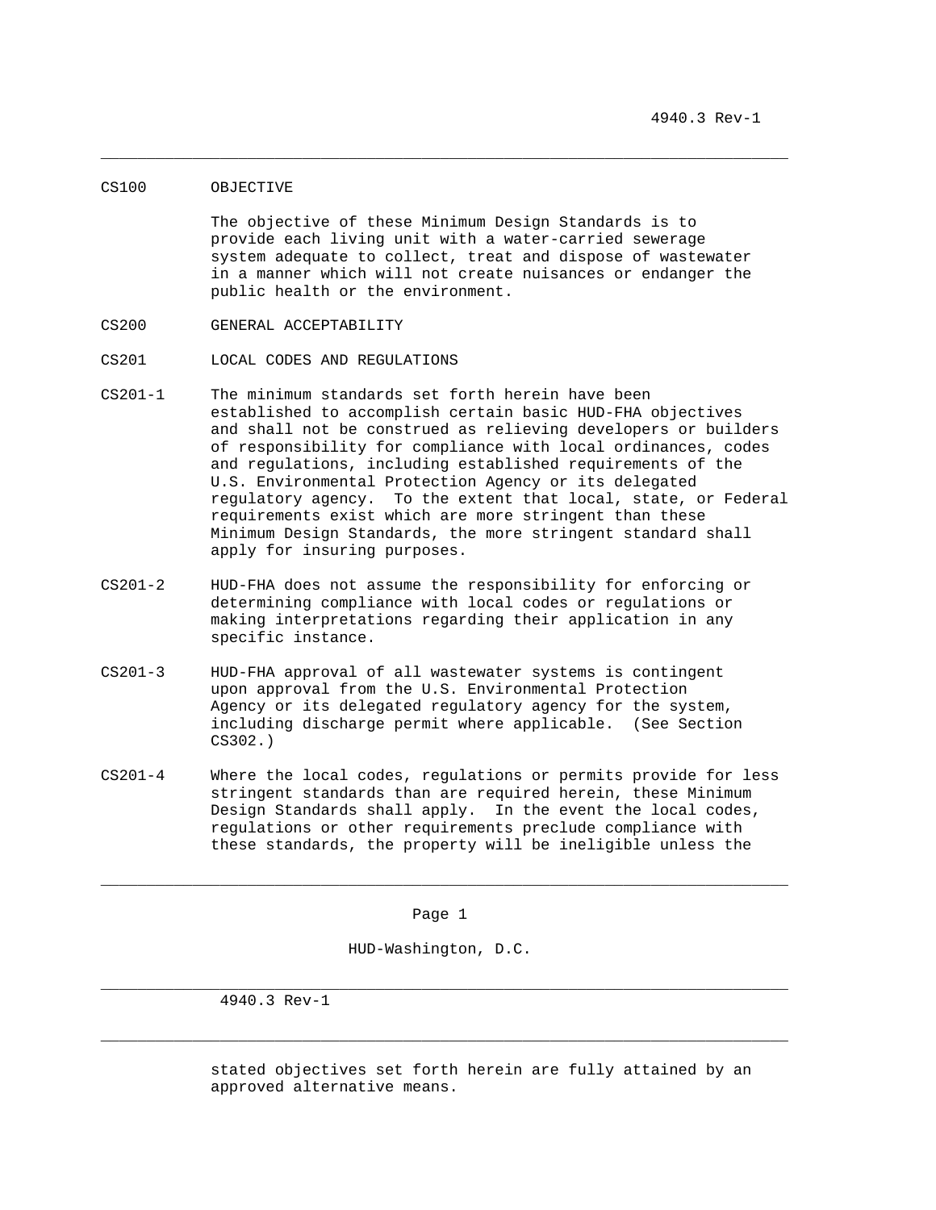## CS100 OBJECTIVE

The objective of these Minimum Design Standards is to provide each living unit with a water-carried sewerage system adequate to collect, treat and dispose of wastewater in a manner which will not create nuisances or endanger the public health or the environment.

## CS200 GENERAL ACCEPTABILITY

### CS201 LOCAL CODES AND REGULATIONS

CS201-1 The minimum standards set forth herein have been established to accomplish certain basic HUD-FHA objectives and shall not be construed as relieving developers or builders of responsibility for compliance with local ordinances, codes and regulations, including established requirements of the U.S. Environmental Protection Agency or its delegated regulatory agency. To the extent that local, state, or Federal requirements exist which are more stringent than these Minimum Design Standards, the more stringent standard shall apply for insuring purposes.

CS201-2 HUD-FHA does not assume the responsibility for enforcing or determining compliance with local codes or regulations or making interpretations regarding their application in any specific instance.

CS201-3 HUD-FHA approval of all wastewater systems is contingent upon approval from the U.S. Environmental Protection Agency or its delegated regulatory agency for the system, including discharge permit where applicable. (See Section CS302.)

CS201-4 Where the local codes, regulations or permits provide for less stringent standards than are required herein, these Minimum Design Standards shall apply. In the event the local codes, regulations or other requirements preclude compliance with these standards, the property will be ineligible unless the stated objectives set forth herein are fully attained by an approved alternative means.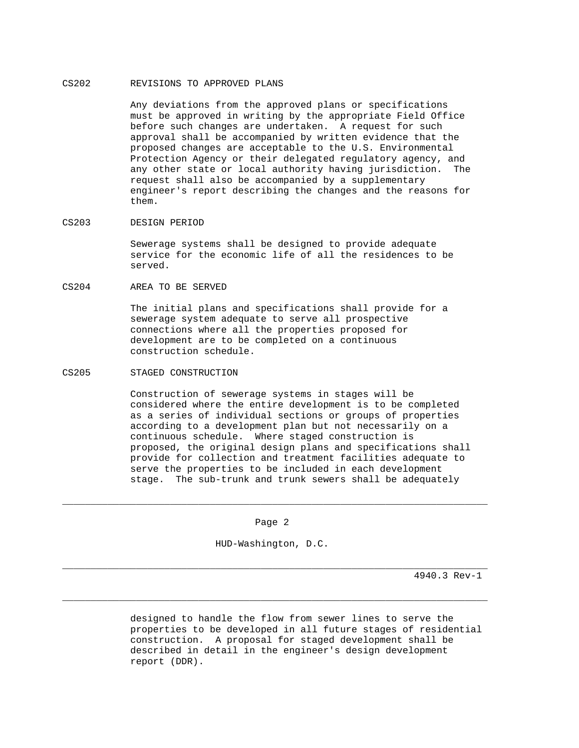## CS202 REVISIONS TO APPROVED PLANS

Any deviations from the approved plans or specifications must be approved in writing by the appropriate Field Office before such changes are undertaken. A request for such approval shall be accompanied by written evidence that the proposed changes are acceptable to the U.S. Environmental Protection Agency or their delegated regulatory agency, and any other state or local authority having jurisdiction. The request shall also be accompanied by a supplementary engineer's report describing the changes and the reasons for them.

## CS203 DESIGN PERIOD

Sewerage systems shall be designed to provide adequate service for the economic life of all the residences to be served.

## CS204 AREA TO BE SERVED

The initial plans and specifications shall provide for a sewerage system adequate to serve all prospective connections where all the properties proposed for development are to be completed on a continuous construction schedule.

## CS205 STAGED CONSTRUCTION

Construction of sewerage systems in stages will be considered where the entire development is to be completed as a series of individual sections or groups of properties according to a development plan but not necessarily on a continuous schedule. Where staged construction is proposed, the original design plans and specifications shall provide for collection and treatment facilities adequate to serve the properties to be included in each development stage. The sub-trunk and trunk sewers shall be adequately designed to handle the flow from sewer lines to serve the properties to be developed in all future stages of residential construction. A proposal for staged development shall be described in detail in the engineer's design development report (DDR).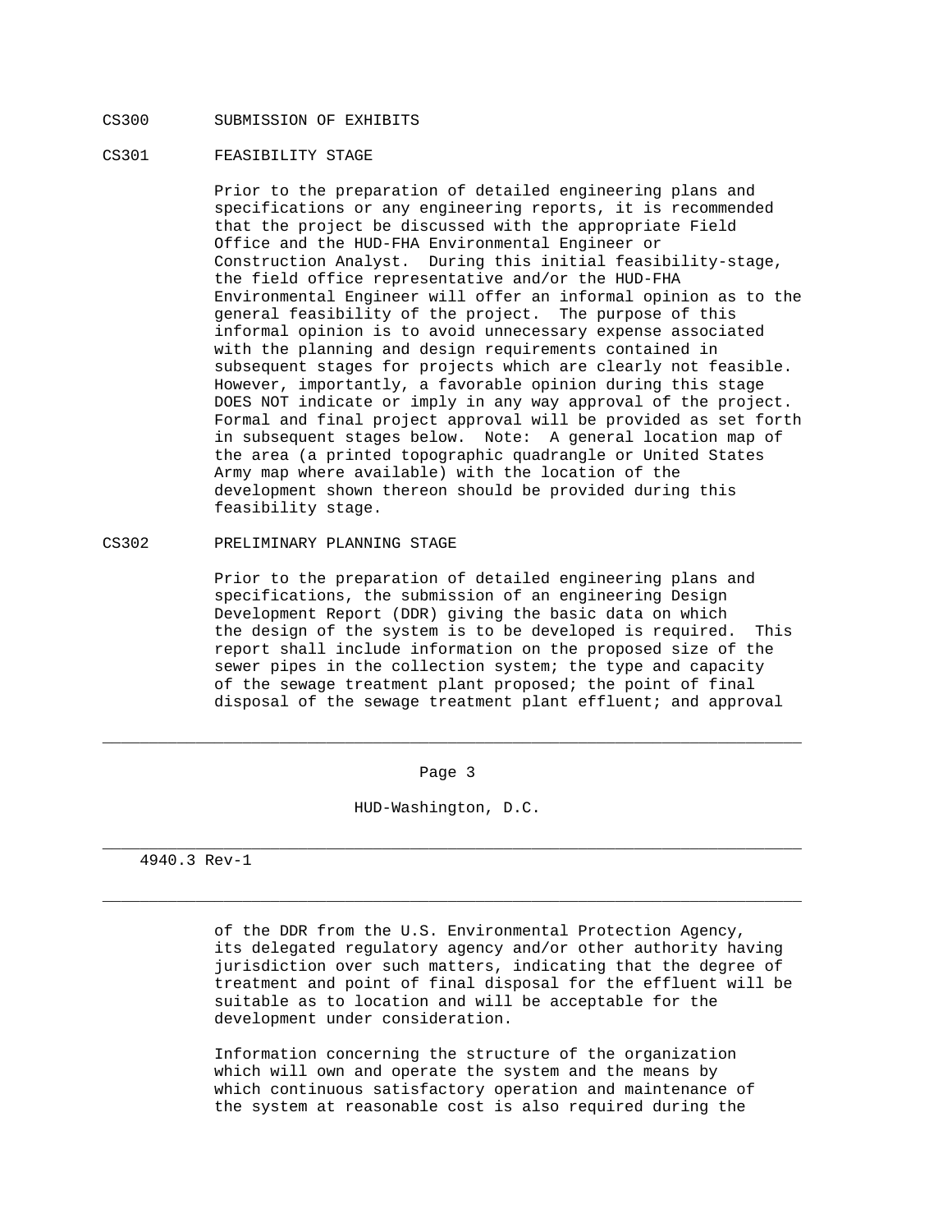## CS300 SUBMISSION OF EXHIBITS

### CS301 FEASIBILITY STAGE

Prior to the preparation of detailed engineering plans and specifications or any engineering reports, it is recommended that the project be discussed with the appropriate Field Office and the HUD-FHA Environmental Engineer or Construction Analyst. During this initial feasibility-stage, the field office representative and/or the HUD-FHA Environmental Engineer will offer an informal opinion as to the general feasibility of the project. The purpose of this informal opinion is to avoid unnecessary expense associated with the planning and design requirements contained in subsequent stages for projects which are clearly not feasible. However, importantly, a favorable opinion during this stage DOES NOT indicate or imply in any way approval of the project. Formal and final project approval will be provided as set forth in subsequent stages below. Note: A general location map of the area (a printed topographic quadrangle or United States Army map where available) with the location of the development shown thereon should be provided during this feasibility stage.

### CS302 PRELIMINARY PLANNING STAGE

Prior to the preparation of detailed engineering plans and specifications, the submission of an engineering Design Development Report (DDR) giving the basic data on which the design of the system is to be developed is required. This report shall include information on the proposed size of the sewer pipes in the collection system; the type and capacity of the sewage treatment plant proposed; the point of final disposal of the sewage treatment plant effluent; and approval of the DDR from the U.S. Environmental Protection Agency, its delegated regulatory agency and/or other authority having jurisdiction over such matters, indicating that the degree of treatment and point of final disposal for the effluent will be suitable as to location and will be acceptable for the development under consideration.

Information concerning the structure of the organization which will own and operate the system and the means by which continuous satisfactory operation and maintenance of the system at reasonable cost is also required during the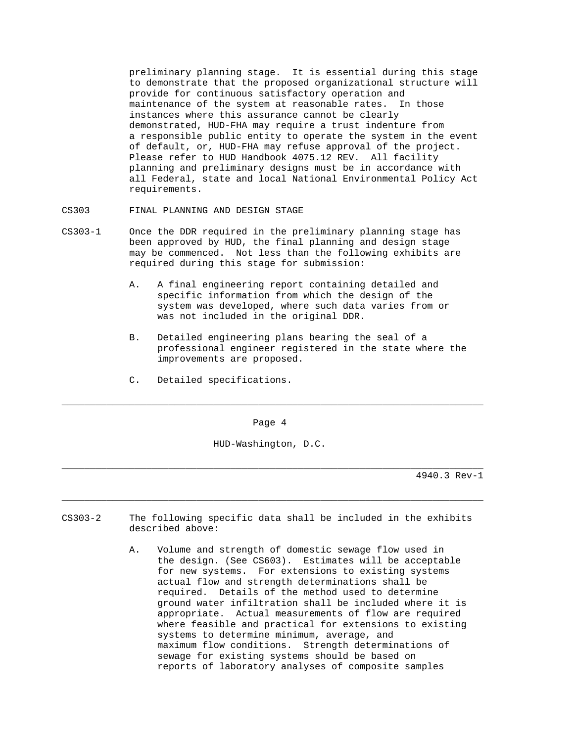preliminary planning stage. It is essential during this stage to demonstrate that the proposed organizational structure will provide for continuous satisfactory operation and maintenance of the system at reasonable rates. In those instances where this assurance cannot be clearly demonstrated, HUD-FHA may require a trust indenture from a responsible public entity to operate the system in the event of default, or, HUD-FHA may refuse approval of the project. Please refer to HUD Handbook 4075.12 REV. All facility planning and preliminary designs must be in accordance with all Federal, state and local National Environmental Policy Act requirements.

CS303 FINAL PLANNING AND DESIGN STAGE

CS303-1 Once the DDR required in the preliminary planning stage has been approved by HUD, the final planning and design stage may be commenced. Not less than the following exhibits are required during this stage for submission:

A. A final engineering report containing detailed and specific information from which the design of the system was developed, where such data varies from or was not included in the original DDR.

B. Detailed engineering plans bearing the seal of a professional engineer registered in the state where the improvements are proposed.

C. Detailed specifications.

CS303-2 The following specific data shall be included in the exhibits described above:

A. Volume and strength of domestic sewage flow used in the design. (See CS603). Estimates will be acceptable for new systems. For extensions to existing systems actual flow and strength determinations shall be required. Details of the method used to determine ground water infiltration shall be included where it is appropriate. Actual measurements of flow are required where feasible and practical for extensions to existing systems to determine minimum, average, and maximum flow conditions. Strength determinations of sewage for existing systems should be based on reports of laboratory analyses of composite samples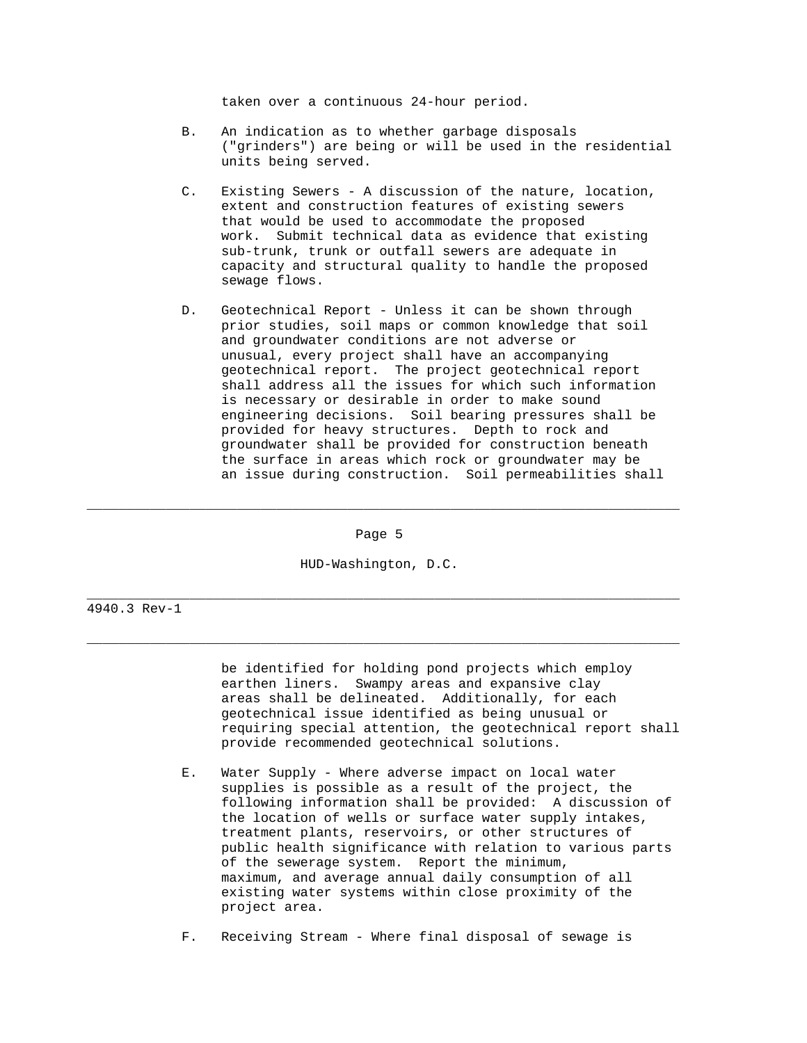taken over a continuous 24-hour period.

B. An indication as to whether garbage disposals ("grinders") are being or will be used in the residential units being served.

C. Existing Sewers - A discussion of the nature, location, extent and construction features of existing sewers that would be used to accommodate the proposed work. Submit technical data as evidence that existing sub-trunk, trunk or outfall sewers are adequate in capacity and structural quality to handle the proposed sewage flows.

D. Geotechnical Report - Unless it can be shown through prior studies, soil maps or common knowledge that soil and groundwater conditions are not adverse or unusual, every project shall have an accompanying geotechnical report. The project geotechnical report shall address all the issues for which such information is necessary or desirable in order to make sound engineering decisions. Soil bearing pressures shall be provided for heavy structures. Depth to rock and groundwater shall be provided for construction beneath the surface in areas which rock or groundwater may be an issue during construction. Soil permeabilities shall be identified for holding pond projects which employ earthen liners. Swampy areas and expansive clay areas shall be delineated. Additionally, for each geotechnical issue identified as being unusual or requiring special attention, the geotechnical report shall provide recommended geotechnical solutions.

E. Water Supply - Where adverse impact on local water supplies is possible as a result of the project, the following information shall be provided: A discussion of the location of wells or surface water supply intakes, treatment plants, reservoirs, or other structures of public health significance with relation to various parts of the sewerage system. Report the minimum, maximum, and average annual daily consumption of all existing water systems within close proximity of the project area.

F. Receiving Stream - Where final disposal of sewage is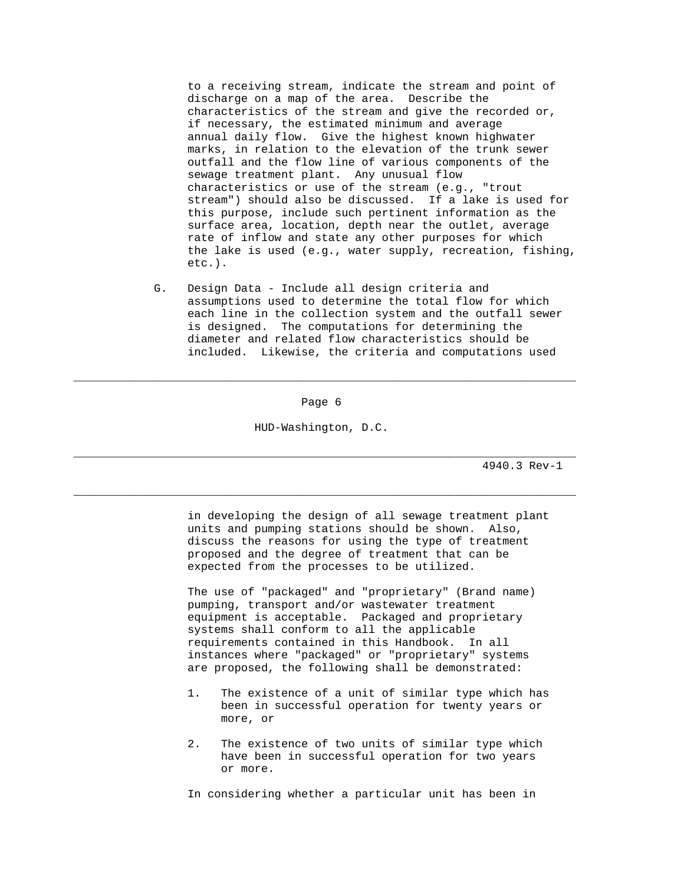to a receiving stream, indicate the stream and point of discharge on a map of the area. Describe the characteristics of the stream and give the recorded or, if necessary, the estimated minimum and average annual daily flow. Give the highest known highwater marks, in relation to the elevation of the trunk sewer outfall and the flow line of various components of the sewage treatment plant. Any unusual flow characteristics or use of the stream (e.g., "trout stream") should also be discussed. If a lake is used for this purpose, include such pertinent information as the surface area, location, depth near the outlet, average rate of inflow and state any other purposes for which the lake is used (e.g., water supply, recreation, fishing, etc.).

G. Design Data - Include all design criteria and assumptions used to determine the total flow for which each line in the collection system and the outfall sewer is designed. The computations for determining the diameter and related flow characteristics should be included. Likewise, the criteria and computations used in developing the design of all sewage treatment plant units and pumping stations should be shown. Also, discuss the reasons for using the type of treatment proposed and the degree of treatment that can be expected from the processes to be utilized.

The use of "packaged" and "proprietary" (Brand name) pumping, transport and/or wastewater treatment equipment is acceptable. Packaged and proprietary systems shall conform to all the applicable requirements contained in this Handbook. In all instances where "packaged" or "proprietary" systems are proposed, the following shall be demonstrated:

1. The existence of a unit of similar type which has been in successful operation for twenty years or more, or

2. The existence of two units of similar type which have been in successful operation for two years or more.

In considering whether a particular unit has been in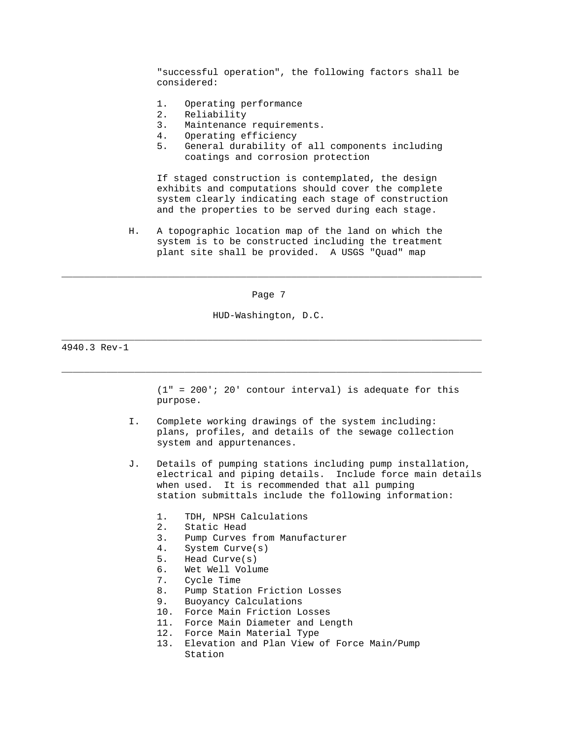"successful operation", the following factors shall be considered:

1. Operating performance
2. Reliability
3. Maintenance requirements.
4. Operating efficiency
5. General durability of all components including coatings and corrosion protection

If staged construction is contemplated, the design exhibits and computations should cover the complete system clearly indicating each stage of construction and the properties to be served during each stage.

H. A topographic location map of the land on which the system is to be constructed including the treatment plant site shall be provided. A USGS "Quad" map (1" = 200'; 20' contour interval) is adequate for this purpose.

I. Complete working drawings of the system including: plans, profiles, and details of the sewage collection system and appurtenances.

J. Details of pumping stations including pump installation, electrical and piping details. Include force main details when used. It is recommended that all pumping station submittals include the following information:

1. TDH, NPSH Calculations
2. Static Head
3. Pump Curves from Manufacturer
4. System Curve(s)
5. Head Curve(s)
6. Wet Well Volume
7. Cycle Time
8. Pump Station Friction Losses
9. Buoyancy Calculations
10. Force Main Friction Losses
11. Force Main Diameter and Length
12. Force Main Material Type
13. Elevation and Plan View of Force Main/Pump Station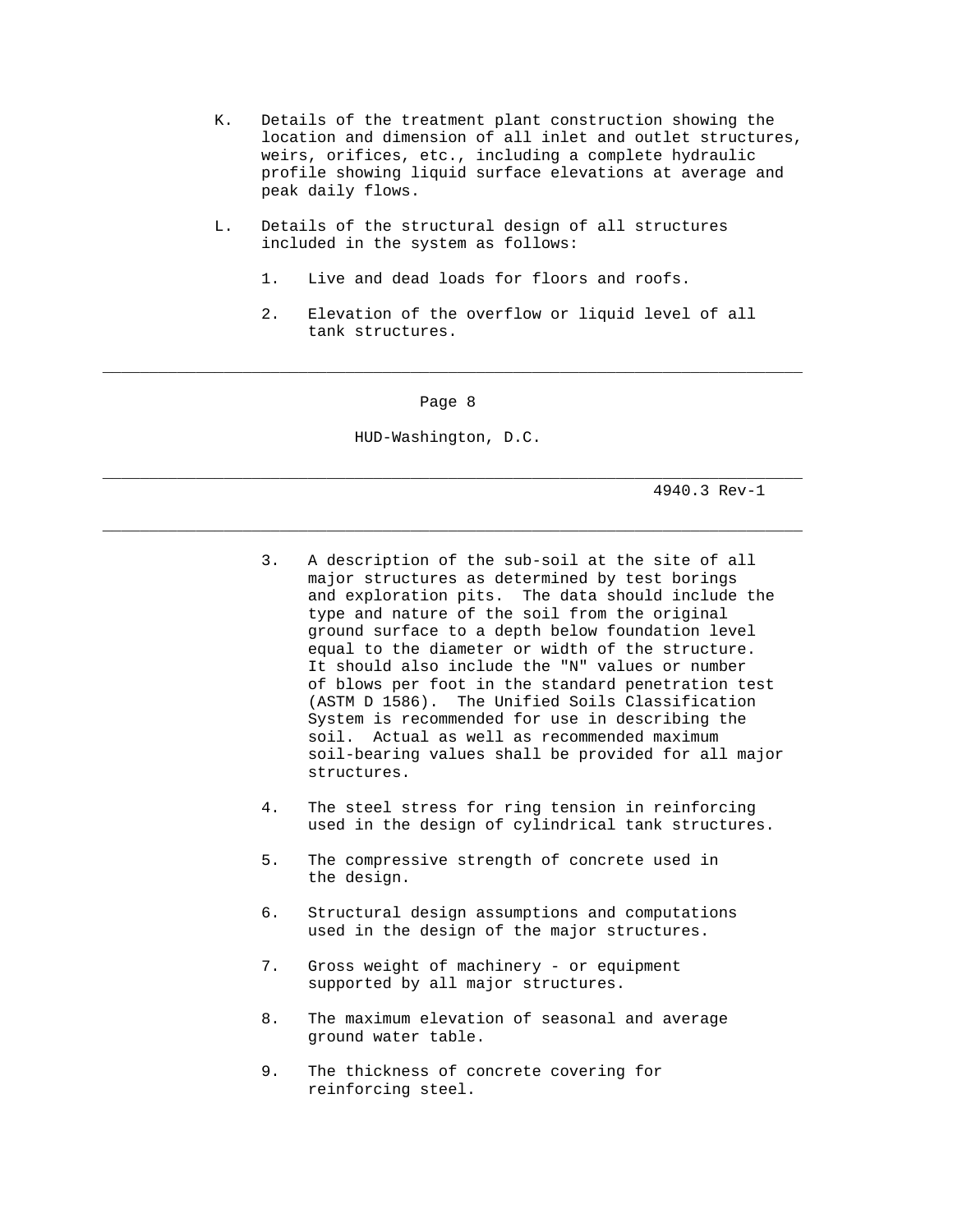K. Details of the treatment plant construction showing the location and dimension of all inlet and outlet structures, weirs, orifices, etc., including a complete hydraulic profile showing liquid surface elevations at average and peak daily flows.

L. Details of the structural design of all structures included in the system as follows:

   1. Live and dead loads for floors and roofs.

   2. Elevation of the overflow or liquid level of all tank structures.

   3. A description of the sub-soil at the site of all major structures as determined by test borings and exploration pits. The data should include the type and nature of the soil from the original ground surface to a depth below foundation level equal to the diameter or width of the structure. It should also include the "N" values or number of blows per foot in the standard penetration test (ASTM D 1586). The Unified Soils Classification System is recommended for use in describing the soil. Actual as well as recommended maximum soil-bearing values shall be provided for all major structures.

   4. The steel stress for ring tension in reinforcing used in the design of cylindrical tank structures.

   5. The compressive strength of concrete used in the design.

   6. Structural design assumptions and computations used in the design of the major structures.

   7. Gross weight of machinery - or equipment supported by all major structures.

   8. The maximum elevation of seasonal and average ground water table.

   9. The thickness of concrete covering for reinforcing steel.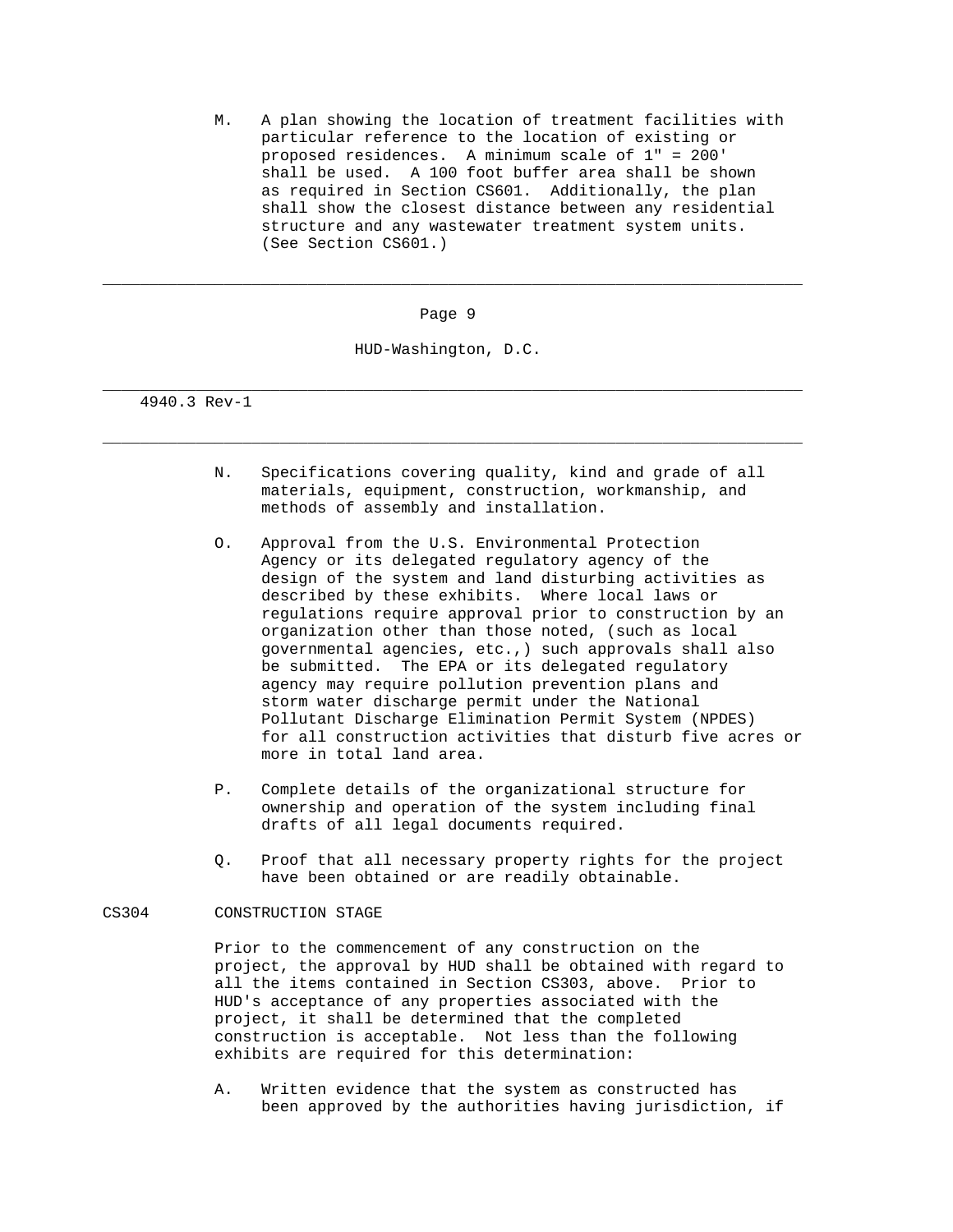M. A plan showing the location of treatment facilities with particular reference to the location of existing or proposed residences. A minimum scale of 1" = 200' shall be used. A 100 foot buffer area shall be shown as required in Section CS601. Additionally, the plan shall show the closest distance between any residential structure and any wastewater treatment system units. (See Section CS601.)

N. Specifications covering quality, kind and grade of all materials, equipment, construction, workmanship, and methods of assembly and installation.

O. Approval from the U.S. Environmental Protection Agency or its delegated regulatory agency of the design of the system and land disturbing activities as described by these exhibits. Where local laws or regulations require approval prior to construction by an organization other than those noted, (such as local governmental agencies, etc.,) such approvals shall also be submitted. The EPA or its delegated regulatory agency may require pollution prevention plans and storm water discharge permit under the National Pollutant Discharge Elimination Permit System (NPDES) for all construction activities that disturb five acres or more in total land area.

P. Complete details of the organizational structure for ownership and operation of the system including final drafts of all legal documents required.

Q. Proof that all necessary property rights for the project have been obtained or are readily obtainable.

## CS304 CONSTRUCTION STAGE

Prior to the commencement of any construction on the project, the approval by HUD shall be obtained with regard to all the items contained in Section CS303, above. Prior to HUD's acceptance of any properties associated with the project, it shall be determined that the completed construction is acceptable. Not less than the following exhibits are required for this determination:

A. Written evidence that the system as constructed has been approved by the authorities having jurisdiction, if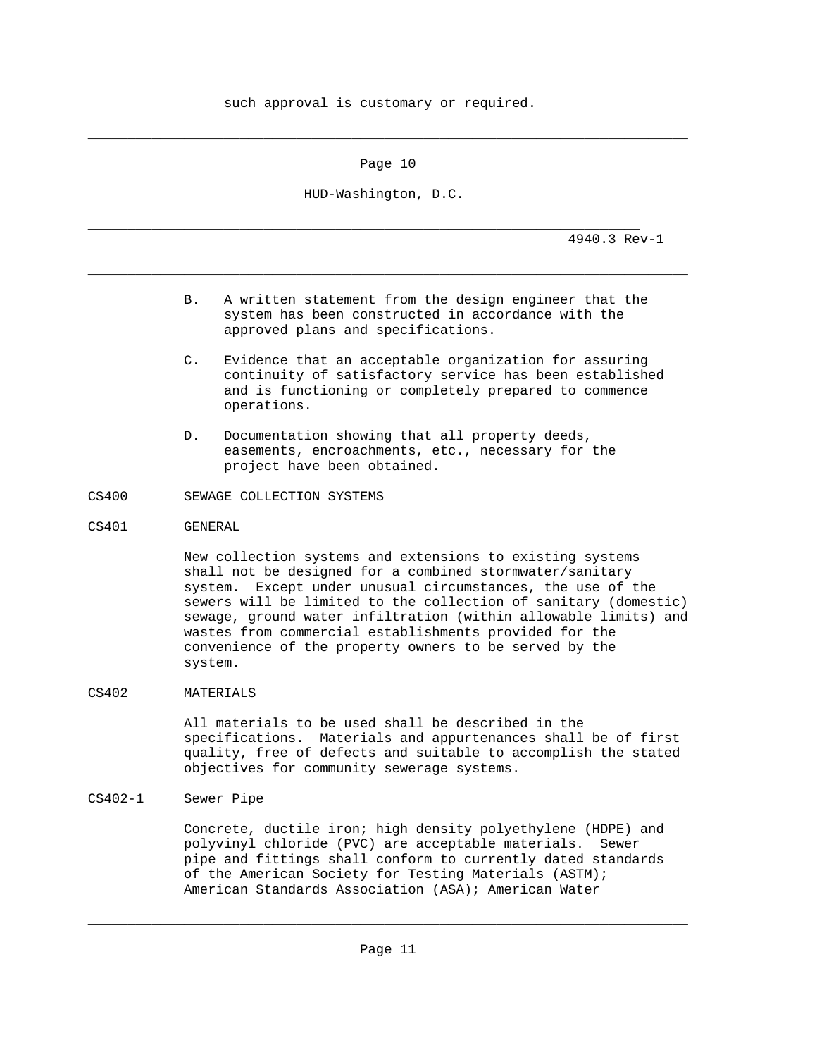such approval is customary or required.

B. A written statement from the design engineer that the system has been constructed in accordance with the approved plans and specifications.

C. Evidence that an acceptable organization for assuring continuity of satisfactory service has been established and is functioning or completely prepared to commence operations.

D. Documentation showing that all property deeds, easements, encroachments, etc., necessary for the project have been obtained.

## CS400 SEWAGE COLLECTION SYSTEMS

### CS401 GENERAL

New collection systems and extensions to existing systems shall not be designed for a combined stormwater/sanitary system. Except under unusual circumstances, the use of the sewers will be limited to the collection of sanitary (domestic) sewage, ground water infiltration (within allowable limits) and wastes from commercial establishments provided for the convenience of the property owners to be served by the system.

### CS402 MATERIALS

All materials to be used shall be described in the specifications. Materials and appurtenances shall be of first quality, free of defects and suitable to accomplish the stated objectives for community sewerage systems.

#### CS402-1 Sewer Pipe

Concrete, ductile iron; high density polyethylene (HDPE) and polyvinyl chloride (PVC) are acceptable materials. Sewer pipe and fittings shall conform to currently dated standards of the American Society for Testing Materials (ASTM); American Standards Association (ASA); American Water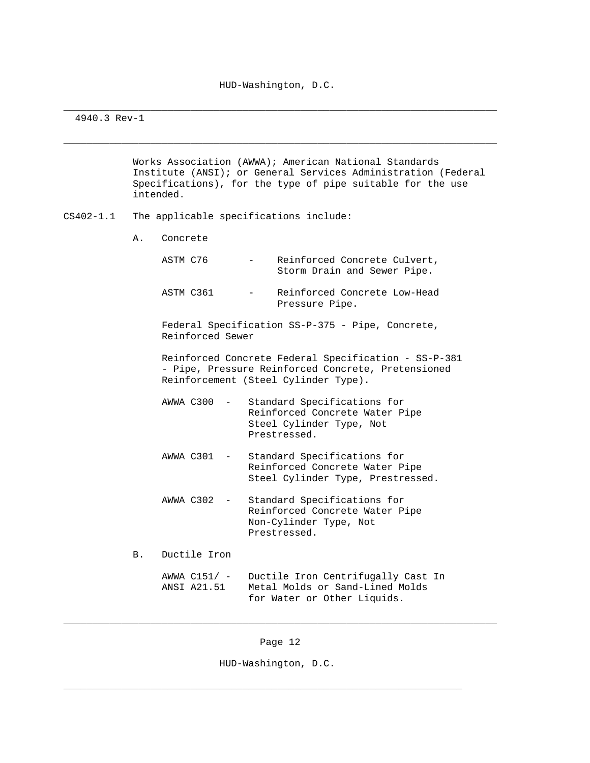Works Association (AWWA); American National Standards Institute (ANSI); or General Services Administration (Federal Specifications), for the type of pipe suitable for the use intended.

CS402-1.1 The applicable specifications include:

A. Concrete

ASTM C76 - Reinforced Concrete Culvert, Storm Drain and Sewer Pipe.

ASTM C361 - Reinforced Concrete Low-Head Pressure Pipe.

Federal Specification SS-P-375 - Pipe, Concrete, Reinforced Sewer

Reinforced Concrete Federal Specification - SS-P-381 - Pipe, Pressure Reinforced Concrete, Pretensioned Reinforcement (Steel Cylinder Type).

AWWA C300 - Standard Specifications for Reinforced Concrete Water Pipe Steel Cylinder Type, Not Prestressed.

AWWA C301 - Standard Specifications for Reinforced Concrete Water Pipe Steel Cylinder Type, Prestressed.

AWWA C302 - Standard Specifications for Reinforced Concrete Water Pipe Non-Cylinder Type, Not Prestressed.

B. Ductile Iron

AWWA C151/ - ANSI A21.51 Ductile Iron Centrifugally Cast In Metal Molds or Sand-Lined Molds for Water or Other Liquids.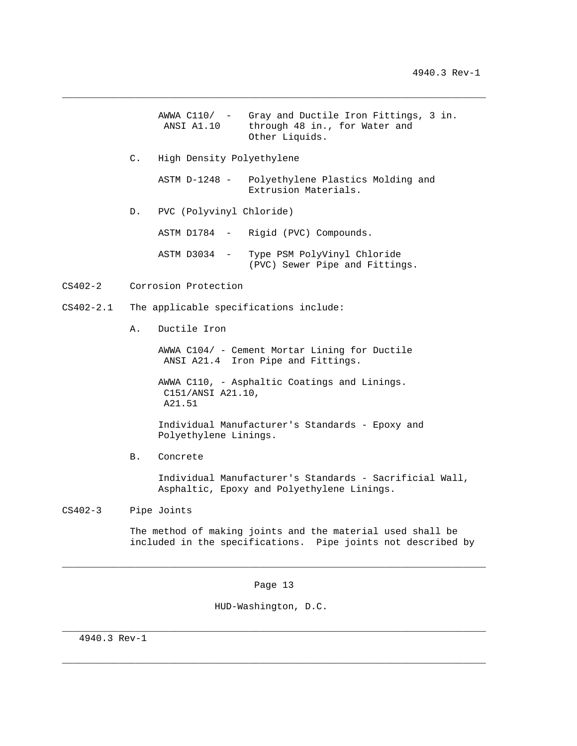AWWA C110/ ANSI A1.10 - Gray and Ductile Iron Fittings, 3 in. through 48 in., for Water and Other Liquids.

C. High Density Polyethylene

ASTM D-1248 - Polyethylene Plastics Molding and Extrusion Materials.

D. PVC (Polyvinyl Chloride)

ASTM D1784 - Rigid (PVC) Compounds.

ASTM D3034 - Type PSM PolyVinyl Chloride (PVC) Sewer Pipe and Fittings.

CS402-2 Corrosion Protection

CS402-2.1 The applicable specifications include:

A. Ductile Iron

AWWA C104/ ANSI A21.4 - Cement Mortar Lining for Ductile Iron Pipe and Fittings.

AWWA C110, C151/ANSI A21.10, A21.51 - Asphaltic Coatings and Linings.

Individual Manufacturer's Standards - Epoxy and Polyethylene Linings.

B. Concrete

Individual Manufacturer's Standards - Sacrificial Wall, Asphaltic, Epoxy and Polyethylene Linings.

CS402-3 Pipe Joints

The method of making joints and the material used shall be included in the specifications. Pipe joints not described by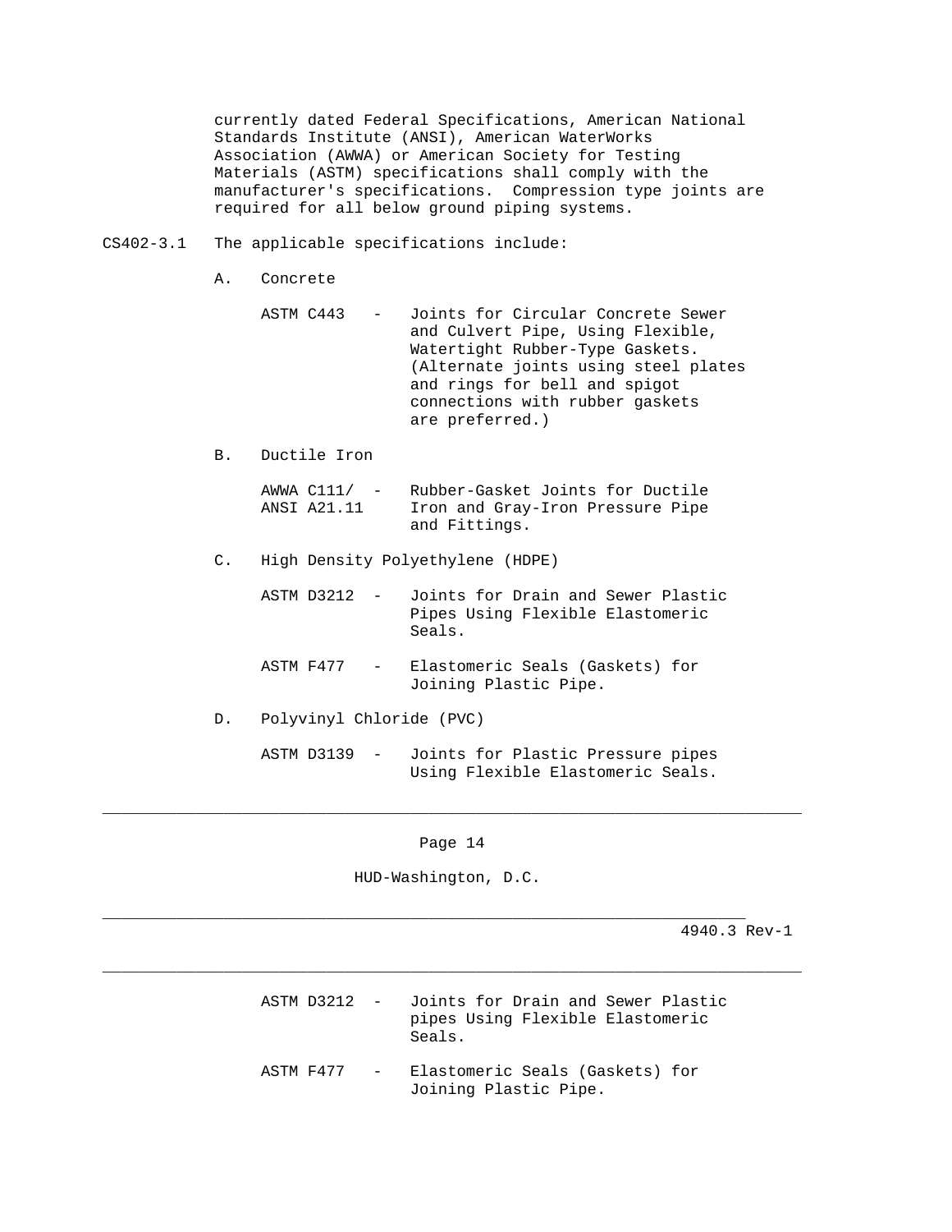currently dated Federal Specifications, American National Standards Institute (ANSI), American WaterWorks Association (AWWA) or American Society for Testing Materials (ASTM) specifications shall comply with the manufacturer's specifications. Compression type joints are required for all below ground piping systems.

CS402-3.1 The applicable specifications include:

A. Concrete

ASTM C443 - Joints for Circular Concrete Sewer and Culvert Pipe, Using Flexible, Watertight Rubber-Type Gaskets. (Alternate joints using steel plates and rings for bell and spigot connections with rubber gaskets are preferred.)

B. Ductile Iron

AWWA C111/ ANSI A21.11 - Rubber-Gasket Joints for Ductile Iron and Gray-Iron Pressure Pipe and Fittings.

C. High Density Polyethylene (HDPE)

ASTM D3212 - Joints for Drain and Sewer Plastic Pipes Using Flexible Elastomeric Seals.

ASTM F477 - Elastomeric Seals (Gaskets) for Joining Plastic Pipe.

D. Polyvinyl Chloride (PVC)

ASTM D3139 - Joints for Plastic Pressure pipes Using Flexible Elastomeric Seals.

ASTM D3212 - Joints for Drain and Sewer Plastic pipes Using Flexible Elastomeric Seals.

ASTM F477 - Elastomeric Seals (Gaskets) for Joining Plastic Pipe.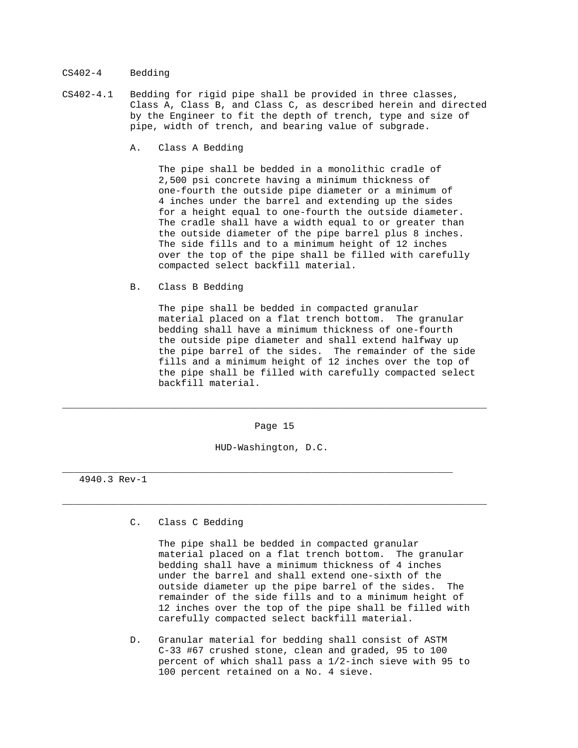CS402-4 Bedding

CS402-4.1 Bedding for rigid pipe shall be provided in three classes, Class A, Class B, and Class C, as described herein and directed by the Engineer to fit the depth of trench, type and size of pipe, width of trench, and bearing value of subgrade.

A. Class A Bedding

The pipe shall be bedded in a monolithic cradle of 2,500 psi concrete having a minimum thickness of one-fourth the outside pipe diameter or a minimum of 4 inches under the barrel and extending up the sides for a height equal to one-fourth the outside diameter. The cradle shall have a width equal to or greater than the outside diameter of the pipe barrel plus 8 inches. The side fills and to a minimum height of 12 inches over the top of the pipe shall be filled with carefully compacted select backfill material.

B. Class B Bedding

The pipe shall be bedded in compacted granular material placed on a flat trench bottom. The granular bedding shall have a minimum thickness of one-fourth the outside pipe diameter and shall extend halfway up the pipe barrel of the sides. The remainder of the side fills and a minimum height of 12 inches over the top of the pipe shall be filled with carefully compacted select backfill material.

C. Class C Bedding

The pipe shall be bedded in compacted granular material placed on a flat trench bottom. The granular bedding shall have a minimum thickness of 4 inches under the barrel and shall extend one-sixth of the outside diameter up the pipe barrel of the sides. The remainder of the side fills and to a minimum height of 12 inches over the top of the pipe shall be filled with carefully compacted select backfill material.

D. Granular material for bedding shall consist of ASTM C-33 #67 crushed stone, clean and graded, 95 to 100 percent of which shall pass a 1/2-inch sieve with 95 to 100 percent retained on a No. 4 sieve.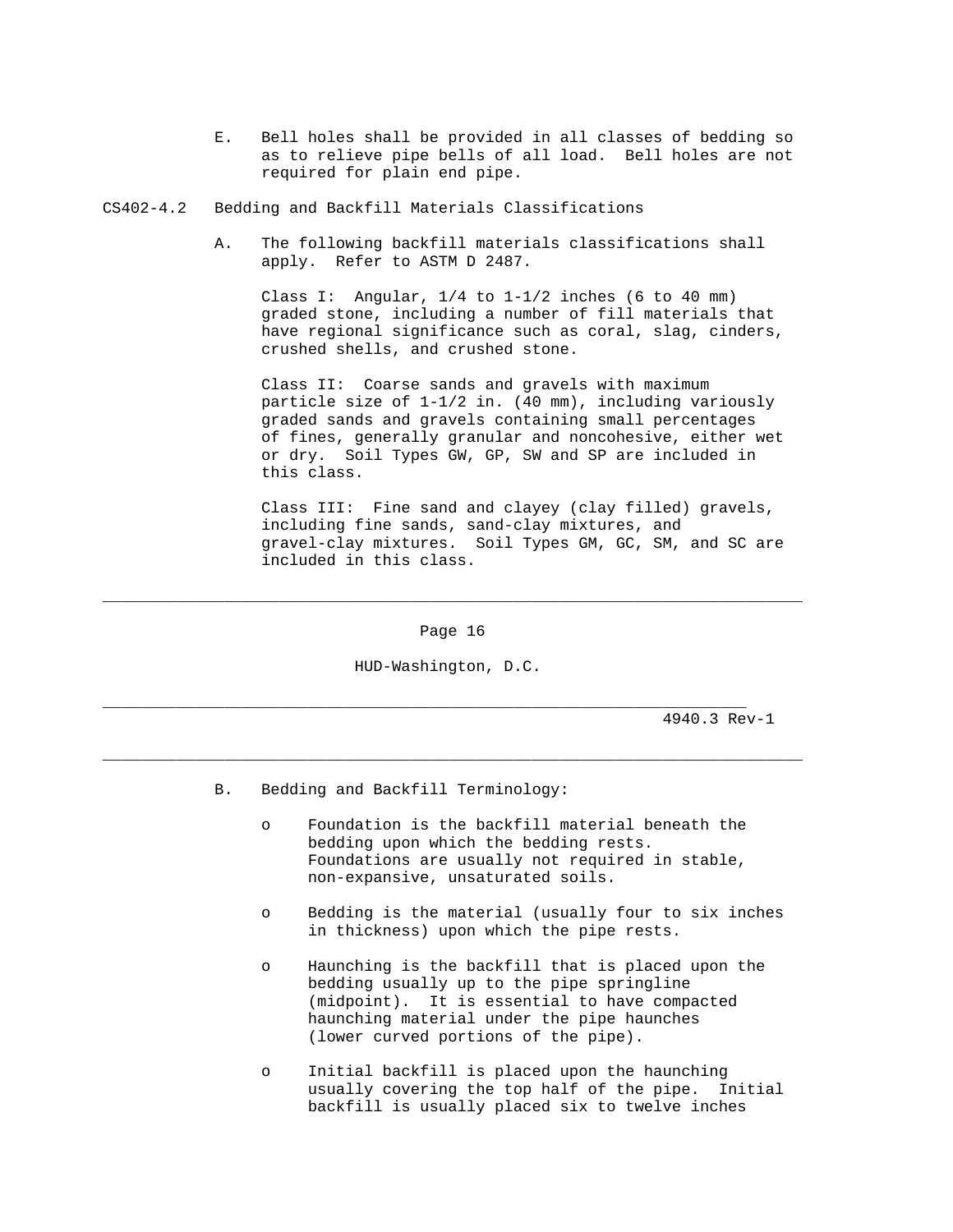E. Bell holes shall be provided in all classes of bedding so as to relieve pipe bells of all load. Bell holes are not required for plain end pipe.

CS402-4.2 Bedding and Backfill Materials Classifications

A. The following backfill materials classifications shall apply. Refer to ASTM D 2487.

Class I: Angular, 1/4 to 1-1/2 inches (6 to 40 mm) graded stone, including a number of fill materials that have regional significance such as coral, slag, cinders, crushed shells, and crushed stone.

Class II: Coarse sands and gravels with maximum particle size of 1-1/2 in. (40 mm), including variously graded sands and gravels containing small percentages of fines, generally granular and noncohesive, either wet or dry. Soil Types GW, GP, SW and SP are included in this class.

Class III: Fine sand and clayey (clay filled) gravels, including fine sands, sand-clay mixtures, and gravel-clay mixtures. Soil Types GM, GC, SM, and SC are included in this class.

B. Bedding and Backfill Terminology:

- Foundation is the backfill material beneath the bedding upon which the bedding rests. Foundations are usually not required in stable, non-expansive, unsaturated soils.

- Bedding is the material (usually four to six inches in thickness) upon which the pipe rests.

- Haunching is the backfill that is placed upon the bedding usually up to the pipe springline (midpoint). It is essential to have compacted haunching material under the pipe haunches (lower curved portions of the pipe).

- Initial backfill is placed upon the haunching usually covering the top half of the pipe. Initial backfill is usually placed six to twelve inches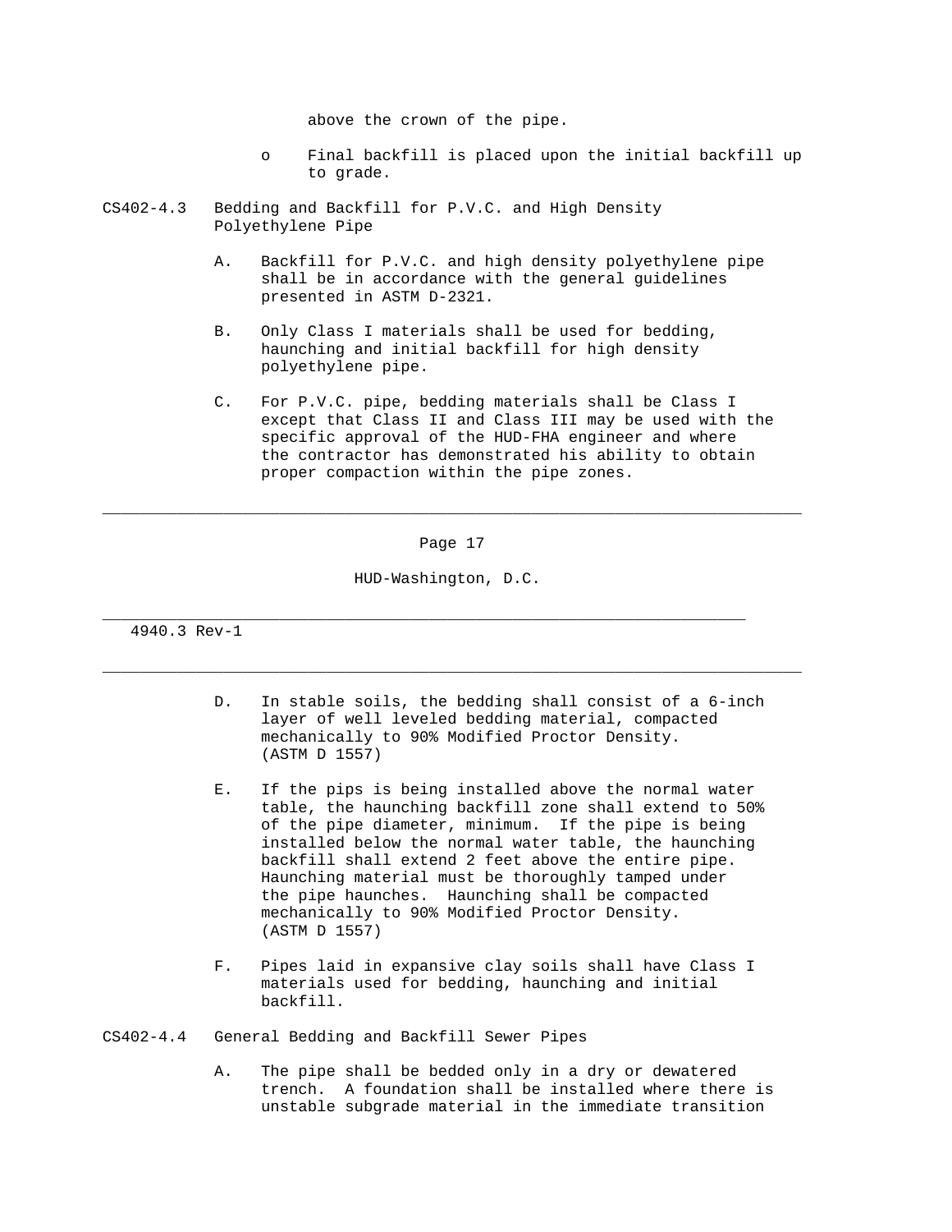above the crown of the pipe.

- Final backfill is placed upon the initial backfill up to grade.

CS402-4.3 Bedding and Backfill for P.V.C. and High Density Polyethylene Pipe

A. Backfill for P.V.C. and high density polyethylene pipe shall be in accordance with the general guidelines presented in ASTM D-2321.

B. Only Class I materials shall be used for bedding, haunching and initial backfill for high density polyethylene pipe.

C. For P.V.C. pipe, bedding materials shall be Class I except that Class II and Class III may be used with the specific approval of the HUD-FHA engineer and where the contractor has demonstrated his ability to obtain proper compaction within the pipe zones.

D. In stable soils, the bedding shall consist of a 6-inch layer of well leveled bedding material, compacted mechanically to 90% Modified Proctor Density. (ASTM D 1557)

E. If the pips is being installed above the normal water table, the haunching backfill zone shall extend to 50% of the pipe diameter, minimum. If the pipe is being installed below the normal water table, the haunching backfill shall extend 2 feet above the entire pipe. Haunching material must be thoroughly tamped under the pipe haunches. Haunching shall be compacted mechanically to 90% Modified Proctor Density. (ASTM D 1557)

F. Pipes laid in expansive clay soils shall have Class I materials used for bedding, haunching and initial backfill.

CS402-4.4 General Bedding and Backfill Sewer Pipes

A. The pipe shall be bedded only in a dry or dewatered trench. A foundation shall be installed where there is unstable subgrade material in the immediate transition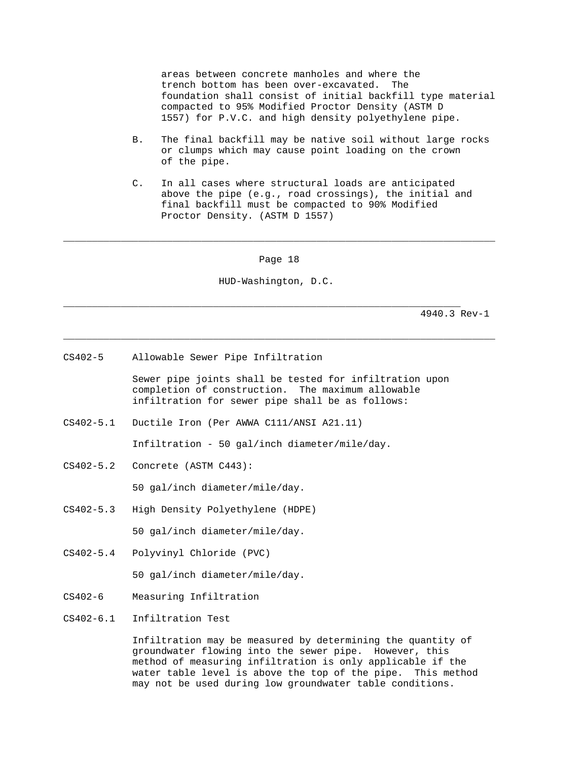areas between concrete manholes and where the trench bottom has been over-excavated. The foundation shall consist of initial backfill type material compacted to 95% Modified Proctor Density (ASTM D 1557) for P.V.C. and high density polyethylene pipe.

B. The final backfill may be native soil without large rocks or clumps which may cause point loading on the crown of the pipe.

C. In all cases where structural loads are anticipated above the pipe (e.g., road crossings), the initial and final backfill must be compacted to 90% Modified Proctor Density. (ASTM D 1557)

CS402-5 Allowable Sewer Pipe Infiltration

Sewer pipe joints shall be tested for infiltration upon completion of construction. The maximum allowable infiltration for sewer pipe shall be as follows:

CS402-5.1 Ductile Iron (Per AWWA C111/ANSI A21.11)

Infiltration - 50 gal/inch diameter/mile/day.

CS402-5.2 Concrete (ASTM C443):

50 gal/inch diameter/mile/day.

CS402-5.3 High Density Polyethylene (HDPE)

50 gal/inch diameter/mile/day.

CS402-5.4 Polyvinyl Chloride (PVC)

50 gal/inch diameter/mile/day.

CS402-6 Measuring Infiltration

CS402-6.1 Infiltration Test

Infiltration may be measured by determining the quantity of groundwater flowing into the sewer pipe. However, this method of measuring infiltration is only applicable if the water table level is above the top of the pipe. This method may not be used during low groundwater table conditions.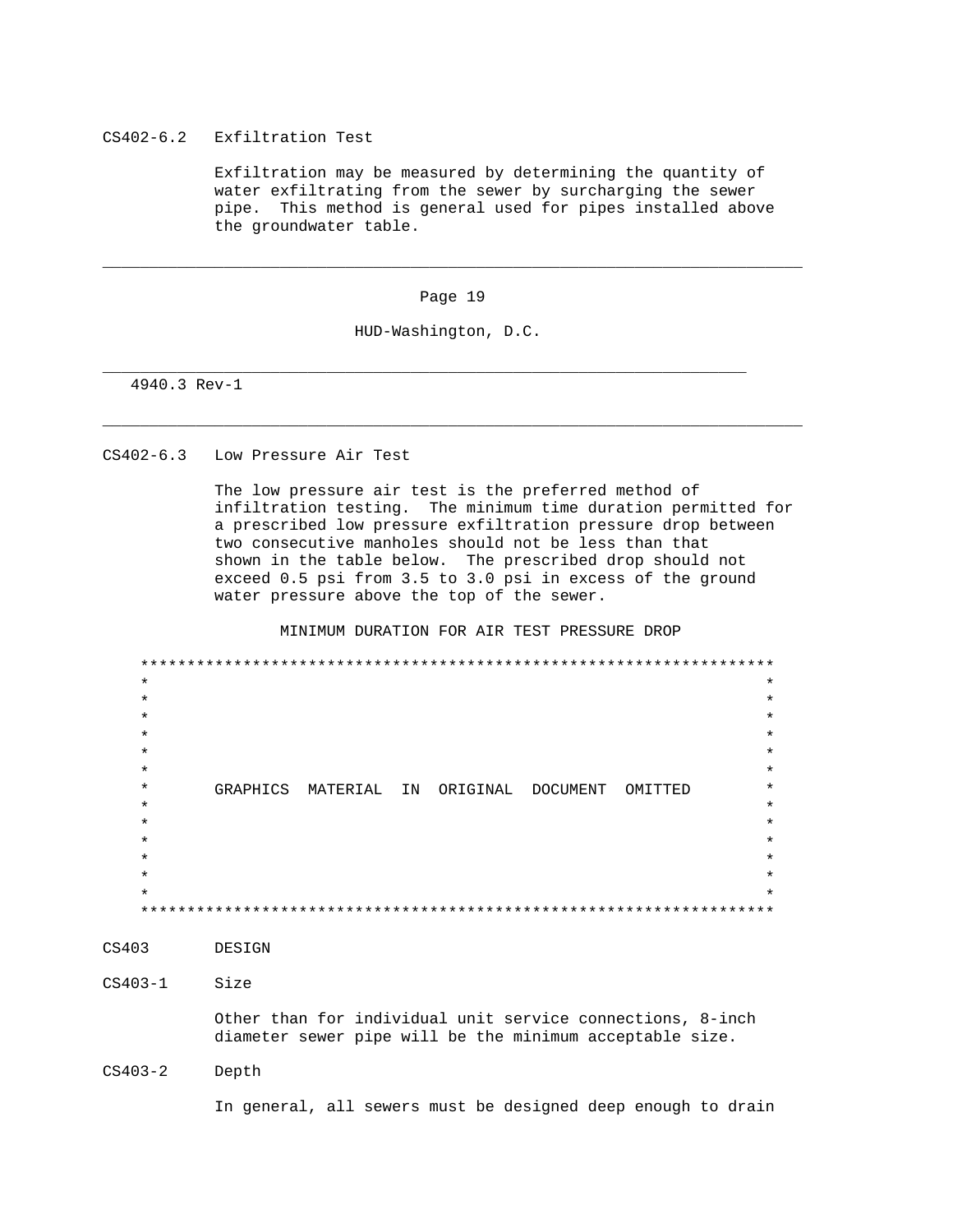### CS402-6.2 Exfiltration Test

Exfiltration may be measured by determining the quantity of water exfiltrating from the sewer by surcharging the sewer pipe. This method is general used for pipes installed above the groundwater table.

### CS402-6.3 Low Pressure Air Test

The low pressure air test is the preferred method of infiltration testing. The minimum time duration permitted for a prescribed low pressure exfiltration pressure drop between two consecutive manholes should not be less than that shown in the table below. The prescribed drop should not exceed 0.5 psi from 3.5 to 3.0 psi in excess of the ground water pressure above the top of the sewer.

MINIMUM DURATION FOR AIR TEST PRESSURE DROP

GRAPHICS MATERIAL IN ORIGINAL DOCUMENT OMITTED

## CS403 DESIGN

### CS403-1 Size

Other than for individual unit service connections, 8-inch diameter sewer pipe will be the minimum acceptable size.

### CS403-2 Depth

In general, all sewers must be designed deep enough to drain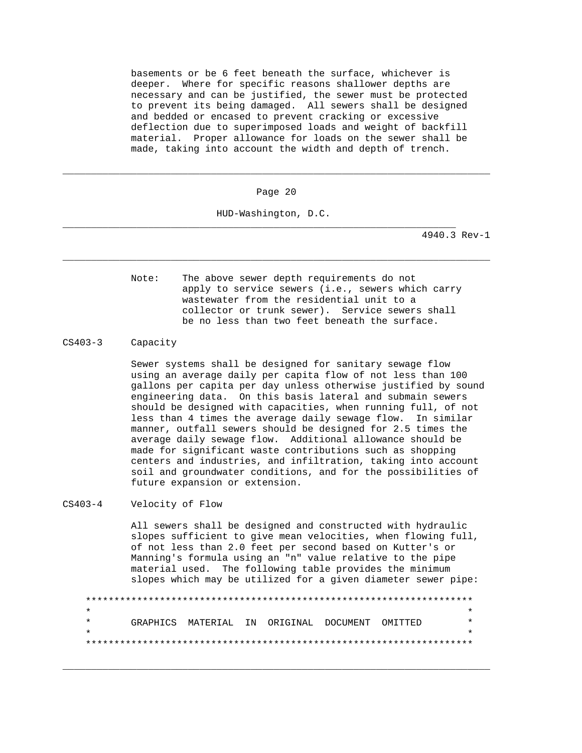basements or be 6 feet beneath the surface, whichever is deeper. Where for specific reasons shallower depths are necessary and can be justified, the sewer must be protected to prevent its being damaged. All sewers shall be designed and bedded or encased to prevent cracking or excessive deflection due to superimposed loads and weight of backfill material. Proper allowance for loads on the sewer shall be made, taking into account the width and depth of trench.

Note: The above sewer depth requirements do not apply to service sewers (i.e., sewers which carry wastewater from the residential unit to a collector or trunk sewer). Service sewers shall be no less than two feet beneath the surface.

CS403-3 Capacity

Sewer systems shall be designed for sanitary sewage flow using an average daily per capita flow of not less than 100 gallons per capita per day unless otherwise justified by sound engineering data. On this basis lateral and submain sewers should be designed with capacities, when running full, of not less than 4 times the average daily sewage flow. In similar manner, outfall sewers should be designed for 2.5 times the average daily sewage flow. Additional allowance should be made for significant waste contributions such as shopping centers and industries, and infiltration, taking into account soil and groundwater conditions, and for the possibilities of future expansion or extension.

CS403-4 Velocity of Flow

All sewers shall be designed and constructed with hydraulic slopes sufficient to give mean velocities, when flowing full, of not less than 2.0 feet per second based on Kutter's or Manning's formula using an "n" value relative to the pipe material used. The following table provides the minimum slopes which may be utilized for a given diameter sewer pipe:

```
*********************************************************************
*                                                                   *
*       GRAPHICS  MATERIAL  IN  ORIGINAL  DOCUMENT  OMITTED         *
*                                                                   *
*********************************************************************
```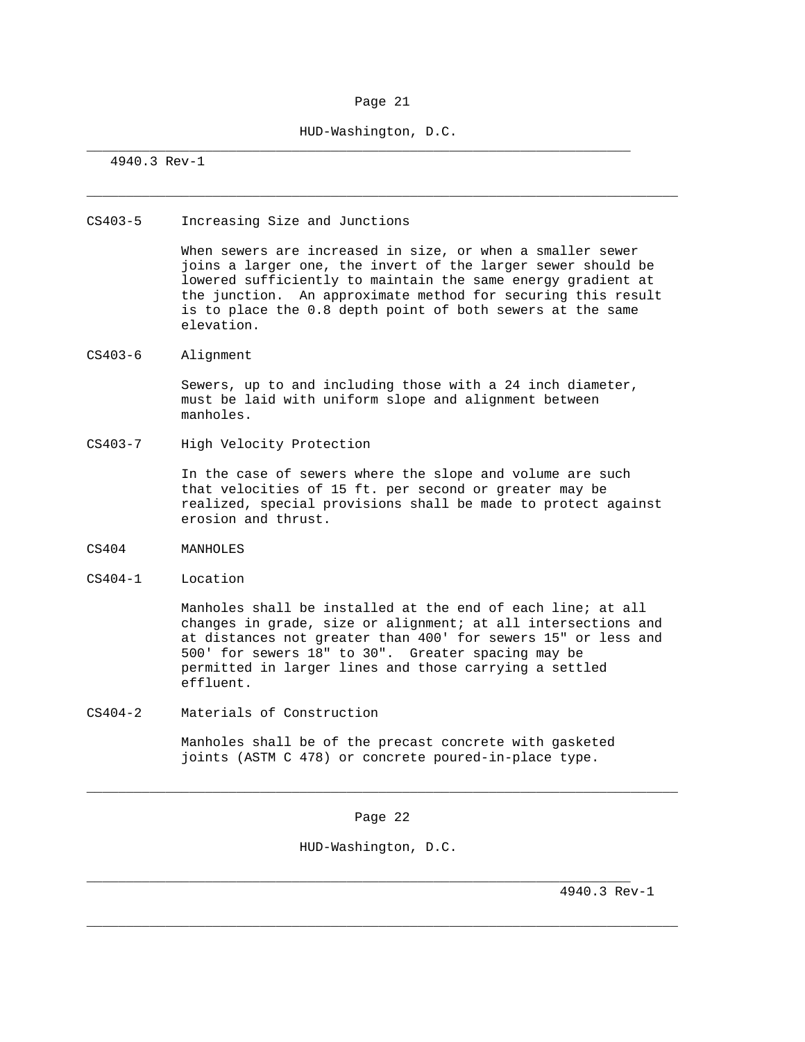CS403-5 Increasing Size and Junctions

When sewers are increased in size, or when a smaller sewer joins a larger one, the invert of the larger sewer should be lowered sufficiently to maintain the same energy gradient at the junction. An approximate method for securing this result is to place the 0.8 depth point of both sewers at the same elevation.

CS403-6 Alignment

Sewers, up to and including those with a 24 inch diameter, must be laid with uniform slope and alignment between manholes.

CS403-7 High Velocity Protection

In the case of sewers where the slope and volume are such that velocities of 15 ft. per second or greater may be realized, special provisions shall be made to protect against erosion and thrust.

CS404 MANHOLES

CS404-1 Location

Manholes shall be installed at the end of each line; at all changes in grade, size or alignment; at all intersections and at distances not greater than 400' for sewers 15" or less and 500' for sewers 18" to 30". Greater spacing may be permitted in larger lines and those carrying a settled effluent.

CS404-2 Materials of Construction

Manholes shall be of the precast concrete with gasketed joints (ASTM C 478) or concrete poured-in-place type.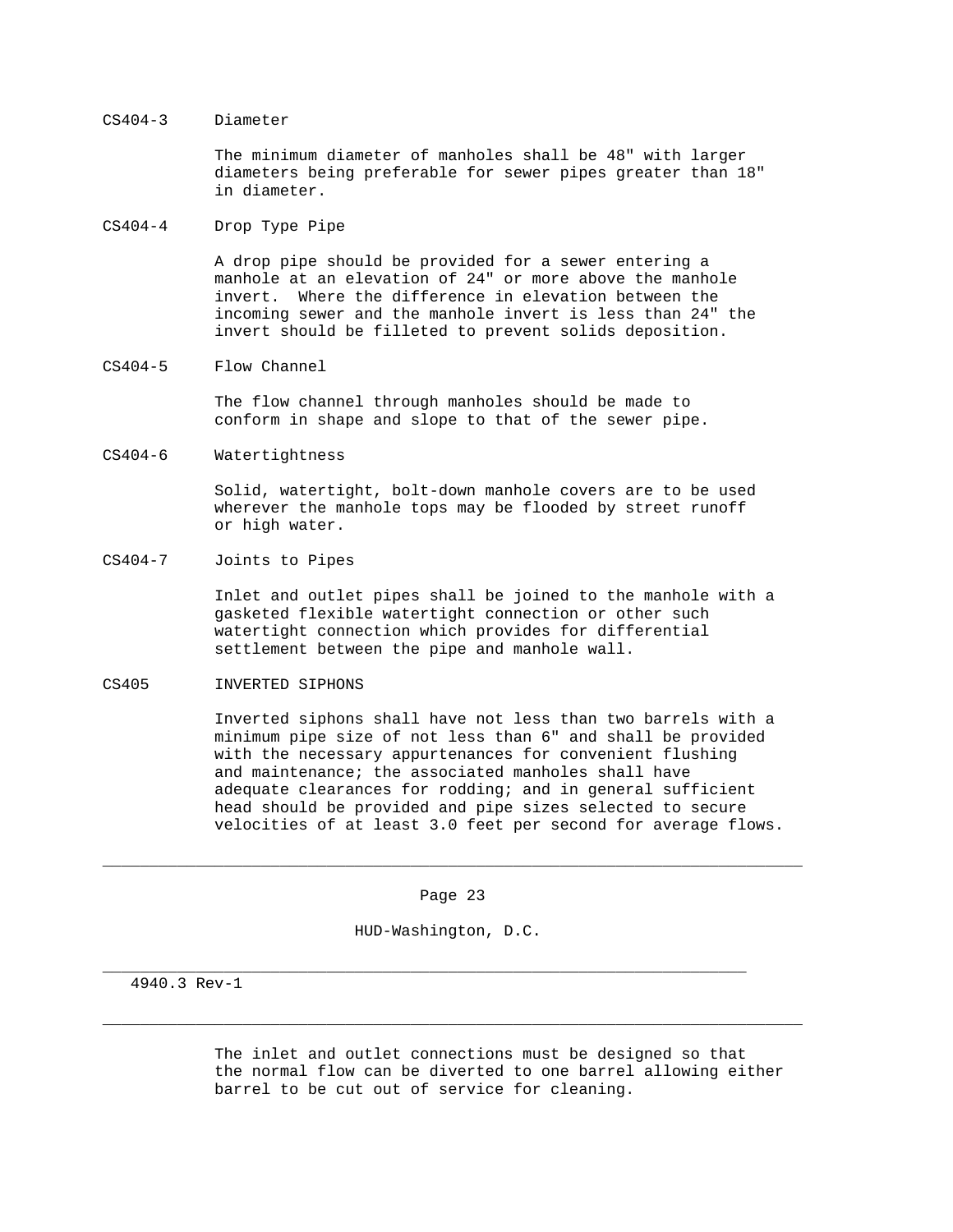CS404-3 Diameter

The minimum diameter of manholes shall be 48" with larger diameters being preferable for sewer pipes greater than 18" in diameter.

CS404-4 Drop Type Pipe

A drop pipe should be provided for a sewer entering a manhole at an elevation of 24" or more above the manhole invert. Where the difference in elevation between the incoming sewer and the manhole invert is less than 24" the invert should be filleted to prevent solids deposition.

CS404-5 Flow Channel

The flow channel through manholes should be made to conform in shape and slope to that of the sewer pipe.

CS404-6 Watertightness

Solid, watertight, bolt-down manhole covers are to be used wherever the manhole tops may be flooded by street runoff or high water.

CS404-7 Joints to Pipes

Inlet and outlet pipes shall be joined to the manhole with a gasketed flexible watertight connection or other such watertight connection which provides for differential settlement between the pipe and manhole wall.

CS405 INVERTED SIPHONS

Inverted siphons shall have not less than two barrels with a minimum pipe size of not less than 6" and shall be provided with the necessary appurtenances for convenient flushing and maintenance; the associated manholes shall have adequate clearances for rodding; and in general sufficient head should be provided and pipe sizes selected to secure velocities of at least 3.0 feet per second for average flows.

The inlet and outlet connections must be designed so that the normal flow can be diverted to one barrel allowing either barrel to be cut out of service for cleaning.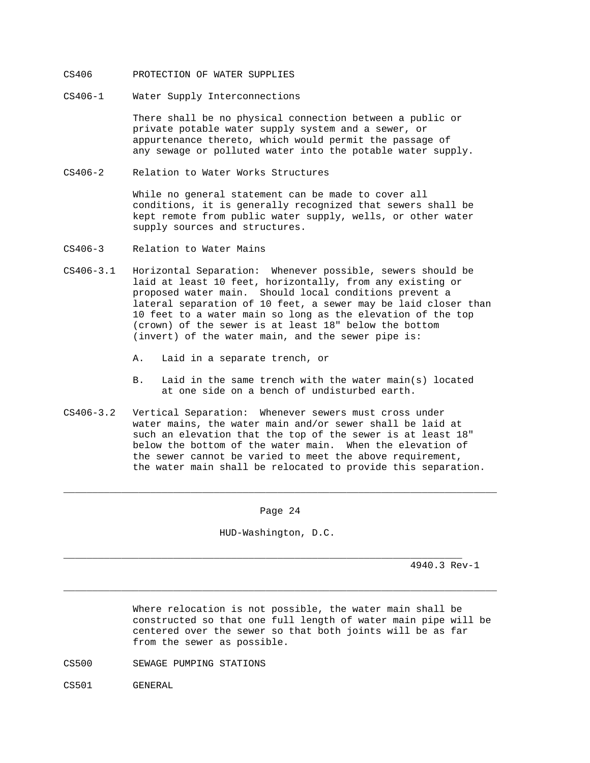## CS406 PROTECTION OF WATER SUPPLIES

### CS406-1 Water Supply Interconnections

There shall be no physical connection between a public or private potable water supply system and a sewer, or appurtenance thereto, which would permit the passage of any sewage or polluted water into the potable water supply.

### CS406-2 Relation to Water Works Structures

While no general statement can be made to cover all conditions, it is generally recognized that sewers shall be kept remote from public water supply, wells, or other water supply sources and structures.

### CS406-3 Relation to Water Mains

CS406-3.1 Horizontal Separation: Whenever possible, sewers should be laid at least 10 feet, horizontally, from any existing or proposed water main. Should local conditions prevent a lateral separation of 10 feet, a sewer may be laid closer than 10 feet to a water main so long as the elevation of the top (crown) of the sewer is at least 18" below the bottom (invert) of the water main, and the sewer pipe is:

A. Laid in a separate trench, or

B. Laid in the same trench with the water main(s) located at one side on a bench of undisturbed earth.

CS406-3.2 Vertical Separation: Whenever sewers must cross under water mains, the water main and/or sewer shall be laid at such an elevation that the top of the sewer is at least 18" below the bottom of the water main. When the elevation of the sewer cannot be varied to meet the above requirement, the water main shall be relocated to provide this separation. Where relocation is not possible, the water main shall be constructed so that one full length of water main pipe will be centered over the sewer so that both joints will be as far from the sewer as possible.

## CS500 SEWAGE PUMPING STATIONS

### CS501 GENERAL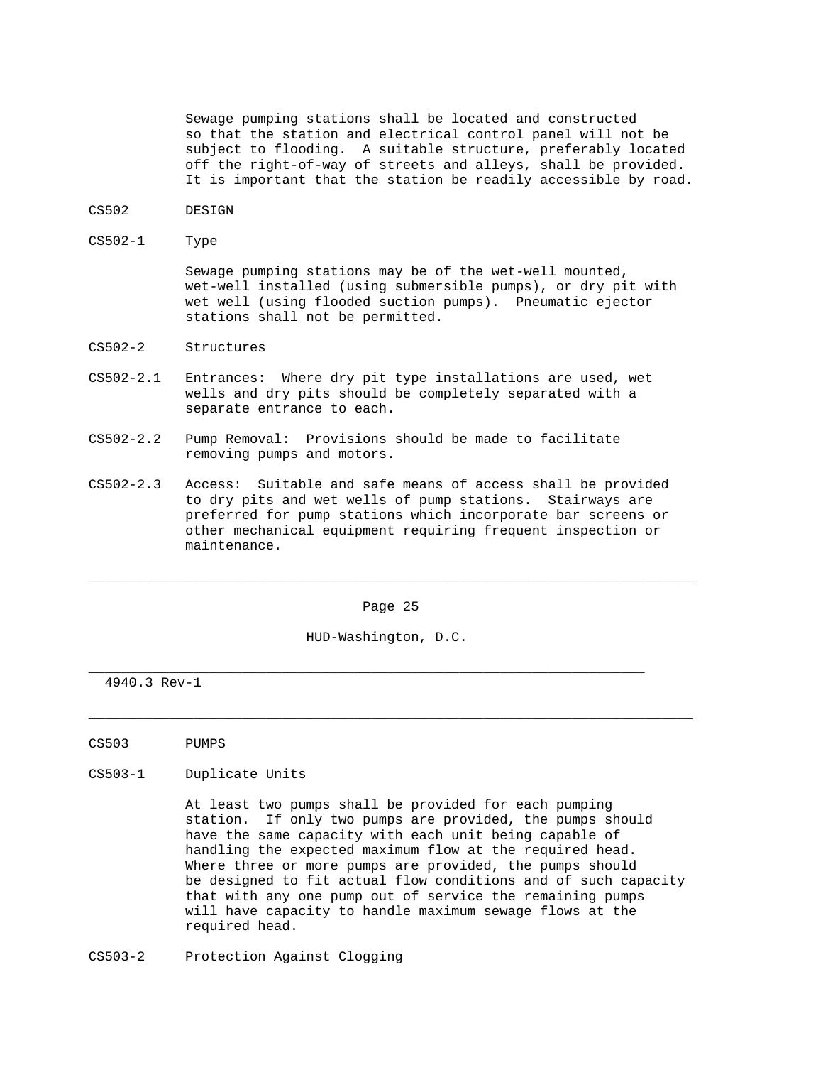Sewage pumping stations shall be located and constructed so that the station and electrical control panel will not be subject to flooding. A suitable structure, preferably located off the right-of-way of streets and alleys, shall be provided. It is important that the station be readily accessible by road.

## CS502 DESIGN

### CS502-1 Type

Sewage pumping stations may be of the wet-well mounted, wet-well installed (using submersible pumps), or dry pit with wet well (using flooded suction pumps). Pneumatic ejector stations shall not be permitted.

### CS502-2 Structures

CS502-2.1 Entrances: Where dry pit type installations are used, wet wells and dry pits should be completely separated with a separate entrance to each.

CS502-2.2 Pump Removal: Provisions should be made to facilitate removing pumps and motors.

CS502-2.3 Access: Suitable and safe means of access shall be provided to dry pits and wet wells of pump stations. Stairways are preferred for pump stations which incorporate bar screens or other mechanical equipment requiring frequent inspection or maintenance.

## CS503 PUMPS

### CS503-1 Duplicate Units

At least two pumps shall be provided for each pumping station. If only two pumps are provided, the pumps should have the same capacity with each unit being capable of handling the expected maximum flow at the required head. Where three or more pumps are provided, the pumps should be designed to fit actual flow conditions and of such capacity that with any one pump out of service the remaining pumps will have capacity to handle maximum sewage flows at the required head.

### CS503-2 Protection Against Clogging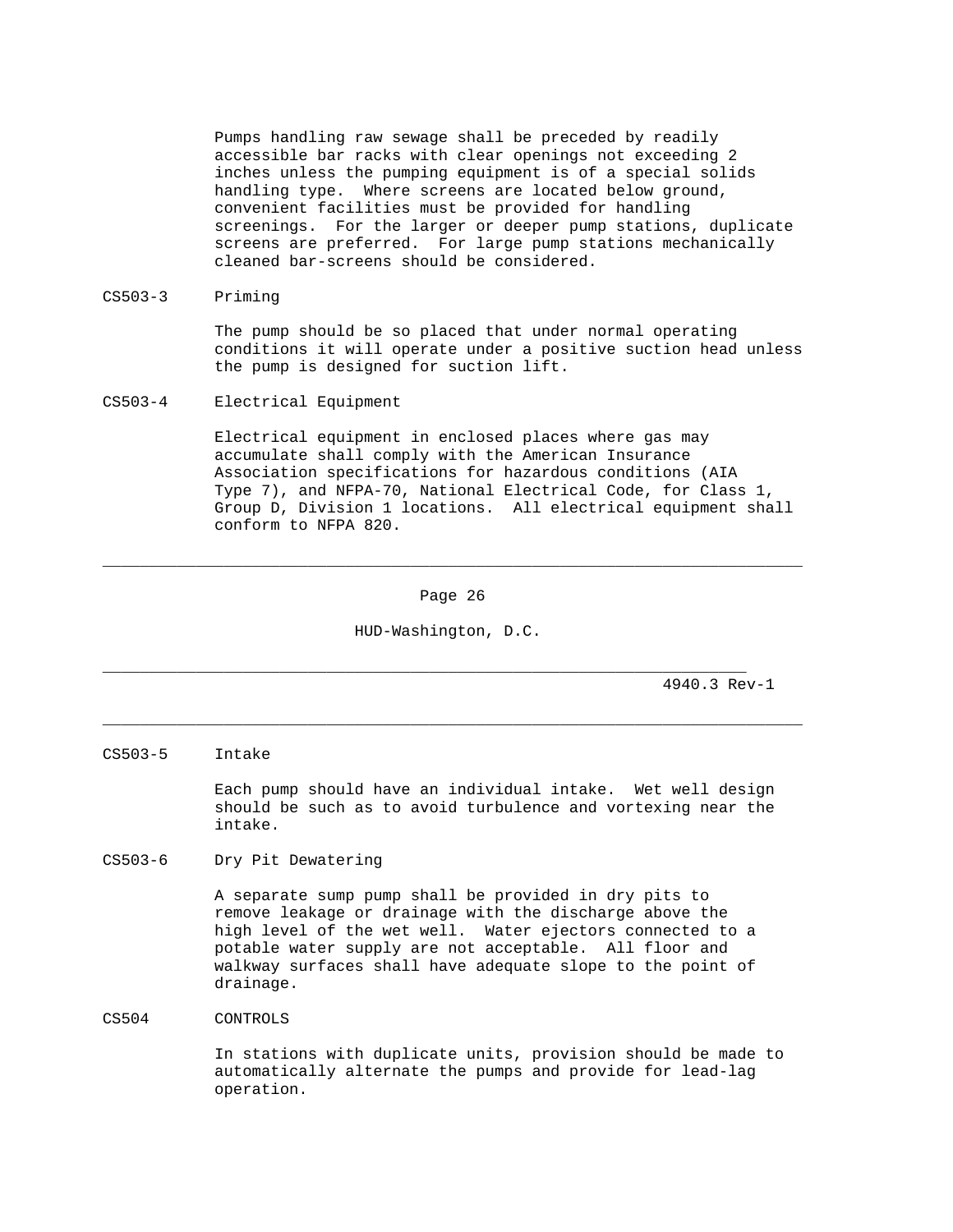Pumps handling raw sewage shall be preceded by readily accessible bar racks with clear openings not exceeding 2 inches unless the pumping equipment is of a special solids handling type. Where screens are located below ground, convenient facilities must be provided for handling screenings. For the larger or deeper pump stations, duplicate screens are preferred. For large pump stations mechanically cleaned bar-screens should be considered.

### CS503-3 Priming

The pump should be so placed that under normal operating conditions it will operate under a positive suction head unless the pump is designed for suction lift.

### CS503-4 Electrical Equipment

Electrical equipment in enclosed places where gas may accumulate shall comply with the American Insurance Association specifications for hazardous conditions (AIA Type 7), and NFPA-70, National Electrical Code, for Class 1, Group D, Division 1 locations. All electrical equipment shall conform to NFPA 820.

### CS503-5 Intake

Each pump should have an individual intake. Wet well design should be such as to avoid turbulence and vortexing near the intake.

### CS503-6 Dry Pit Dewatering

A separate sump pump shall be provided in dry pits to remove leakage or drainage with the discharge above the high level of the wet well. Water ejectors connected to a potable water supply are not acceptable. All floor and walkway surfaces shall have adequate slope to the point of drainage.

## CS504 CONTROLS

In stations with duplicate units, provision should be made to automatically alternate the pumps and provide for lead-lag operation.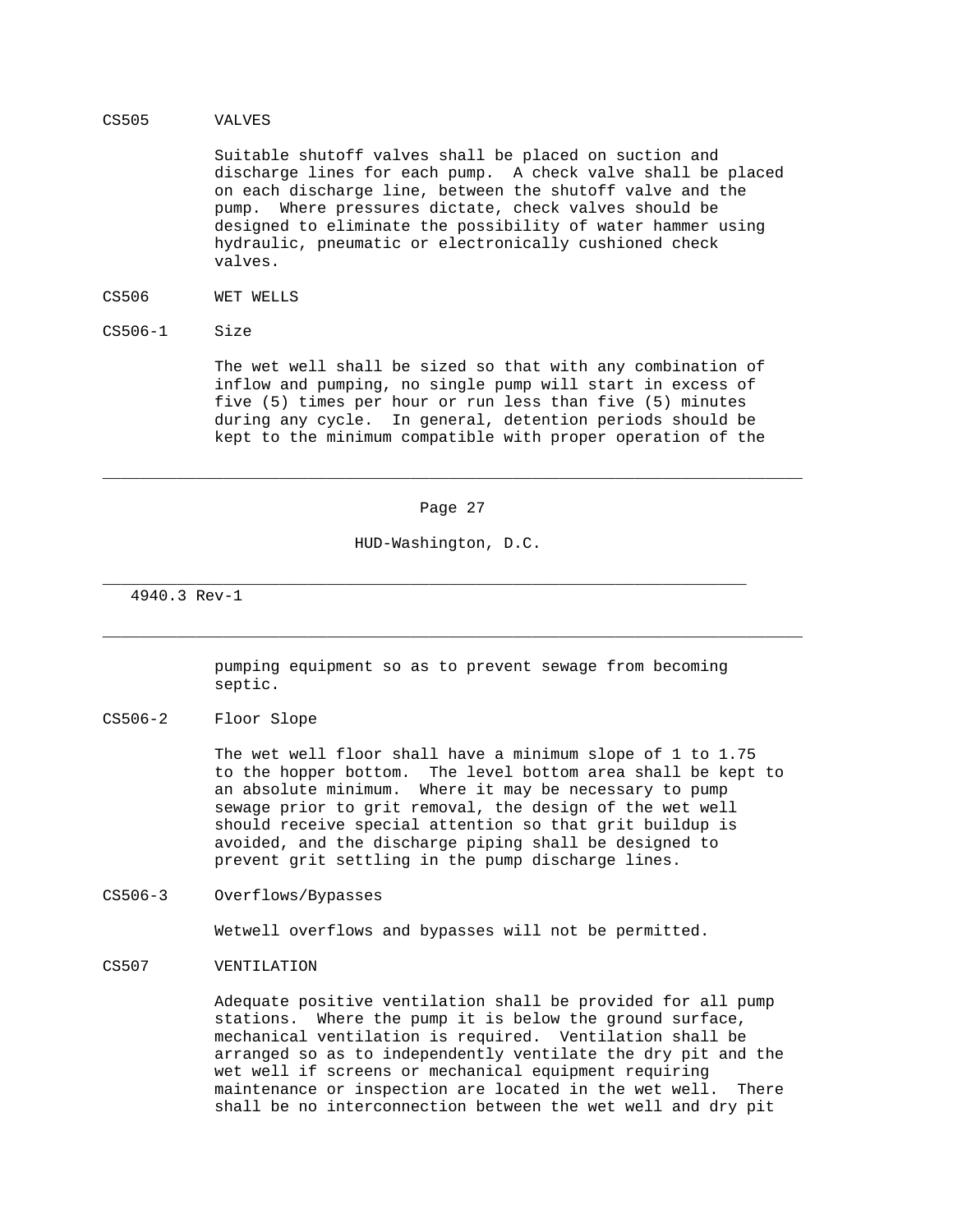## CS505 VALVES

Suitable shutoff valves shall be placed on suction and discharge lines for each pump. A check valve shall be placed on each discharge line, between the shutoff valve and the pump. Where pressures dictate, check valves should be designed to eliminate the possibility of water hammer using hydraulic, pneumatic or electronically cushioned check valves.

## CS506 WET WELLS

### CS506-1 Size

The wet well shall be sized so that with any combination of inflow and pumping, no single pump will start in excess of five (5) times per hour or run less than five (5) minutes during any cycle. In general, detention periods should be kept to the minimum compatible with proper operation of the pumping equipment so as to prevent sewage from becoming septic.

### CS506-2 Floor Slope

The wet well floor shall have a minimum slope of 1 to 1.75 to the hopper bottom. The level bottom area shall be kept to an absolute minimum. Where it may be necessary to pump sewage prior to grit removal, the design of the wet well should receive special attention so that grit buildup is avoided, and the discharge piping shall be designed to prevent grit settling in the pump discharge lines.

### CS506-3 Overflows/Bypasses

Wetwell overflows and bypasses will not be permitted.

## CS507 VENTILATION

Adequate positive ventilation shall be provided for all pump stations. Where the pump it is below the ground surface, mechanical ventilation is required. Ventilation shall be arranged so as to independently ventilate the dry pit and the wet well if screens or mechanical equipment requiring maintenance or inspection are located in the wet well. There shall be no interconnection between the wet well and dry pit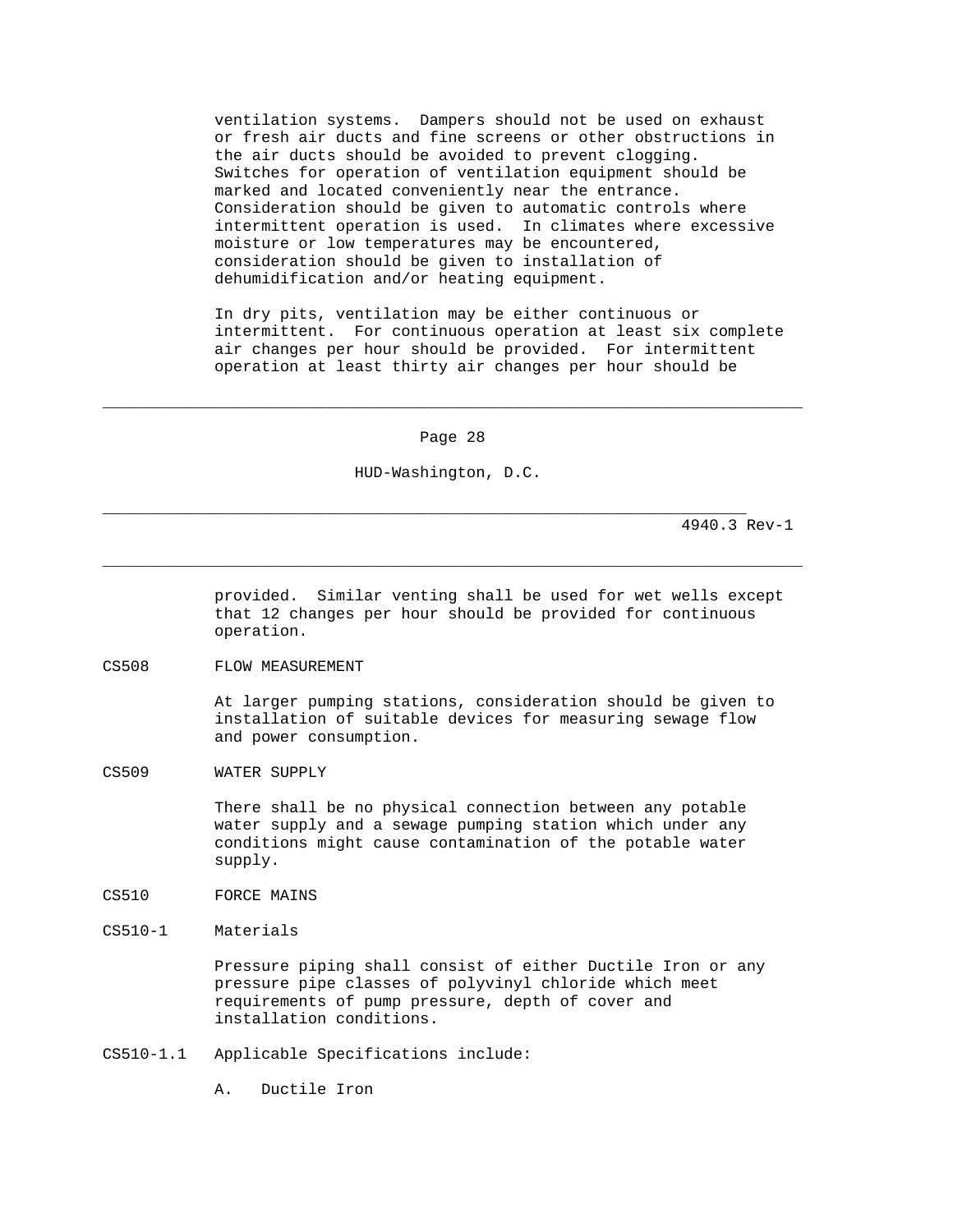ventilation systems. Dampers should not be used on exhaust or fresh air ducts and fine screens or other obstructions in the air ducts should be avoided to prevent clogging. Switches for operation of ventilation equipment should be marked and located conveniently near the entrance. Consideration should be given to automatic controls where intermittent operation is used. In climates where excessive moisture or low temperatures may be encountered, consideration should be given to installation of dehumidification and/or heating equipment.

In dry pits, ventilation may be either continuous or intermittent. For continuous operation at least six complete air changes per hour should be provided. For intermittent operation at least thirty air changes per hour should be provided. Similar venting shall be used for wet wells except that 12 changes per hour should be provided for continuous operation.

## CS508 FLOW MEASUREMENT

At larger pumping stations, consideration should be given to installation of suitable devices for measuring sewage flow and power consumption.

## CS509 WATER SUPPLY

There shall be no physical connection between any potable water supply and a sewage pumping station which under any conditions might cause contamination of the potable water supply.

## CS510 FORCE MAINS

### CS510-1 Materials

Pressure piping shall consist of either Ductile Iron or any pressure pipe classes of polyvinyl chloride which meet requirements of pump pressure, depth of cover and installation conditions.

CS510-1.1 Applicable Specifications include:

A. Ductile Iron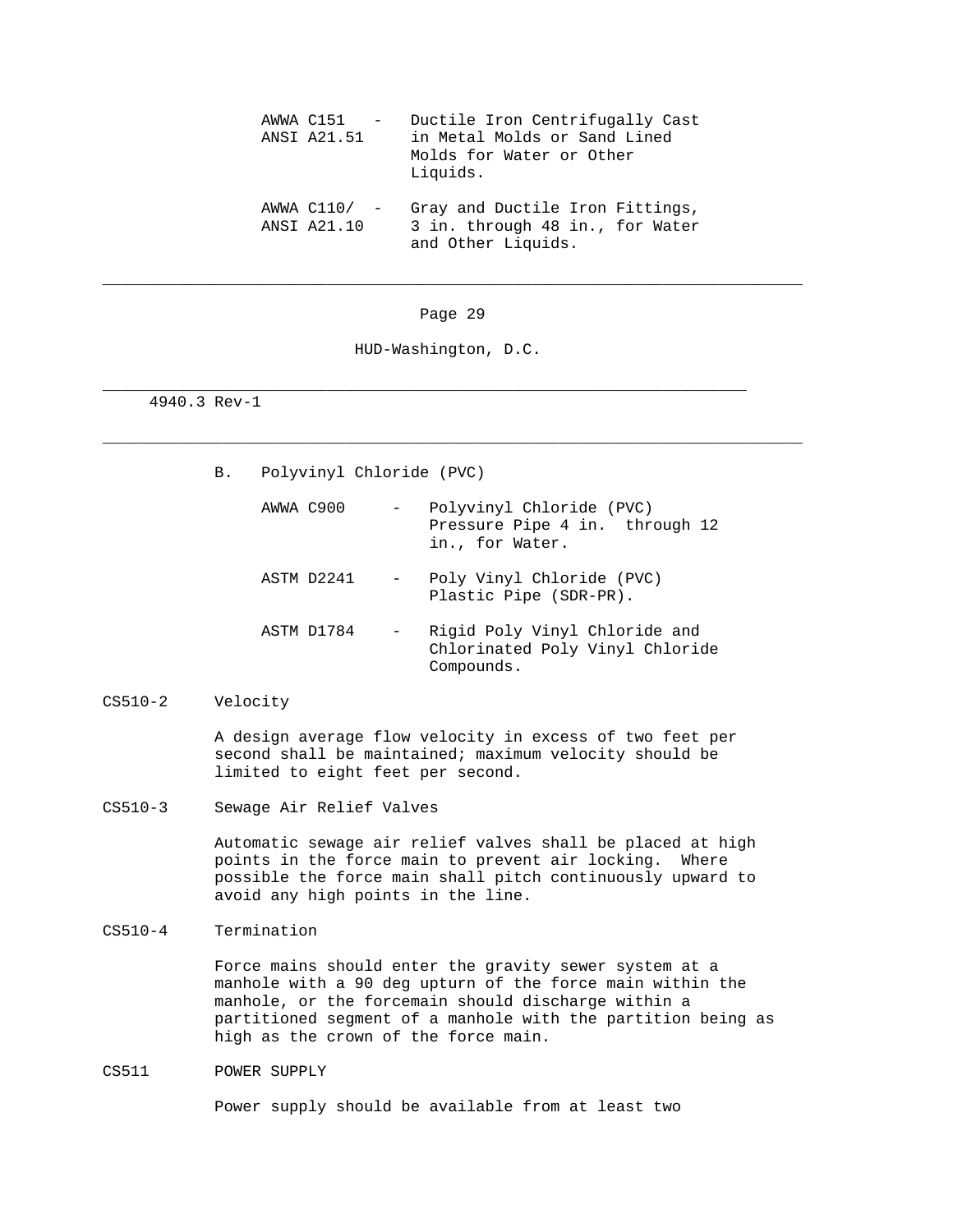| | | |
|---|---|---|
| AWWA C151 ANSI A21.51 | - | Ductile Iron Centrifugally Cast in Metal Molds or Sand Lined Molds for Water or Other Liquids. |
| AWWA C110/ ANSI A21.10 | - | Gray and Ductile Iron Fittings, 3 in. through 48 in., for Water and Other Liquids. |

B. Polyvinyl Chloride (PVC)

| | | |
|---|---|---|
| AWWA C900 | - | Polyvinyl Chloride (PVC) Pressure Pipe 4 in. through 12 in., for Water. |
| ASTM D2241 | - | Poly Vinyl Chloride (PVC) Plastic Pipe (SDR-PR). |
| ASTM D1784 | - | Rigid Poly Vinyl Chloride and Chlorinated Poly Vinyl Chloride Compounds. |

CS510-2 Velocity

A design average flow velocity in excess of two feet per second shall be maintained; maximum velocity should be limited to eight feet per second.

CS510-3 Sewage Air Relief Valves

Automatic sewage air relief valves shall be placed at high points in the force main to prevent air locking. Where possible the force main shall pitch continuously upward to avoid any high points in the line.

CS510-4 Termination

Force mains should enter the gravity sewer system at a manhole with a 90 deg upturn of the force main within the manhole, or the forcemain should discharge within a partitioned segment of a manhole with the partition being as high as the crown of the force main.

CS511 POWER SUPPLY

Power supply should be available from at least two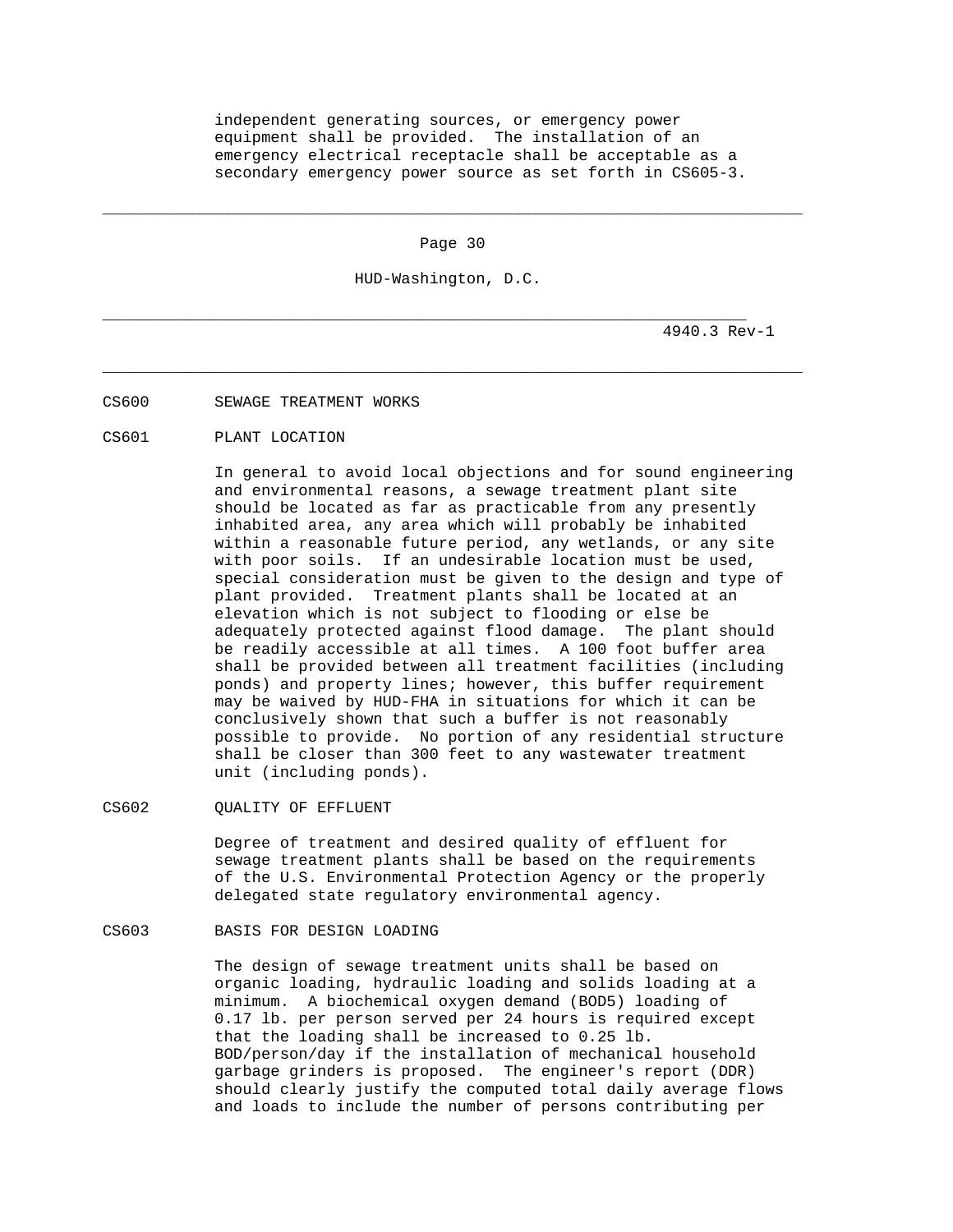independent generating sources, or emergency power equipment shall be provided. The installation of an emergency electrical receptacle shall be acceptable as a secondary emergency power source as set forth in CS605-3.

## CS600 SEWAGE TREATMENT WORKS

### CS601 PLANT LOCATION

In general to avoid local objections and for sound engineering and environmental reasons, a sewage treatment plant site should be located as far as practicable from any presently inhabited area, any area which will probably be inhabited within a reasonable future period, any wetlands, or any site with poor soils. If an undesirable location must be used, special consideration must be given to the design and type of plant provided. Treatment plants shall be located at an elevation which is not subject to flooding or else be adequately protected against flood damage. The plant should be readily accessible at all times. A 100 foot buffer area shall be provided between all treatment facilities (including ponds) and property lines; however, this buffer requirement may be waived by HUD-FHA in situations for which it can be conclusively shown that such a buffer is not reasonably possible to provide. No portion of any residential structure shall be closer than 300 feet to any wastewater treatment unit (including ponds).

### CS602 QUALITY OF EFFLUENT

Degree of treatment and desired quality of effluent for sewage treatment plants shall be based on the requirements of the U.S. Environmental Protection Agency or the properly delegated state regulatory environmental agency.

### CS603 BASIS FOR DESIGN LOADING

The design of sewage treatment units shall be based on organic loading, hydraulic loading and solids loading at a minimum. A biochemical oxygen demand ($BOD_5$) loading of 0.17 lb. per person served per 24 hours is required except that the loading shall be increased to 0.25 lb. BOD/person/day if the installation of mechanical household garbage grinders is proposed. The engineer's report (DDR) should clearly justify the computed total daily average flows and loads to include the number of persons contributing per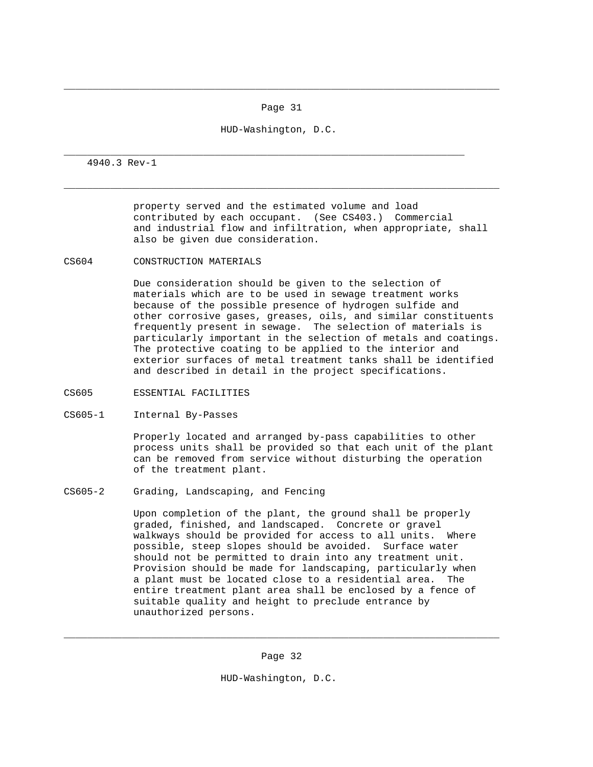property served and the estimated volume and load contributed by each occupant. (See CS403.) Commercial and industrial flow and infiltration, when appropriate, shall also be given due consideration.

## CS604 CONSTRUCTION MATERIALS

Due consideration should be given to the selection of materials which are to be used in sewage treatment works because of the possible presence of hydrogen sulfide and other corrosive gases, greases, oils, and similar constituents frequently present in sewage. The selection of materials is particularly important in the selection of metals and coatings. The protective coating to be applied to the interior and exterior surfaces of metal treatment tanks shall be identified and described in detail in the project specifications.

## CS605 ESSENTIAL FACILITIES

### CS605-1 Internal By-Passes

Properly located and arranged by-pass capabilities to other process units shall be provided so that each unit of the plant can be removed from service without disturbing the operation of the treatment plant.

### CS605-2 Grading, Landscaping, and Fencing

Upon completion of the plant, the ground shall be properly graded, finished, and landscaped. Concrete or gravel walkways should be provided for access to all units. Where possible, steep slopes should be avoided. Surface water should not be permitted to drain into any treatment unit. Provision should be made for landscaping, particularly when a plant must be located close to a residential area. The entire treatment plant area shall be enclosed by a fence of suitable quality and height to preclude entrance by unauthorized persons.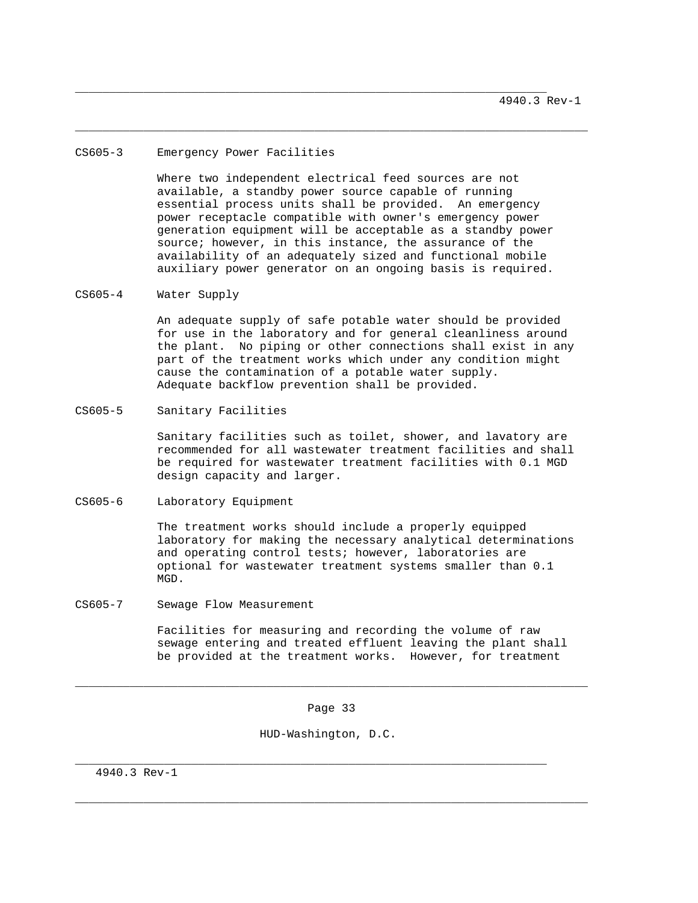### CS605-3 Emergency Power Facilities

Where two independent electrical feed sources are not available, a standby power source capable of running essential process units shall be provided. An emergency power receptacle compatible with owner's emergency power generation equipment will be acceptable as a standby power source; however, in this instance, the assurance of the availability of an adequately sized and functional mobile auxiliary power generator on an ongoing basis is required.

### CS605-4 Water Supply

An adequate supply of safe potable water should be provided for use in the laboratory and for general cleanliness around the plant. No piping or other connections shall exist in any part of the treatment works which under any condition might cause the contamination of a potable water supply. Adequate backflow prevention shall be provided.

### CS605-5 Sanitary Facilities

Sanitary facilities such as toilet, shower, and lavatory are recommended for all wastewater treatment facilities and shall be required for wastewater treatment facilities with 0.1 MGD design capacity and larger.

### CS605-6 Laboratory Equipment

The treatment works should include a properly equipped laboratory for making the necessary analytical determinations and operating control tests; however, laboratories are optional for wastewater treatment systems smaller than 0.1 MGD.

### CS605-7 Sewage Flow Measurement

Facilities for measuring and recording the volume of raw sewage entering and treated effluent leaving the plant shall be provided at the treatment works. However, for treatment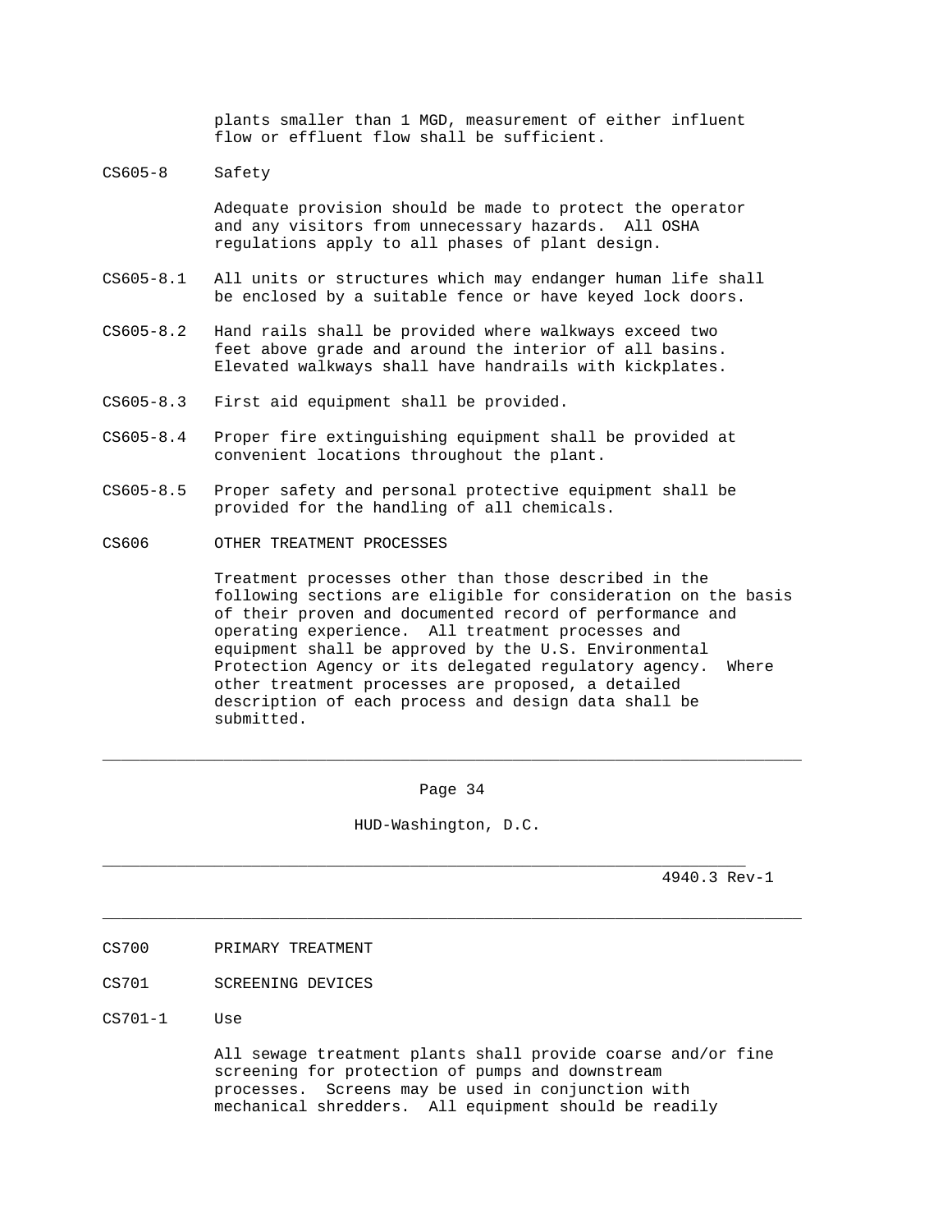plants smaller than 1 MGD, measurement of either influent flow or effluent flow shall be sufficient.

CS605-8 Safety

Adequate provision should be made to protect the operator and any visitors from unnecessary hazards. All OSHA regulations apply to all phases of plant design.

CS605-8.1 All units or structures which may endanger human life shall be enclosed by a suitable fence or have keyed lock doors.

CS605-8.2 Hand rails shall be provided where walkways exceed two feet above grade and around the interior of all basins. Elevated walkways shall have handrails with kickplates.

CS605-8.3 First aid equipment shall be provided.

CS605-8.4 Proper fire extinguishing equipment shall be provided at convenient locations throughout the plant.

CS605-8.5 Proper safety and personal protective equipment shall be provided for the handling of all chemicals.

CS606 OTHER TREATMENT PROCESSES

Treatment processes other than those described in the following sections are eligible for consideration on the basis of their proven and documented record of performance and operating experience. All treatment processes and equipment shall be approved by the U.S. Environmental Protection Agency or its delegated regulatory agency. Where other treatment processes are proposed, a detailed description of each process and design data shall be submitted.

CS700 PRIMARY TREATMENT

CS701 SCREENING DEVICES

CS701-1 Use

All sewage treatment plants shall provide coarse and/or fine screening for protection of pumps and downstream processes. Screens may be used in conjunction with mechanical shredders. All equipment should be readily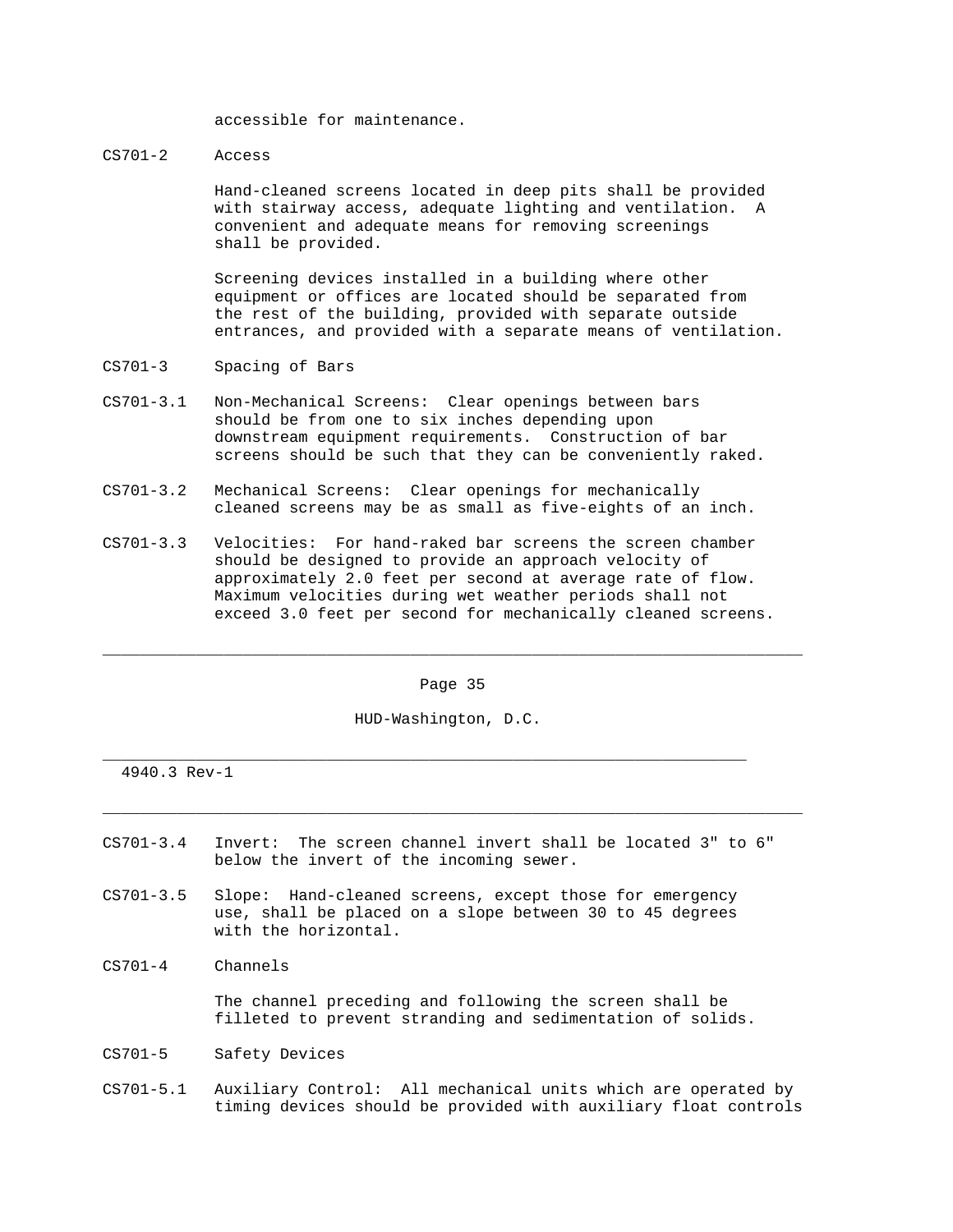accessible for maintenance.

CS701-2 Access

Hand-cleaned screens located in deep pits shall be provided with stairway access, adequate lighting and ventilation. A convenient and adequate means for removing screenings shall be provided.

Screening devices installed in a building where other equipment or offices are located should be separated from the rest of the building, provided with separate outside entrances, and provided with a separate means of ventilation.

CS701-3 Spacing of Bars

CS701-3.1 Non-Mechanical Screens: Clear openings between bars should be from one to six inches depending upon downstream equipment requirements. Construction of bar screens should be such that they can be conveniently raked.

CS701-3.2 Mechanical Screens: Clear openings for mechanically cleaned screens may be as small as five-eights of an inch.

CS701-3.3 Velocities: For hand-raked bar screens the screen chamber should be designed to provide an approach velocity of approximately 2.0 feet per second at average rate of flow. Maximum velocities during wet weather periods shall not exceed 3.0 feet per second for mechanically cleaned screens.

CS701-3.4 Invert: The screen channel invert shall be located 3" to 6" below the invert of the incoming sewer.

CS701-3.5 Slope: Hand-cleaned screens, except those for emergency use, shall be placed on a slope between 30 to 45 degrees with the horizontal.

CS701-4 Channels

The channel preceding and following the screen shall be filleted to prevent stranding and sedimentation of solids.

CS701-5 Safety Devices

CS701-5.1 Auxiliary Control: All mechanical units which are operated by timing devices should be provided with auxiliary float controls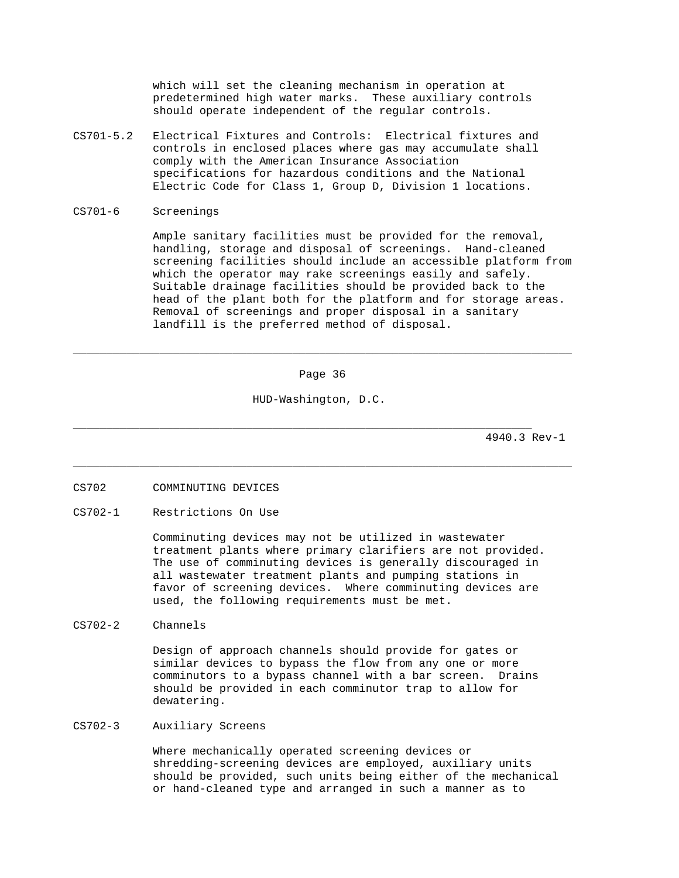which will set the cleaning mechanism in operation at predetermined high water marks. These auxiliary controls should operate independent of the regular controls.

CS701-5.2 Electrical Fixtures and Controls: Electrical fixtures and controls in enclosed places where gas may accumulate shall comply with the American Insurance Association specifications for hazardous conditions and the National Electric Code for Class 1, Group D, Division 1 locations.

### CS701-6 Screenings

Ample sanitary facilities must be provided for the removal, handling, storage and disposal of screenings. Hand-cleaned screening facilities should include an accessible platform from which the operator may rake screenings easily and safely. Suitable drainage facilities should be provided back to the head of the plant both for the platform and for storage areas. Removal of screenings and proper disposal in a sanitary landfill is the preferred method of disposal.

## CS702 COMMINUTING DEVICES

### CS702-1 Restrictions On Use

Comminuting devices may not be utilized in wastewater treatment plants where primary clarifiers are not provided. The use of comminuting devices is generally discouraged in all wastewater treatment plants and pumping stations in favor of screening devices. Where comminuting devices are used, the following requirements must be met.

### CS702-2 Channels

Design of approach channels should provide for gates or similar devices to bypass the flow from any one or more comminutors to a bypass channel with a bar screen. Drains should be provided in each comminutor trap to allow for dewatering.

### CS702-3 Auxiliary Screens

Where mechanically operated screening devices or shredding-screening devices are employed, auxiliary units should be provided, such units being either of the mechanical or hand-cleaned type and arranged in such a manner as to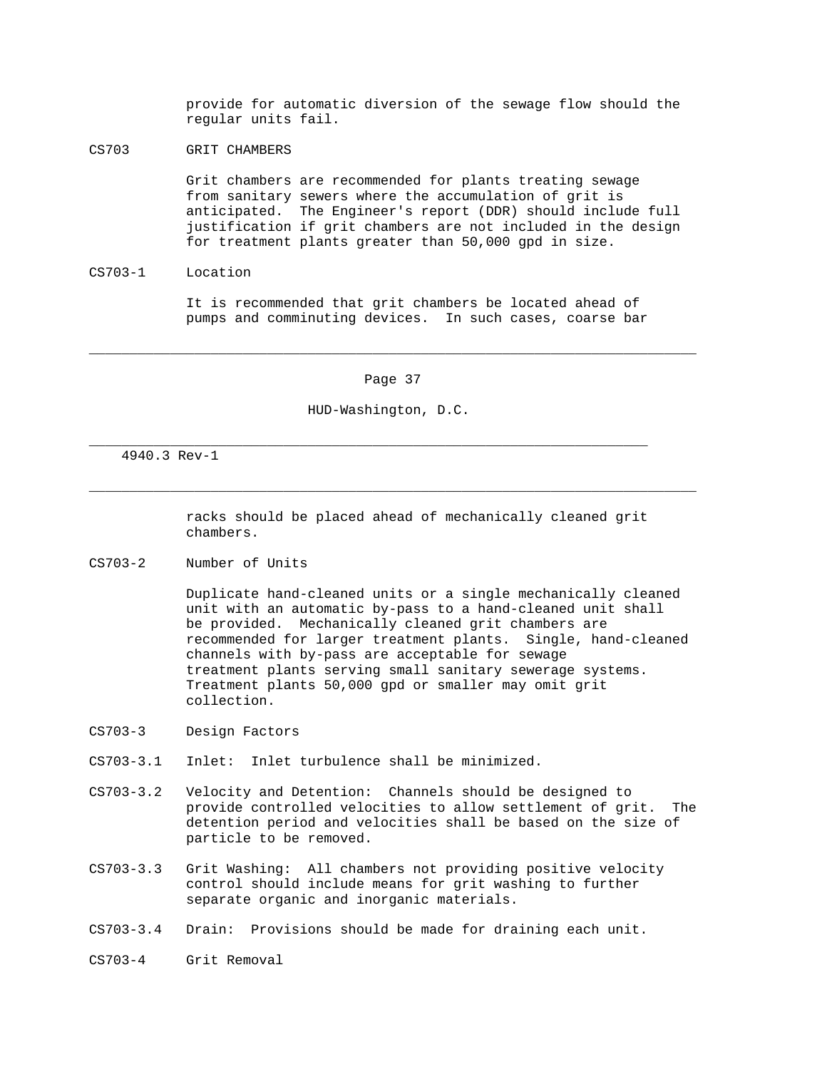provide for automatic diversion of the sewage flow should the regular units fail.

## CS703 GRIT CHAMBERS

Grit chambers are recommended for plants treating sewage from sanitary sewers where the accumulation of grit is anticipated. The Engineer's report (DDR) should include full justification if grit chambers are not included in the design for treatment plants greater than 50,000 gpd in size.

### CS703-1 Location

It is recommended that grit chambers be located ahead of pumps and comminuting devices. In such cases, coarse bar racks should be placed ahead of mechanically cleaned grit chambers.

### CS703-2 Number of Units

Duplicate hand-cleaned units or a single mechanically cleaned unit with an automatic by-pass to a hand-cleaned unit shall be provided. Mechanically cleaned grit chambers are recommended for larger treatment plants. Single, hand-cleaned channels with by-pass are acceptable for sewage treatment plants serving small sanitary sewerage systems. Treatment plants 50,000 gpd or smaller may omit grit collection.

### CS703-3 Design Factors

CS703-3.1 Inlet: Inlet turbulence shall be minimized.

CS703-3.2 Velocity and Detention: Channels should be designed to provide controlled velocities to allow settlement of grit. The detention period and velocities shall be based on the size of particle to be removed.

CS703-3.3 Grit Washing: All chambers not providing positive velocity control should include means for grit washing to further separate organic and inorganic materials.

CS703-3.4 Drain: Provisions should be made for draining each unit.

### CS703-4 Grit Removal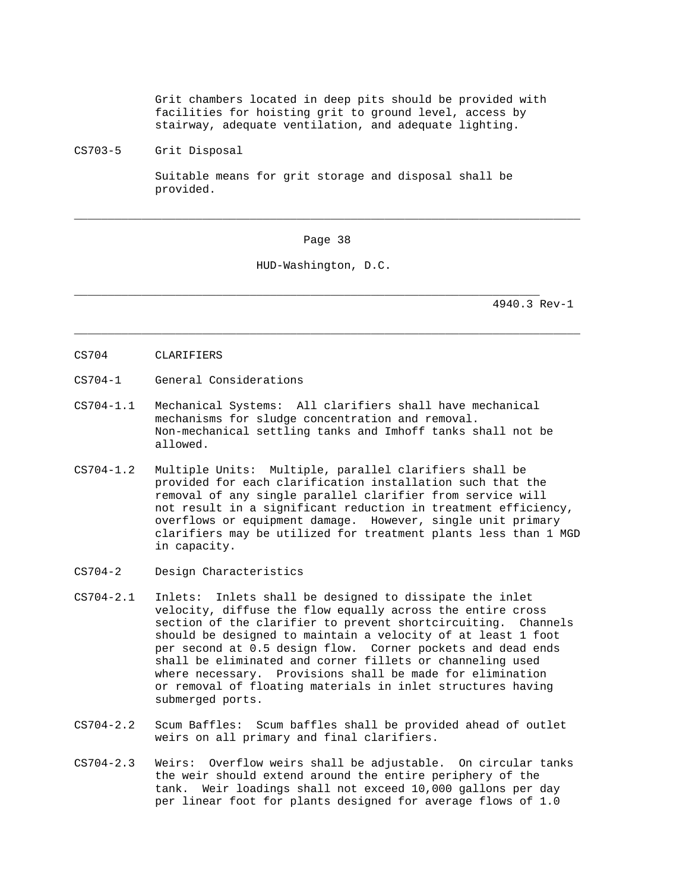Grit chambers located in deep pits should be provided with facilities for hoisting grit to ground level, access by stairway, adequate ventilation, and adequate lighting.

CS703-5 Grit Disposal

Suitable means for grit storage and disposal shall be provided.

## CS704 CLARIFIERS

### CS704-1 General Considerations

CS704-1.1 Mechanical Systems: All clarifiers shall have mechanical mechanisms for sludge concentration and removal. Non-mechanical settling tanks and Imhoff tanks shall not be allowed.

CS704-1.2 Multiple Units: Multiple, parallel clarifiers shall be provided for each clarification installation such that the removal of any single parallel clarifier from service will not result in a significant reduction in treatment efficiency, overflows or equipment damage. However, single unit primary clarifiers may be utilized for treatment plants less than 1 MGD in capacity.

### CS704-2 Design Characteristics

CS704-2.1 Inlets: Inlets shall be designed to dissipate the inlet velocity, diffuse the flow equally across the entire cross section of the clarifier to prevent shortcircuiting. Channels should be designed to maintain a velocity of at least 1 foot per second at 0.5 design flow. Corner pockets and dead ends shall be eliminated and corner fillets or channeling used where necessary. Provisions shall be made for elimination or removal of floating materials in inlet structures having submerged ports.

CS704-2.2 Scum Baffles: Scum baffles shall be provided ahead of outlet weirs on all primary and final clarifiers.

CS704-2.3 Weirs: Overflow weirs shall be adjustable. On circular tanks the weir should extend around the entire periphery of the tank. Weir loadings shall not exceed 10,000 gallons per day per linear foot for plants designed for average flows of 1.0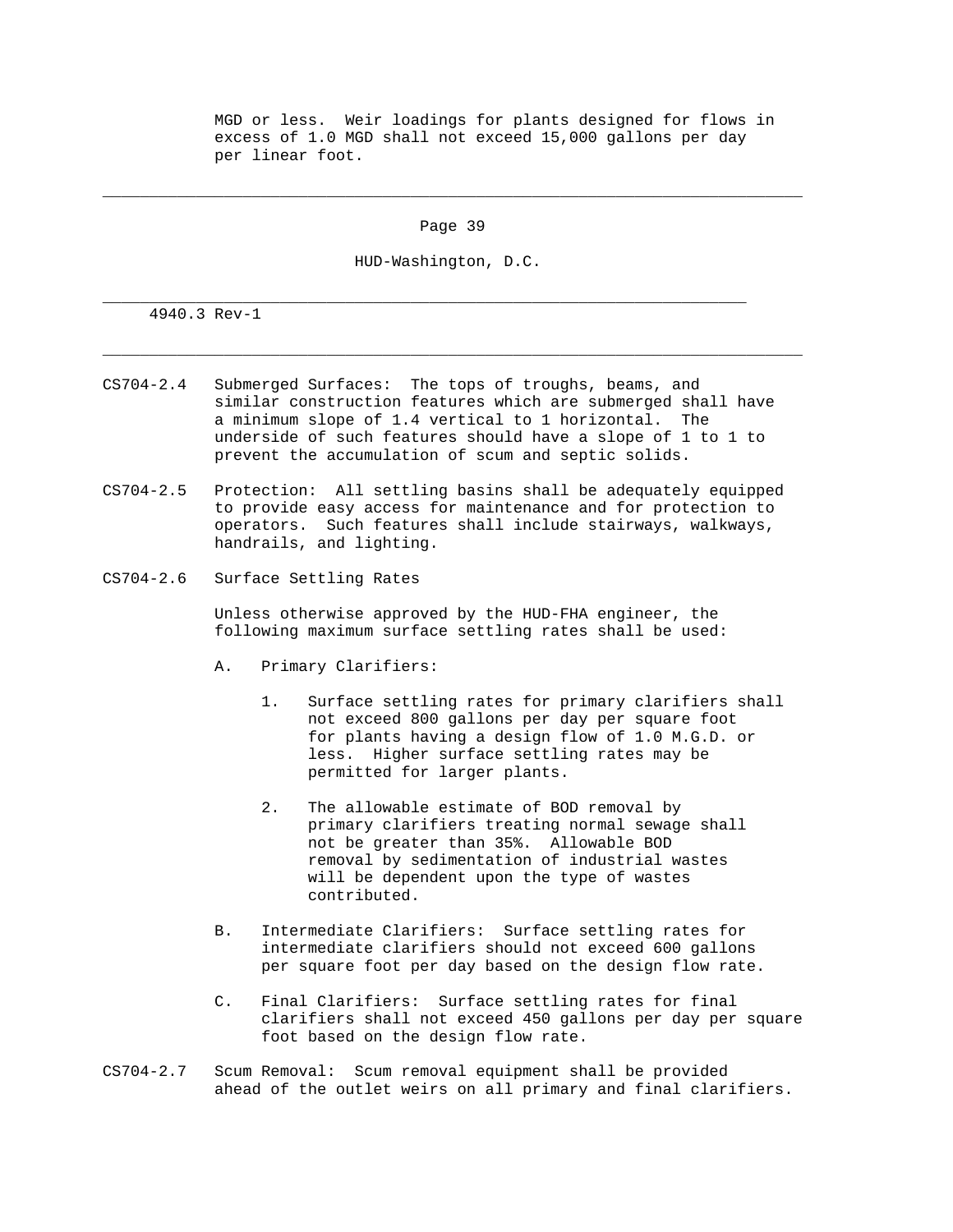MGD or less. Weir loadings for plants designed for flows in excess of 1.0 MGD shall not exceed 15,000 gallons per day per linear foot.

CS704-2.4 Submerged Surfaces: The tops of troughs, beams, and similar construction features which are submerged shall have a minimum slope of 1.4 vertical to 1 horizontal. The underside of such features should have a slope of 1 to 1 to prevent the accumulation of scum and septic solids.

CS704-2.5 Protection: All settling basins shall be adequately equipped to provide easy access for maintenance and for protection to operators. Such features shall include stairways, walkways, handrails, and lighting.

CS704-2.6 Surface Settling Rates

Unless otherwise approved by the HUD-FHA engineer, the following maximum surface settling rates shall be used:

A. Primary Clarifiers:

1. Surface settling rates for primary clarifiers shall not exceed 800 gallons per day per square foot for plants having a design flow of 1.0 M.G.D. or less. Higher surface settling rates may be permitted for larger plants.

2. The allowable estimate of BOD removal by primary clarifiers treating normal sewage shall not be greater than 35%. Allowable BOD removal by sedimentation of industrial wastes will be dependent upon the type of wastes contributed.

B. Intermediate Clarifiers: Surface settling rates for intermediate clarifiers should not exceed 600 gallons per square foot per day based on the design flow rate.

C. Final Clarifiers: Surface settling rates for final clarifiers shall not exceed 450 gallons per day per square foot based on the design flow rate.

CS704-2.7 Scum Removal: Scum removal equipment shall be provided ahead of the outlet weirs on all primary and final clarifiers.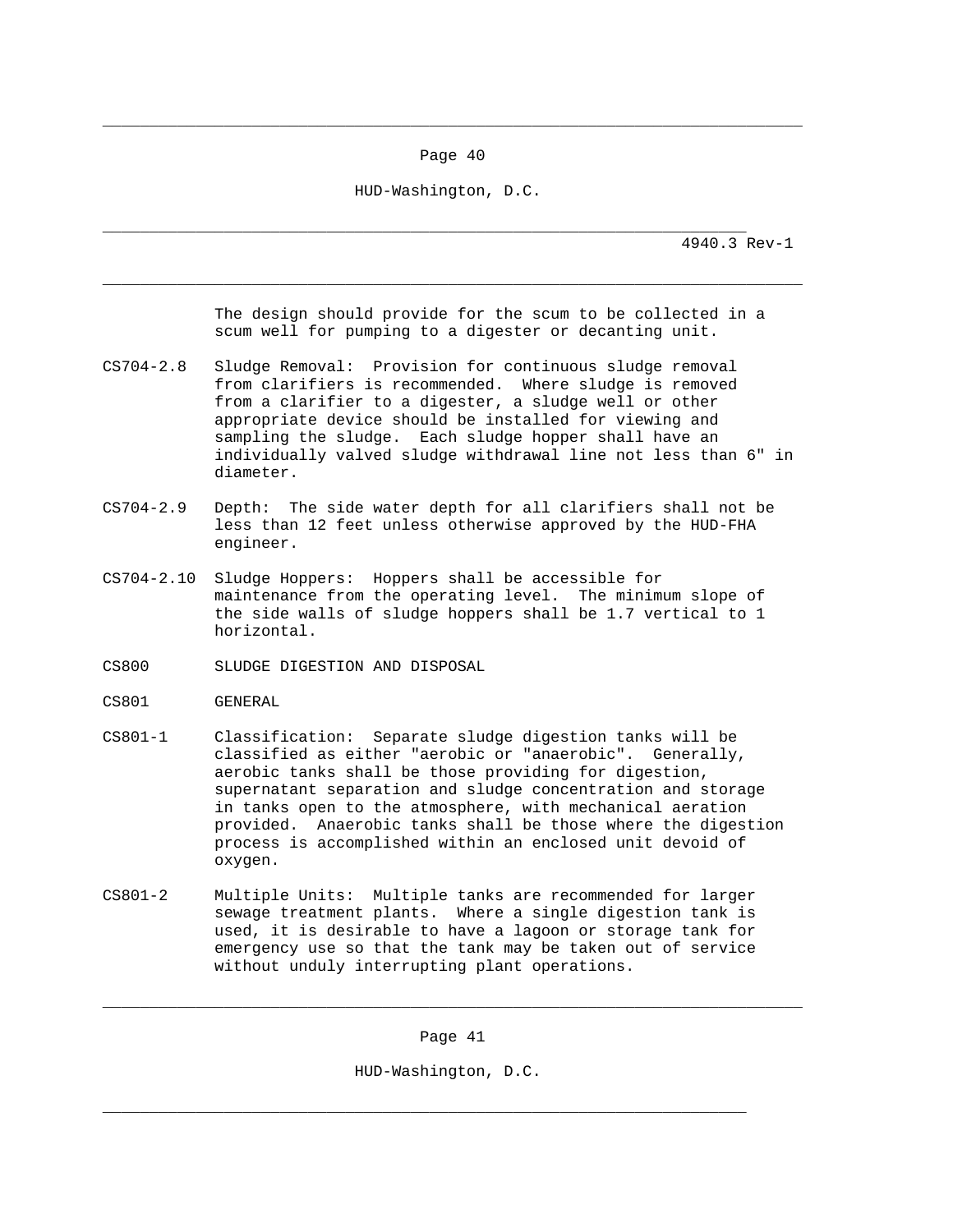The design should provide for the scum to be collected in a scum well for pumping to a digester or decanting unit.

CS704-2.8 Sludge Removal: Provision for continuous sludge removal from clarifiers is recommended. Where sludge is removed from a clarifier to a digester, a sludge well or other appropriate device should be installed for viewing and sampling the sludge. Each sludge hopper shall have an individually valved sludge withdrawal line not less than 6" in diameter.

CS704-2.9 Depth: The side water depth for all clarifiers shall not be less than 12 feet unless otherwise approved by the HUD-FHA engineer.

CS704-2.10 Sludge Hoppers: Hoppers shall be accessible for maintenance from the operating level. The minimum slope of the side walls of sludge hoppers shall be 1.7 vertical to 1 horizontal.

## CS800 SLUDGE DIGESTION AND DISPOSAL

### CS801 GENERAL

CS801-1 Classification: Separate sludge digestion tanks will be classified as either "aerobic or "anaerobic". Generally, aerobic tanks shall be those providing for digestion, supernatant separation and sludge concentration and storage in tanks open to the atmosphere, with mechanical aeration provided. Anaerobic tanks shall be those where the digestion process is accomplished within an enclosed unit devoid of oxygen.

CS801-2 Multiple Units: Multiple tanks are recommended for larger sewage treatment plants. Where a single digestion tank is used, it is desirable to have a lagoon or storage tank for emergency use so that the tank may be taken out of service without unduly interrupting plant operations.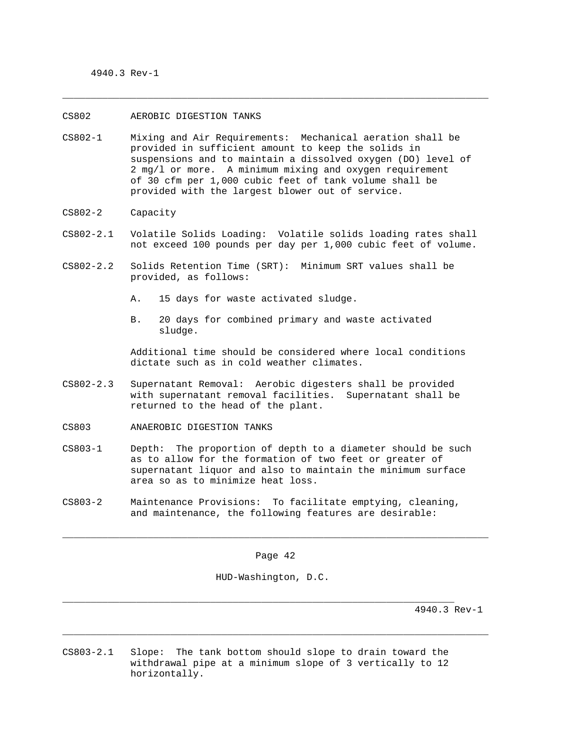CS802 AEROBIC DIGESTION TANKS

CS802-1 Mixing and Air Requirements: Mechanical aeration shall be provided in sufficient amount to keep the solids in suspensions and to maintain a dissolved oxygen (DO) level of 2 mg/l or more. A minimum mixing and oxygen requirement of 30 cfm per 1,000 cubic feet of tank volume shall be provided with the largest blower out of service.

CS802-2 Capacity

CS802-2.1 Volatile Solids Loading: Volatile solids loading rates shall not exceed 100 pounds per day per 1,000 cubic feet of volume.

CS802-2.2 Solids Retention Time (SRT): Minimum SRT values shall be provided, as follows:

A. 15 days for waste activated sludge.

B. 20 days for combined primary and waste activated sludge.

Additional time should be considered where local conditions dictate such as in cold weather climates.

CS802-2.3 Supernatant Removal: Aerobic digesters shall be provided with supernatant removal facilities. Supernatant shall be returned to the head of the plant.

CS803 ANAEROBIC DIGESTION TANKS

CS803-1 Depth: The proportion of depth to a diameter should be such as to allow for the formation of two feet or greater of supernatant liquor and also to maintain the minimum surface area so as to minimize heat loss.

CS803-2 Maintenance Provisions: To facilitate emptying, cleaning, and maintenance, the following features are desirable:

CS803-2.1 Slope: The tank bottom should slope to drain toward the withdrawal pipe at a minimum slope of 3 vertically to 12 horizontally.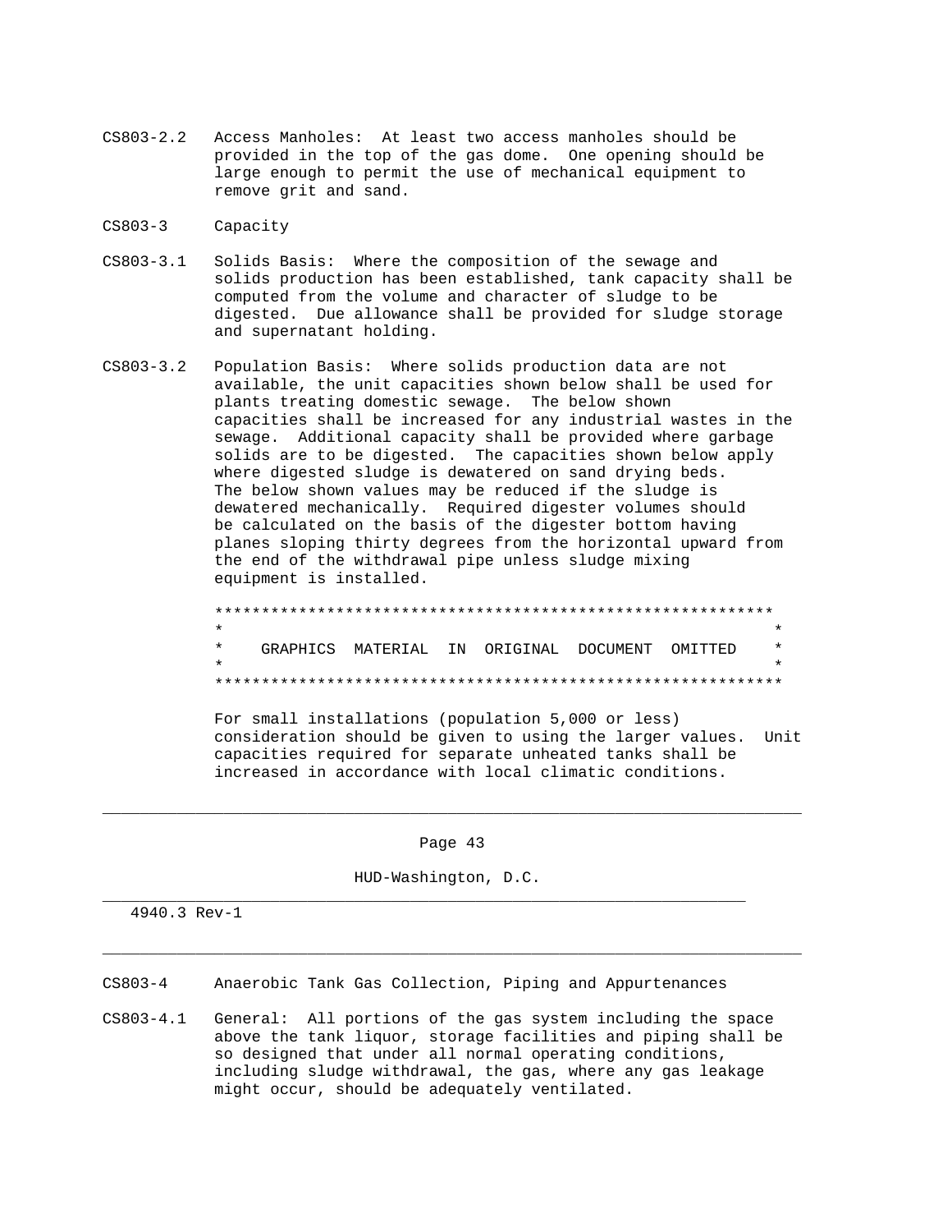CS803-2.2 Access Manholes: At least two access manholes should be provided in the top of the gas dome. One opening should be large enough to permit the use of mechanical equipment to remove grit and sand.

CS803-3 Capacity

CS803-3.1 Solids Basis: Where the composition of the sewage and solids production has been established, tank capacity shall be computed from the volume and character of sludge to be digested. Due allowance shall be provided for sludge storage and supernatant holding.

CS803-3.2 Population Basis: Where solids production data are not available, the unit capacities shown below shall be used for plants treating domestic sewage. The below shown capacities shall be increased for any industrial wastes in the sewage. Additional capacity shall be provided where garbage solids are to be digested. The capacities shown below apply where digested sludge is dewatered on sand drying beds. The below shown values may be reduced if the sludge is dewatered mechanically. Required digester volumes should be calculated on the basis of the digester bottom having planes sloping thirty degrees from the horizontal upward from the end of the withdrawal pipe unless sludge mixing equipment is installed.

```
************************************************************
*                                                          *
*    GRAPHICS  MATERIAL  IN  ORIGINAL  DOCUMENT  OMITTED   *
*                                                          *
************************************************************
```

For small installations (population 5,000 or less) consideration should be given to using the larger values. Unit capacities required for separate unheated tanks shall be increased in accordance with local climatic conditions.

CS803-4 Anaerobic Tank Gas Collection, Piping and Appurtenances

CS803-4.1 General: All portions of the gas system including the space above the tank liquor, storage facilities and piping shall be so designed that under all normal operating conditions, including sludge withdrawal, the gas, where any gas leakage might occur, should be adequately ventilated.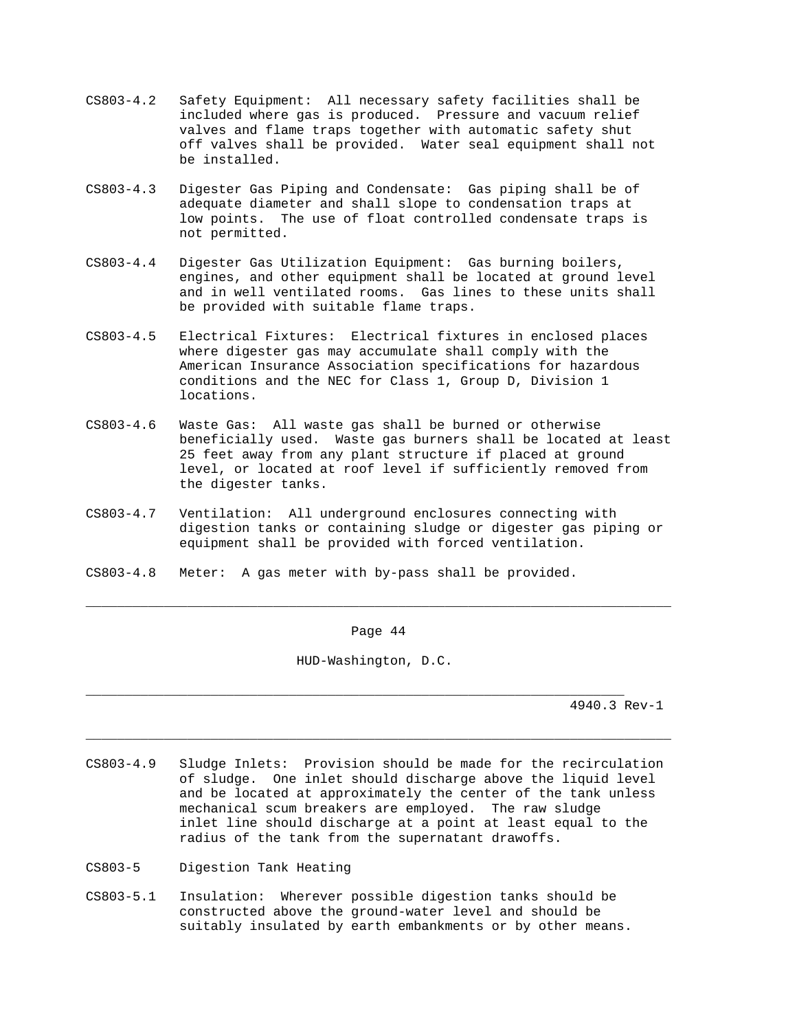CS803-4.2 Safety Equipment: All necessary safety facilities shall be included where gas is produced. Pressure and vacuum relief valves and flame traps together with automatic safety shut off valves shall be provided. Water seal equipment shall not be installed.

CS803-4.3 Digester Gas Piping and Condensate: Gas piping shall be of adequate diameter and shall slope to condensation traps at low points. The use of float controlled condensate traps is not permitted.

CS803-4.4 Digester Gas Utilization Equipment: Gas burning boilers, engines, and other equipment shall be located at ground level and in well ventilated rooms. Gas lines to these units shall be provided with suitable flame traps.

CS803-4.5 Electrical Fixtures: Electrical fixtures in enclosed places where digester gas may accumulate shall comply with the American Insurance Association specifications for hazardous conditions and the NEC for Class 1, Group D, Division 1 locations.

CS803-4.6 Waste Gas: All waste gas shall be burned or otherwise beneficially used. Waste gas burners shall be located at least 25 feet away from any plant structure if placed at ground level, or located at roof level if sufficiently removed from the digester tanks.

CS803-4.7 Ventilation: All underground enclosures connecting with digestion tanks or containing sludge or digester gas piping or equipment shall be provided with forced ventilation.

CS803-4.8 Meter: A gas meter with by-pass shall be provided.

CS803-4.9 Sludge Inlets: Provision should be made for the recirculation of sludge. One inlet should discharge above the liquid level and be located at approximately the center of the tank unless mechanical scum breakers are employed. The raw sludge inlet line should discharge at a point at least equal to the radius of the tank from the supernatant drawoffs.

CS803-5 Digestion Tank Heating

CS803-5.1 Insulation: Wherever possible digestion tanks should be constructed above the ground-water level and should be suitably insulated by earth embankments or by other means.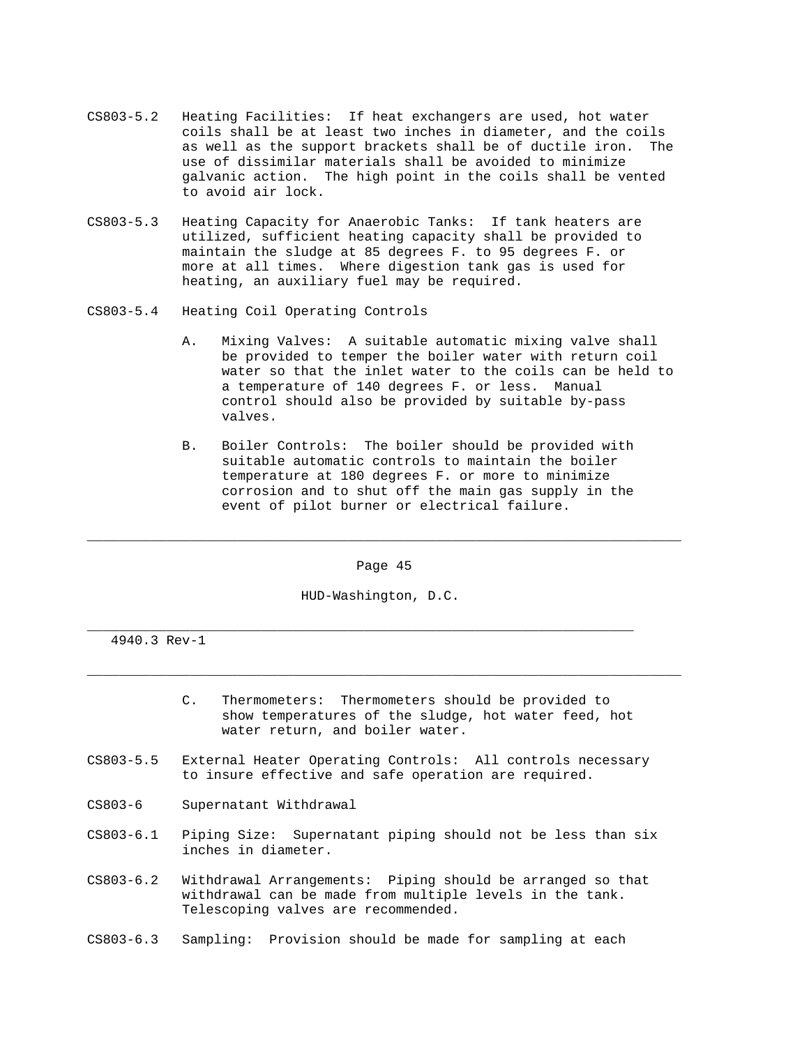CS803-5.2 Heating Facilities: If heat exchangers are used, hot water coils shall be at least two inches in diameter, and the coils as well as the support brackets shall be of ductile iron. The use of dissimilar materials shall be avoided to minimize galvanic action. The high point in the coils shall be vented to avoid air lock.

CS803-5.3 Heating Capacity for Anaerobic Tanks: If tank heaters are utilized, sufficient heating capacity shall be provided to maintain the sludge at 85 degrees F. to 95 degrees F. or more at all times. Where digestion tank gas is used for heating, an auxiliary fuel may be required.

CS803-5.4 Heating Coil Operating Controls

A. Mixing Valves: A suitable automatic mixing valve shall be provided to temper the boiler water with return coil water so that the inlet water to the coils can be held to a temperature of 140 degrees F. or less. Manual control should also be provided by suitable by-pass valves.

B. Boiler Controls: The boiler should be provided with suitable automatic controls to maintain the boiler temperature at 180 degrees F. or more to minimize corrosion and to shut off the main gas supply in the event of pilot burner or electrical failure.

C. Thermometers: Thermometers should be provided to show temperatures of the sludge, hot water feed, hot water return, and boiler water.

CS803-5.5 External Heater Operating Controls: All controls necessary to insure effective and safe operation are required.

CS803-6 Supernatant Withdrawal

CS803-6.1 Piping Size: Supernatant piping should not be less than six inches in diameter.

CS803-6.2 Withdrawal Arrangements: Piping should be arranged so that withdrawal can be made from multiple levels in the tank. Telescoping valves are recommended.

CS803-6.3 Sampling: Provision should be made for sampling at each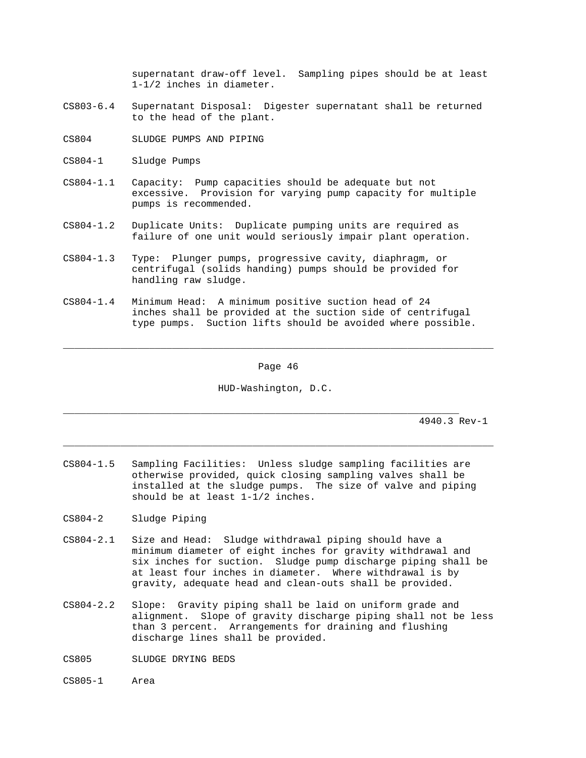supernatant draw-off level. Sampling pipes should be at least 1-1/2 inches in diameter.

CS803-6.4 Supernatant Disposal: Digester supernatant shall be returned to the head of the plant.

CS804 SLUDGE PUMPS AND PIPING

CS804-1 Sludge Pumps

CS804-1.1 Capacity: Pump capacities should be adequate but not excessive. Provision for varying pump capacity for multiple pumps is recommended.

CS804-1.2 Duplicate Units: Duplicate pumping units are required as failure of one unit would seriously impair plant operation.

CS804-1.3 Type: Plunger pumps, progressive cavity, diaphragm, or centrifugal (solids handing) pumps should be provided for handling raw sludge.

CS804-1.4 Minimum Head: A minimum positive suction head of 24 inches shall be provided at the suction side of centrifugal type pumps. Suction lifts should be avoided where possible.

CS804-1.5 Sampling Facilities: Unless sludge sampling facilities are otherwise provided, quick closing sampling valves shall be installed at the sludge pumps. The size of valve and piping should be at least 1-1/2 inches.

CS804-2 Sludge Piping

CS804-2.1 Size and Head: Sludge withdrawal piping should have a minimum diameter of eight inches for gravity withdrawal and six inches for suction. Sludge pump discharge piping shall be at least four inches in diameter. Where withdrawal is by gravity, adequate head and clean-outs shall be provided.

CS804-2.2 Slope: Gravity piping shall be laid on uniform grade and alignment. Slope of gravity discharge piping shall not be less than 3 percent. Arrangements for draining and flushing discharge lines shall be provided.

CS805 SLUDGE DRYING BEDS

CS805-1 Area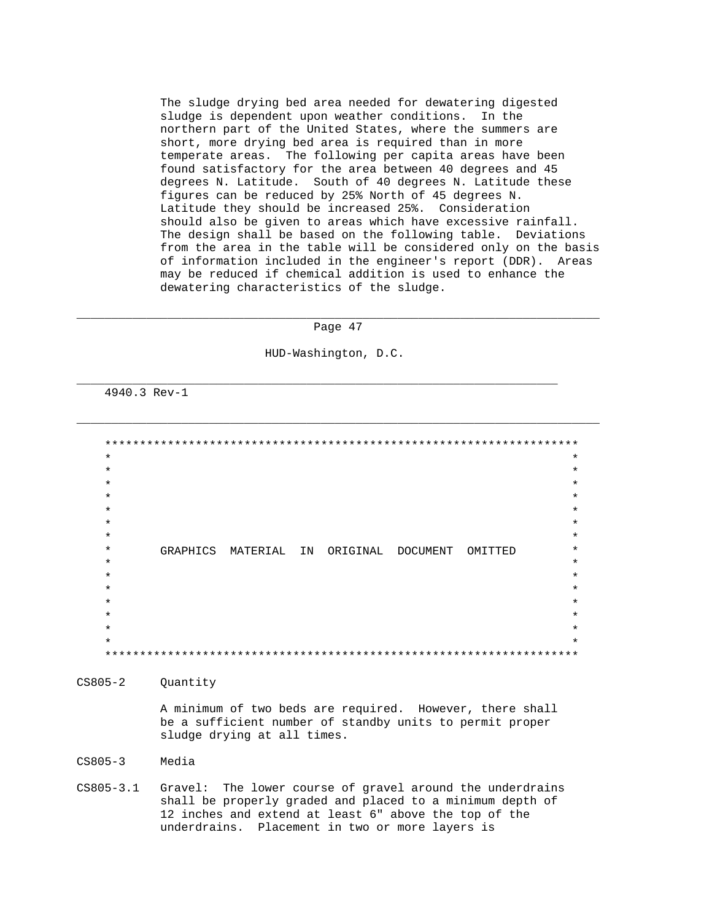The sludge drying bed area needed for dewatering digested sludge is dependent upon weather conditions. In the northern part of the United States, where the summers are short, more drying bed area is required than in more temperate areas. The following per capita areas have been found satisfactory for the area between 40 degrees and 45 degrees N. Latitude. South of 40 degrees N. Latitude these figures can be reduced by 25% North of 45 degrees N. Latitude they should be increased 25%. Consideration should also be given to areas which have excessive rainfall. The design shall be based on the following table. Deviations from the area in the table will be considered only on the basis of information included in the engineer's report (DDR). Areas may be reduced if chemical addition is used to enhance the dewatering characteristics of the sludge.

GRAPHICS MATERIAL IN ORIGINAL DOCUMENT OMITTED

CS805-2 Quantity

A minimum of two beds are required. However, there shall be a sufficient number of standby units to permit proper sludge drying at all times.

CS805-3 Media

CS805-3.1 Gravel: The lower course of gravel around the underdrains shall be properly graded and placed to a minimum depth of 12 inches and extend at least 6" above the top of the underdrains. Placement in two or more layers is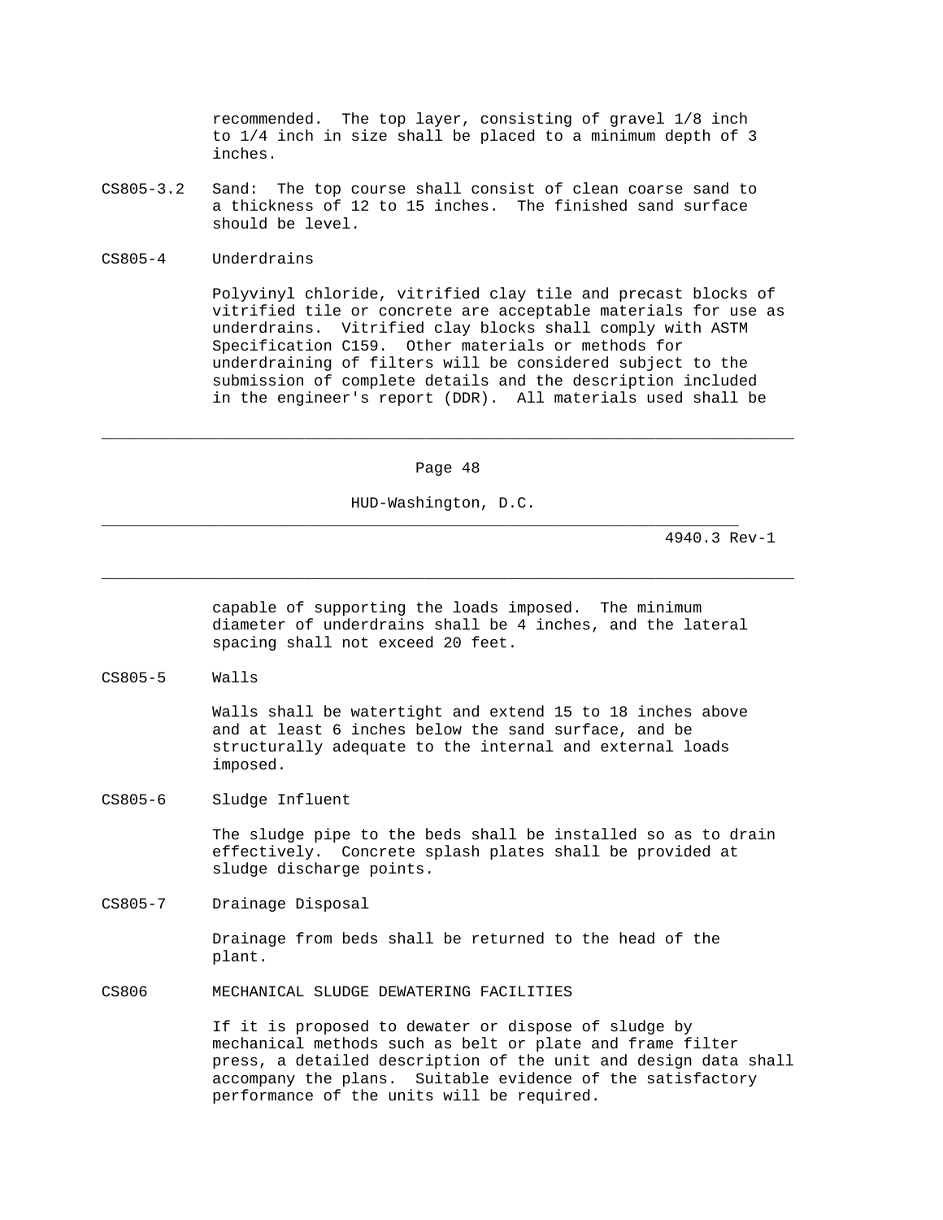recommended. The top layer, consisting of gravel 1/8 inch to 1/4 inch in size shall be placed to a minimum depth of 3 inches.

CS805-3.2 Sand: The top course shall consist of clean coarse sand to a thickness of 12 to 15 inches. The finished sand surface should be level.

CS805-4 Underdrains

Polyvinyl chloride, vitrified clay tile and precast blocks of vitrified tile or concrete are acceptable materials for use as underdrains. Vitrified clay blocks shall comply with ASTM Specification C159. Other materials or methods for underdraining of filters will be considered subject to the submission of complete details and the description included in the engineer's report (DDR). All materials used shall be capable of supporting the loads imposed. The minimum diameter of underdrains shall be 4 inches, and the lateral spacing shall not exceed 20 feet.

CS805-5 Walls

Walls shall be watertight and extend 15 to 18 inches above and at least 6 inches below the sand surface, and be structurally adequate to the internal and external loads imposed.

CS805-6 Sludge Influent

The sludge pipe to the beds shall be installed so as to drain effectively. Concrete splash plates shall be provided at sludge discharge points.

CS805-7 Drainage Disposal

Drainage from beds shall be returned to the head of the plant.

## CS806 MECHANICAL SLUDGE DEWATERING FACILITIES

If it is proposed to dewater or dispose of sludge by mechanical methods such as belt or plate and frame filter press, a detailed description of the unit and design data shall accompany the plans. Suitable evidence of the satisfactory performance of the units will be required.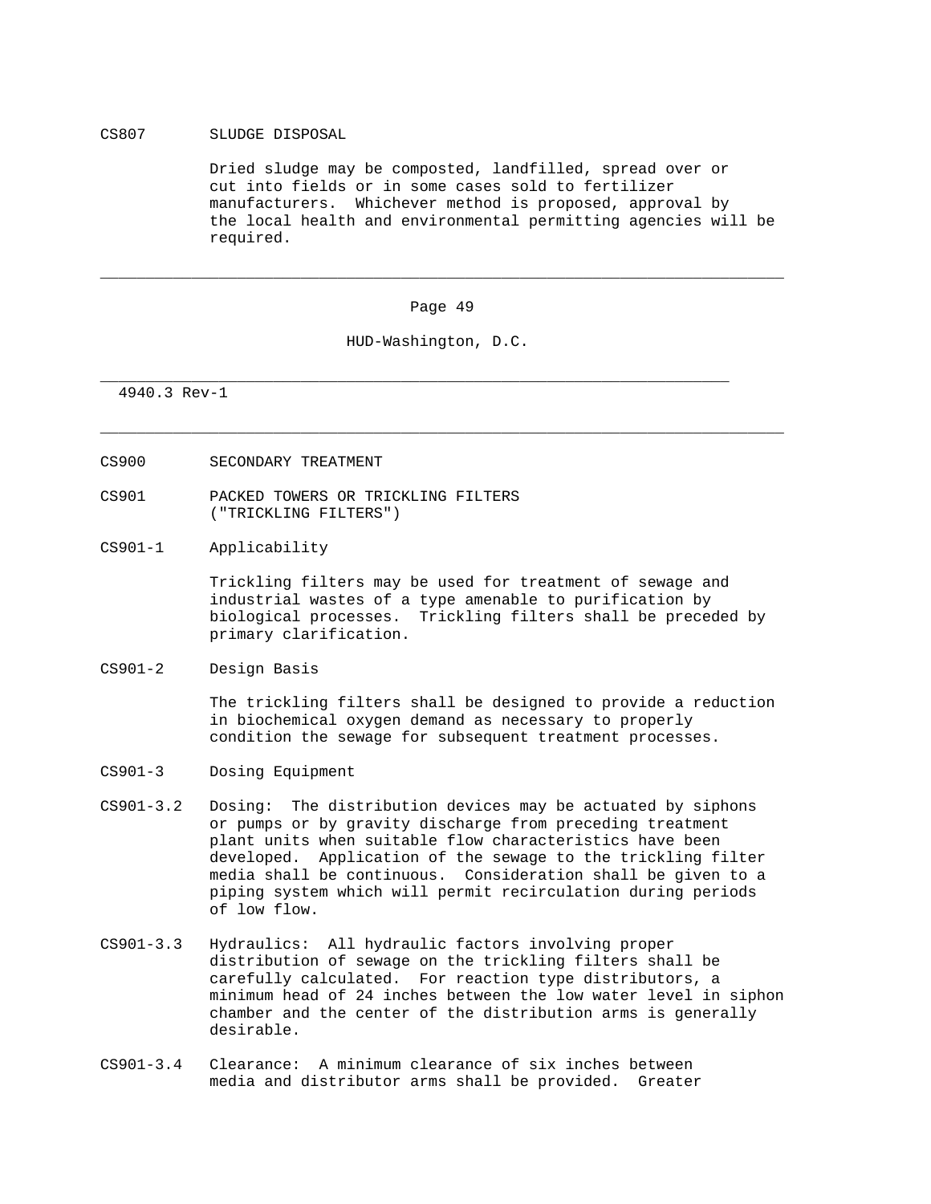## CS807 SLUDGE DISPOSAL

Dried sludge may be composted, landfilled, spread over or cut into fields or in some cases sold to fertilizer manufacturers. Whichever method is proposed, approval by the local health and environmental permitting agencies will be required.

# CS900 SECONDARY TREATMENT

## CS901 PACKED TOWERS OR TRICKLING FILTERS ("TRICKLING FILTERS")

### CS901-1 Applicability

Trickling filters may be used for treatment of sewage and industrial wastes of a type amenable to purification by biological processes. Trickling filters shall be preceded by primary clarification.

### CS901-2 Design Basis

The trickling filters shall be designed to provide a reduction in biochemical oxygen demand as necessary to properly condition the sewage for subsequent treatment processes.

### CS901-3 Dosing Equipment

CS901-3.2 Dosing: The distribution devices may be actuated by siphons or pumps or by gravity discharge from preceding treatment plant units when suitable flow characteristics have been developed. Application of the sewage to the trickling filter media shall be continuous. Consideration shall be given to a piping system which will permit recirculation during periods of low flow.

CS901-3.3 Hydraulics: All hydraulic factors involving proper distribution of sewage on the trickling filters shall be carefully calculated. For reaction type distributors, a minimum head of 24 inches between the low water level in siphon chamber and the center of the distribution arms is generally desirable.

CS901-3.4 Clearance: A minimum clearance of six inches between media and distributor arms shall be provided. Greater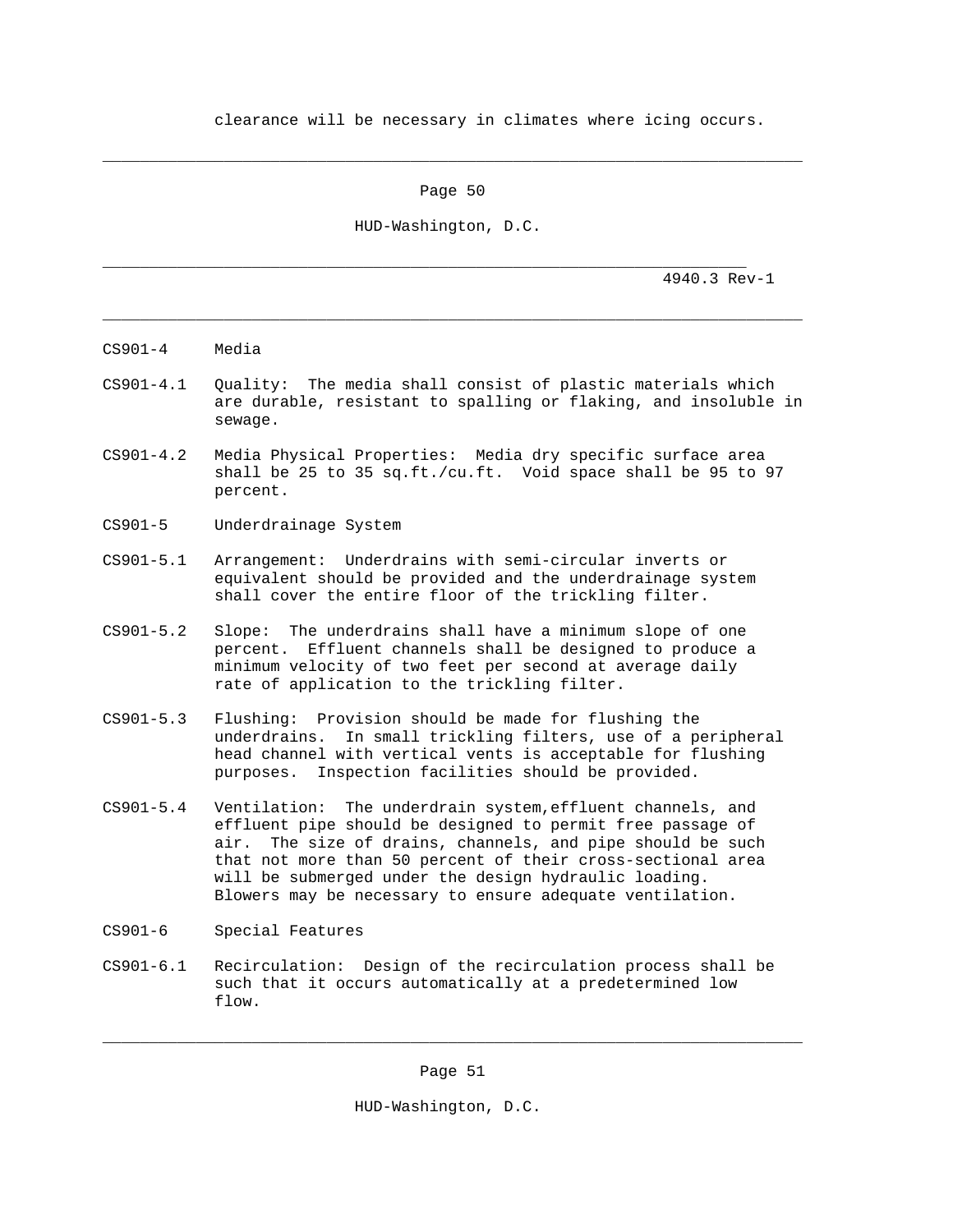clearance will be necessary in climates where icing occurs.

CS901-4 Media

CS901-4.1 Quality: The media shall consist of plastic materials which are durable, resistant to spalling or flaking, and insoluble in sewage.

CS901-4.2 Media Physical Properties: Media dry specific surface area shall be 25 to 35 sq.ft./cu.ft. Void space shall be 95 to 97 percent.

CS901-5 Underdrainage System

CS901-5.1 Arrangement: Underdrains with semi-circular inverts or equivalent should be provided and the underdrainage system shall cover the entire floor of the trickling filter.

CS901-5.2 Slope: The underdrains shall have a minimum slope of one percent. Effluent channels shall be designed to produce a minimum velocity of two feet per second at average daily rate of application to the trickling filter.

CS901-5.3 Flushing: Provision should be made for flushing the underdrains. In small trickling filters, use of a peripheral head channel with vertical vents is acceptable for flushing purposes. Inspection facilities should be provided.

CS901-5.4 Ventilation: The underdrain system,effluent channels, and effluent pipe should be designed to permit free passage of air. The size of drains, channels, and pipe should be such that not more than 50 percent of their cross-sectional area will be submerged under the design hydraulic loading. Blowers may be necessary to ensure adequate ventilation.

CS901-6 Special Features

CS901-6.1 Recirculation: Design of the recirculation process shall be such that it occurs automatically at a predetermined low flow.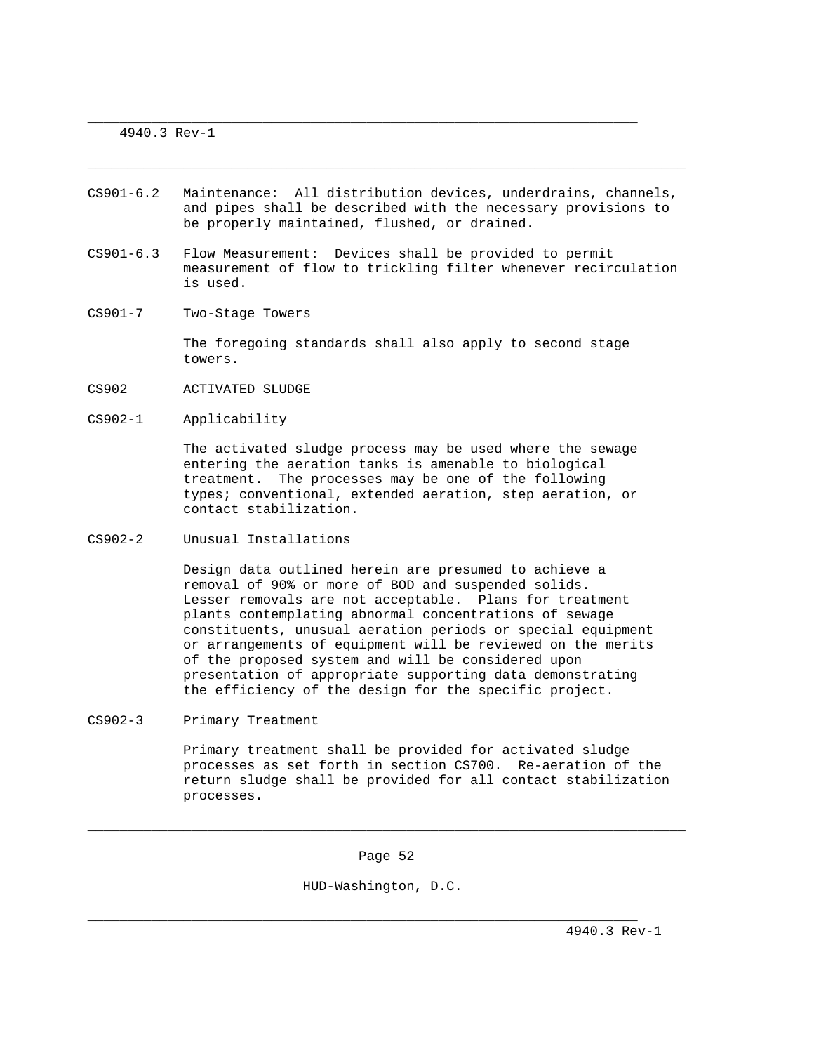CS901-6.2 Maintenance: All distribution devices, underdrains, channels, and pipes shall be described with the necessary provisions to be properly maintained, flushed, or drained.

CS901-6.3 Flow Measurement: Devices shall be provided to permit measurement of flow to trickling filter whenever recirculation is used.

CS901-7 Two-Stage Towers

The foregoing standards shall also apply to second stage towers.

## CS902 ACTIVATED SLUDGE

### CS902-1 Applicability

The activated sludge process may be used where the sewage entering the aeration tanks is amenable to biological treatment. The processes may be one of the following types; conventional, extended aeration, step aeration, or contact stabilization.

### CS902-2 Unusual Installations

Design data outlined herein are presumed to achieve a removal of 90% or more of BOD and suspended solids. Lesser removals are not acceptable. Plans for treatment plants contemplating abnormal concentrations of sewage constituents, unusual aeration periods or special equipment or arrangements of equipment will be reviewed on the merits of the proposed system and will be considered upon presentation of appropriate supporting data demonstrating the efficiency of the design for the specific project.

### CS902-3 Primary Treatment

Primary treatment shall be provided for activated sludge processes as set forth in section CS700. Re-aeration of the return sludge shall be provided for all contact stabilization processes.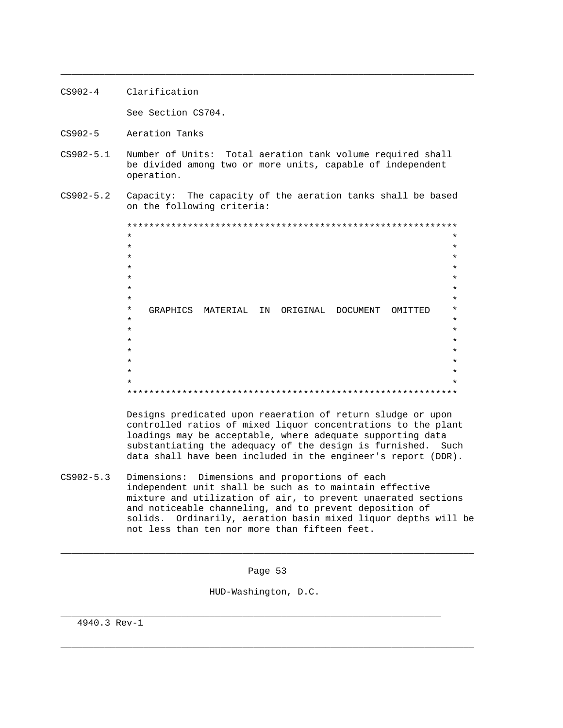CS902-4 Clarification

See Section CS704.

CS902-5 Aeration Tanks

CS902-5.1 Number of Units: Total aeration tank volume required shall be divided among two or more units, capable of independent operation.

CS902-5.2 Capacity: The capacity of the aeration tanks shall be based on the following criteria:

GRAPHICS MATERIAL IN ORIGINAL DOCUMENT OMITTED

Designs predicated upon reaeration of return sludge or upon controlled ratios of mixed liquor concentrations to the plant loadings may be acceptable, where adequate supporting data substantiating the adequacy of the design is furnished. Such data shall have been included in the engineer's report (DDR).

CS902-5.3 Dimensions: Dimensions and proportions of each independent unit shall be such as to maintain effective mixture and utilization of air, to prevent unaerated sections and noticeable channeling, and to prevent deposition of solids. Ordinarily, aeration basin mixed liquor depths will be not less than ten nor more than fifteen feet.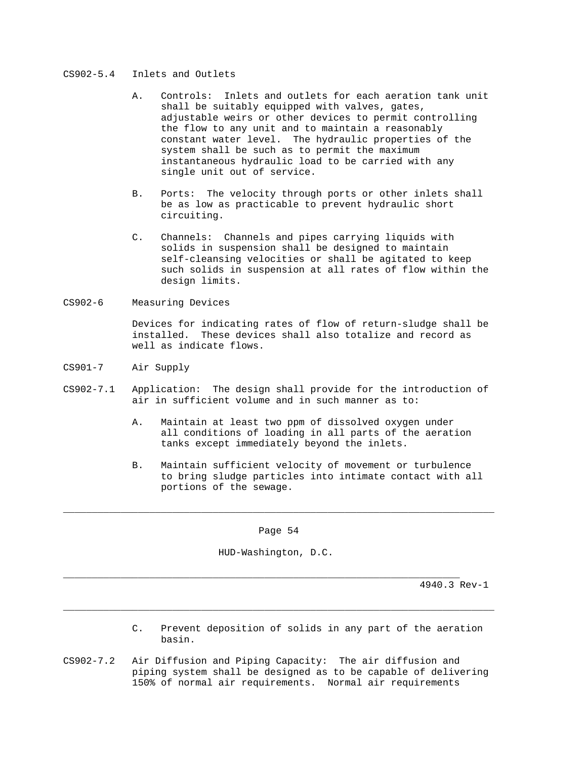CS902-5.4 Inlets and Outlets

A. Controls: Inlets and outlets for each aeration tank unit shall be suitably equipped with valves, gates, adjustable weirs or other devices to permit controlling the flow to any unit and to maintain a reasonably constant water level. The hydraulic properties of the system shall be such as to permit the maximum instantaneous hydraulic load to be carried with any single unit out of service.

B. Ports: The velocity through ports or other inlets shall be as low as practicable to prevent hydraulic short circuiting.

C. Channels: Channels and pipes carrying liquids with solids in suspension shall be designed to maintain self-cleansing velocities or shall be agitated to keep such solids in suspension at all rates of flow within the design limits.

CS902-6 Measuring Devices

Devices for indicating rates of flow of return-sludge shall be installed. These devices shall also totalize and record as well as indicate flows.

CS901-7 Air Supply

CS902-7.1 Application: The design shall provide for the introduction of air in sufficient volume and in such manner as to:

A. Maintain at least two ppm of dissolved oxygen under all conditions of loading in all parts of the aeration tanks except immediately beyond the inlets.

B. Maintain sufficient velocity of movement or turbulence to bring sludge particles into intimate contact with all portions of the sewage.

C. Prevent deposition of solids in any part of the aeration basin.

CS902-7.2 Air Diffusion and Piping Capacity: The air diffusion and piping system shall be designed as to be capable of delivering 150% of normal air requirements. Normal air requirements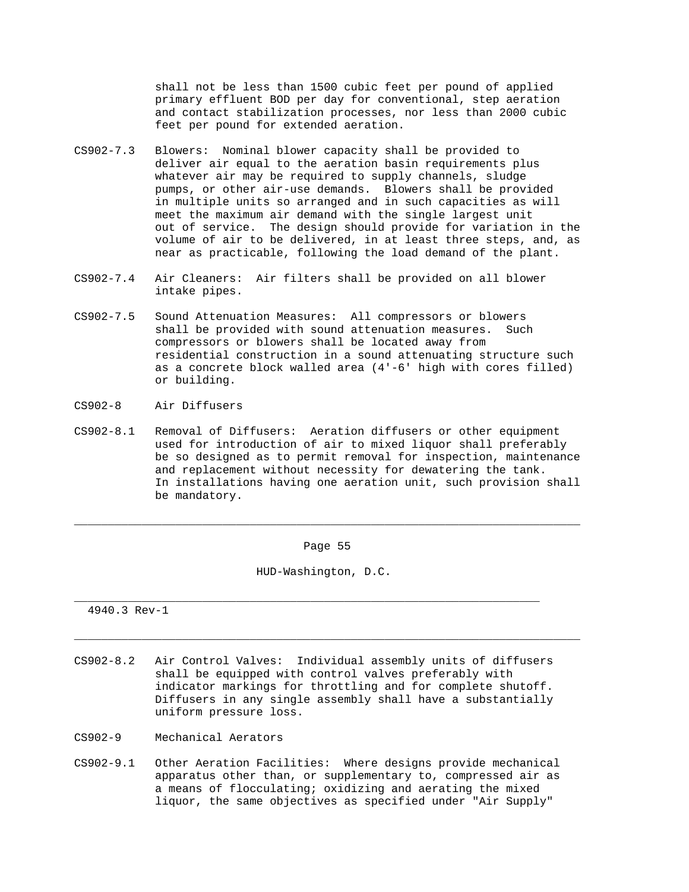shall not be less than 1500 cubic feet per pound of applied primary effluent BOD per day for conventional, step aeration and contact stabilization processes, nor less than 2000 cubic feet per pound for extended aeration.

CS902-7.3 Blowers: Nominal blower capacity shall be provided to deliver air equal to the aeration basin requirements plus whatever air may be required to supply channels, sludge pumps, or other air-use demands. Blowers shall be provided in multiple units so arranged and in such capacities as will meet the maximum air demand with the single largest unit out of service. The design should provide for variation in the volume of air to be delivered, in at least three steps, and, as near as practicable, following the load demand of the plant.

CS902-7.4 Air Cleaners: Air filters shall be provided on all blower intake pipes.

CS902-7.5 Sound Attenuation Measures: All compressors or blowers shall be provided with sound attenuation measures. Such compressors or blowers shall be located away from residential construction in a sound attenuating structure such as a concrete block walled area (4'-6' high with cores filled) or building.

CS902-8 Air Diffusers

CS902-8.1 Removal of Diffusers: Aeration diffusers or other equipment used for introduction of air to mixed liquor shall preferably be so designed as to permit removal for inspection, maintenance and replacement without necessity for dewatering the tank. In installations having one aeration unit, such provision shall be mandatory.

CS902-8.2 Air Control Valves: Individual assembly units of diffusers shall be equipped with control valves preferably with indicator markings for throttling and for complete shutoff. Diffusers in any single assembly shall have a substantially uniform pressure loss.

CS902-9 Mechanical Aerators

CS902-9.1 Other Aeration Facilities: Where designs provide mechanical apparatus other than, or supplementary to, compressed air as a means of flocculating; oxidizing and aerating the mixed liquor, the same objectives as specified under "Air Supply"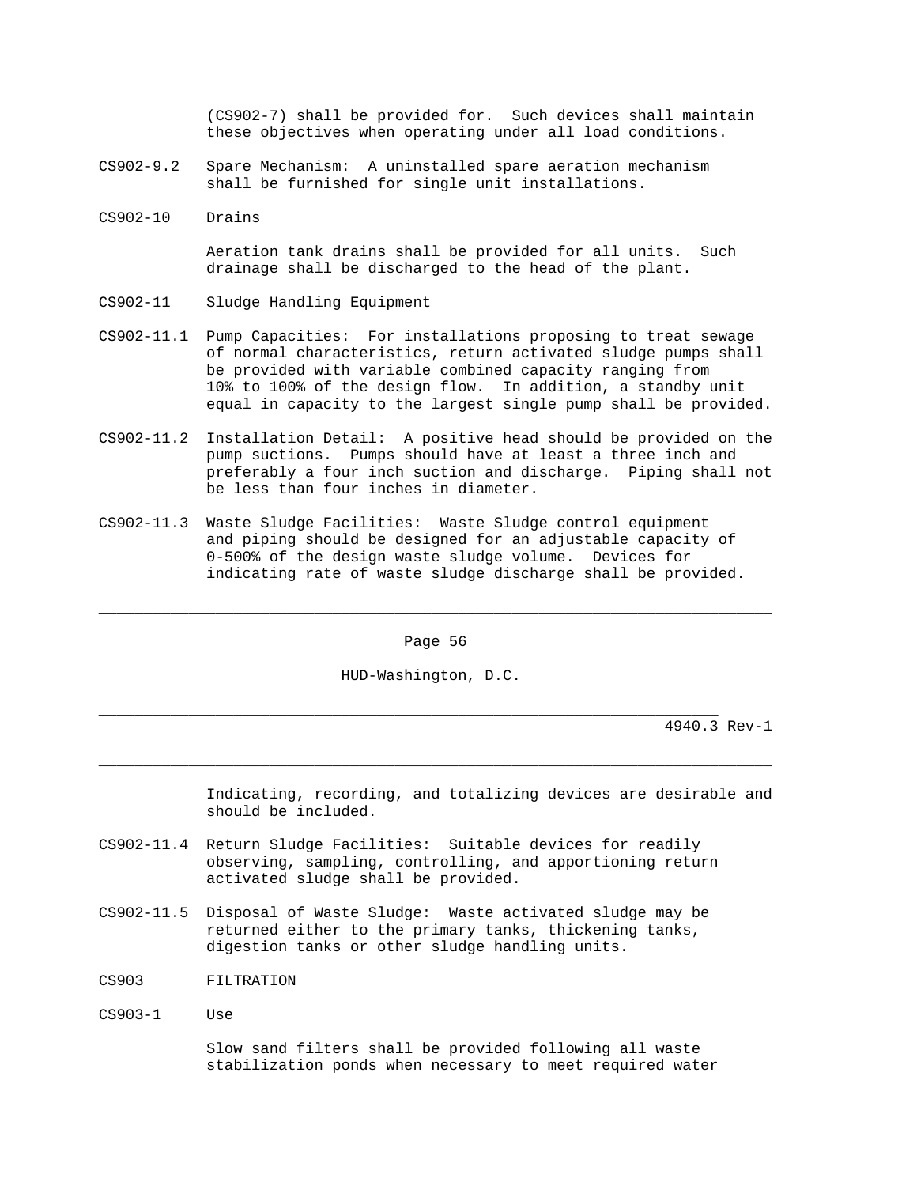(CS902-7) shall be provided for. Such devices shall maintain these objectives when operating under all load conditions.

CS902-9.2 Spare Mechanism: A uninstalled spare aeration mechanism shall be furnished for single unit installations.

CS902-10 Drains

Aeration tank drains shall be provided for all units. Such drainage shall be discharged to the head of the plant.

CS902-11 Sludge Handling Equipment

CS902-11.1 Pump Capacities: For installations proposing to treat sewage of normal characteristics, return activated sludge pumps shall be provided with variable combined capacity ranging from 10% to 100% of the design flow. In addition, a standby unit equal in capacity to the largest single pump shall be provided.

CS902-11.2 Installation Detail: A positive head should be provided on the pump suctions. Pumps should have at least a three inch and preferably a four inch suction and discharge. Piping shall not be less than four inches in diameter.

CS902-11.3 Waste Sludge Facilities: Waste Sludge control equipment and piping should be designed for an adjustable capacity of 0-500% of the design waste sludge volume. Devices for indicating rate of waste sludge discharge shall be provided. Indicating, recording, and totalizing devices are desirable and should be included.

CS902-11.4 Return Sludge Facilities: Suitable devices for readily observing, sampling, controlling, and apportioning return activated sludge shall be provided.

CS902-11.5 Disposal of Waste Sludge: Waste activated sludge may be returned either to the primary tanks, thickening tanks, digestion tanks or other sludge handling units.

CS903 FILTRATION

CS903-1 Use

Slow sand filters shall be provided following all waste stabilization ponds when necessary to meet required water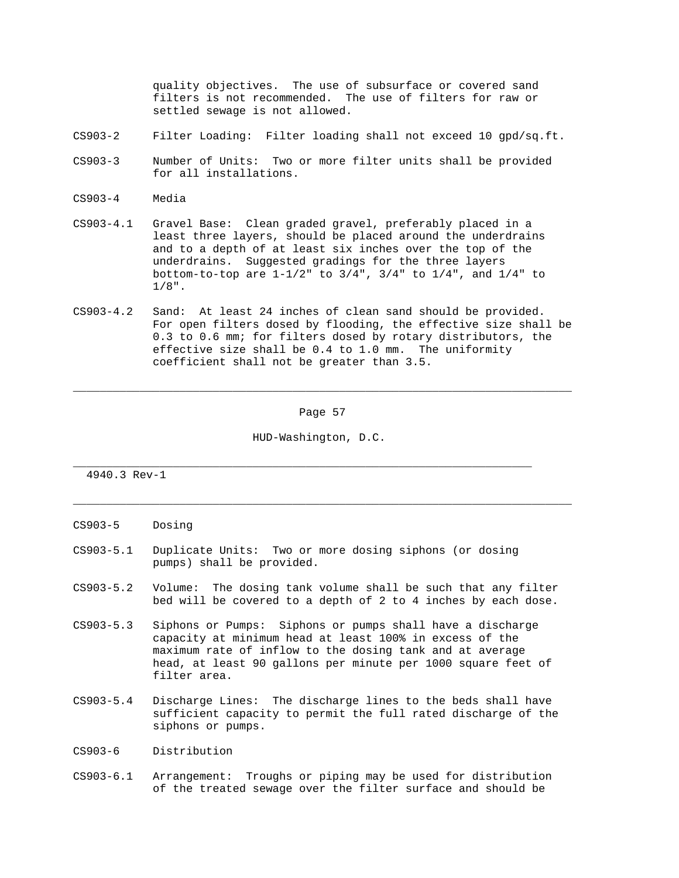quality objectives. The use of subsurface or covered sand filters is not recommended. The use of filters for raw or settled sewage is not allowed.

CS903-2 Filter Loading: Filter loading shall not exceed 10 gpd/sq.ft.

CS903-3 Number of Units: Two or more filter units shall be provided for all installations.

CS903-4 Media

CS903-4.1 Gravel Base: Clean graded gravel, preferably placed in a least three layers, should be placed around the underdrains and to a depth of at least six inches over the top of the underdrains. Suggested gradings for the three layers bottom-to-top are 1-1/2" to 3/4", 3/4" to 1/4", and 1/4" to 1/8".

CS903-4.2 Sand: At least 24 inches of clean sand should be provided. For open filters dosed by flooding, the effective size shall be 0.3 to 0.6 mm; for filters dosed by rotary distributors, the effective size shall be 0.4 to 1.0 mm. The uniformity coefficient shall not be greater than 3.5.

CS903-5 Dosing

CS903-5.1 Duplicate Units: Two or more dosing siphons (or dosing pumps) shall be provided.

CS903-5.2 Volume: The dosing tank volume shall be such that any filter bed will be covered to a depth of 2 to 4 inches by each dose.

CS903-5.3 Siphons or Pumps: Siphons or pumps shall have a discharge capacity at minimum head at least 100% in excess of the maximum rate of inflow to the dosing tank and at average head, at least 90 gallons per minute per 1000 square feet of filter area.

CS903-5.4 Discharge Lines: The discharge lines to the beds shall have sufficient capacity to permit the full rated discharge of the siphons or pumps.

CS903-6 Distribution

CS903-6.1 Arrangement: Troughs or piping may be used for distribution of the treated sewage over the filter surface and should be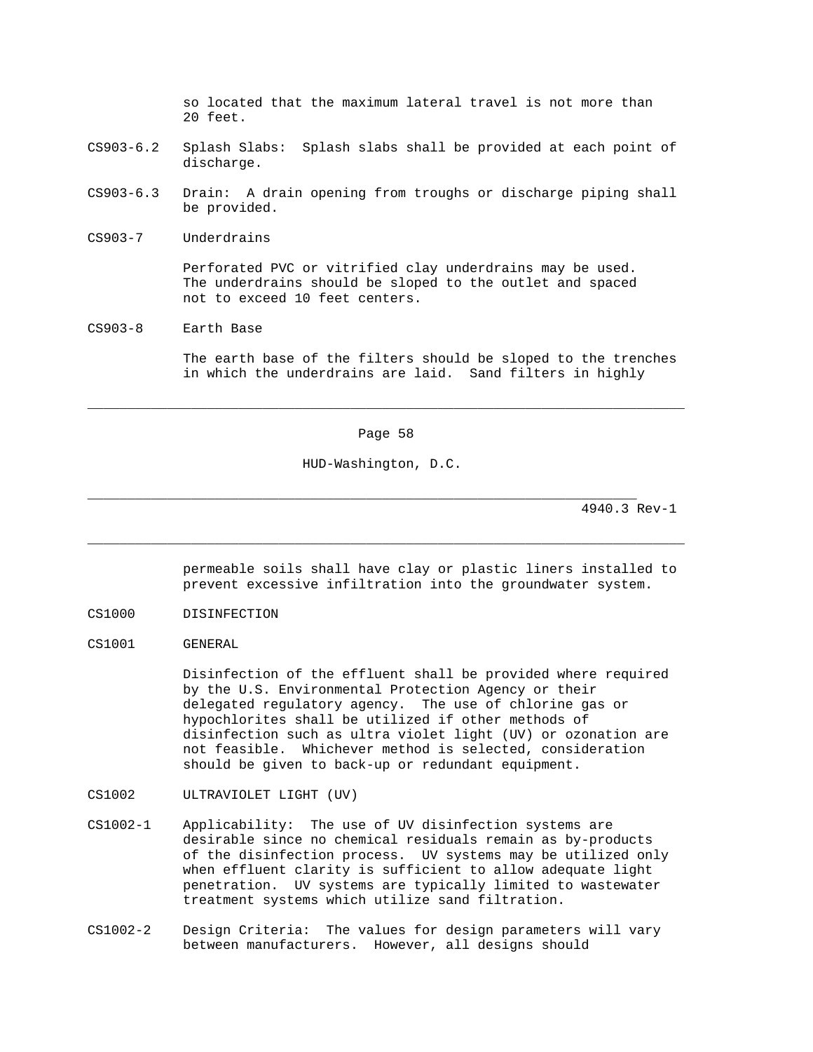so located that the maximum lateral travel is not more than 20 feet.

CS903-6.2 Splash Slabs: Splash slabs shall be provided at each point of discharge.

CS903-6.3 Drain: A drain opening from troughs or discharge piping shall be provided.

CS903-7 Underdrains

Perforated PVC or vitrified clay underdrains may be used. The underdrains should be sloped to the outlet and spaced not to exceed 10 feet centers.

CS903-8 Earth Base

The earth base of the filters should be sloped to the trenches in which the underdrains are laid. Sand filters in highly permeable soils shall have clay or plastic liners installed to prevent excessive infiltration into the groundwater system.

## CS1000 DISINFECTION

### CS1001 GENERAL

Disinfection of the effluent shall be provided where required by the U.S. Environmental Protection Agency or their delegated regulatory agency. The use of chlorine gas or hypochlorites shall be utilized if other methods of disinfection such as ultra violet light (UV) or ozonation are not feasible. Whichever method is selected, consideration should be given to back-up or redundant equipment.

### CS1002 ULTRAVIOLET LIGHT (UV)

CS1002-1 Applicability: The use of UV disinfection systems are desirable since no chemical residuals remain as by-products of the disinfection process. UV systems may be utilized only when effluent clarity is sufficient to allow adequate light penetration. UV systems are typically limited to wastewater treatment systems which utilize sand filtration.

CS1002-2 Design Criteria: The values for design parameters will vary between manufacturers. However, all designs should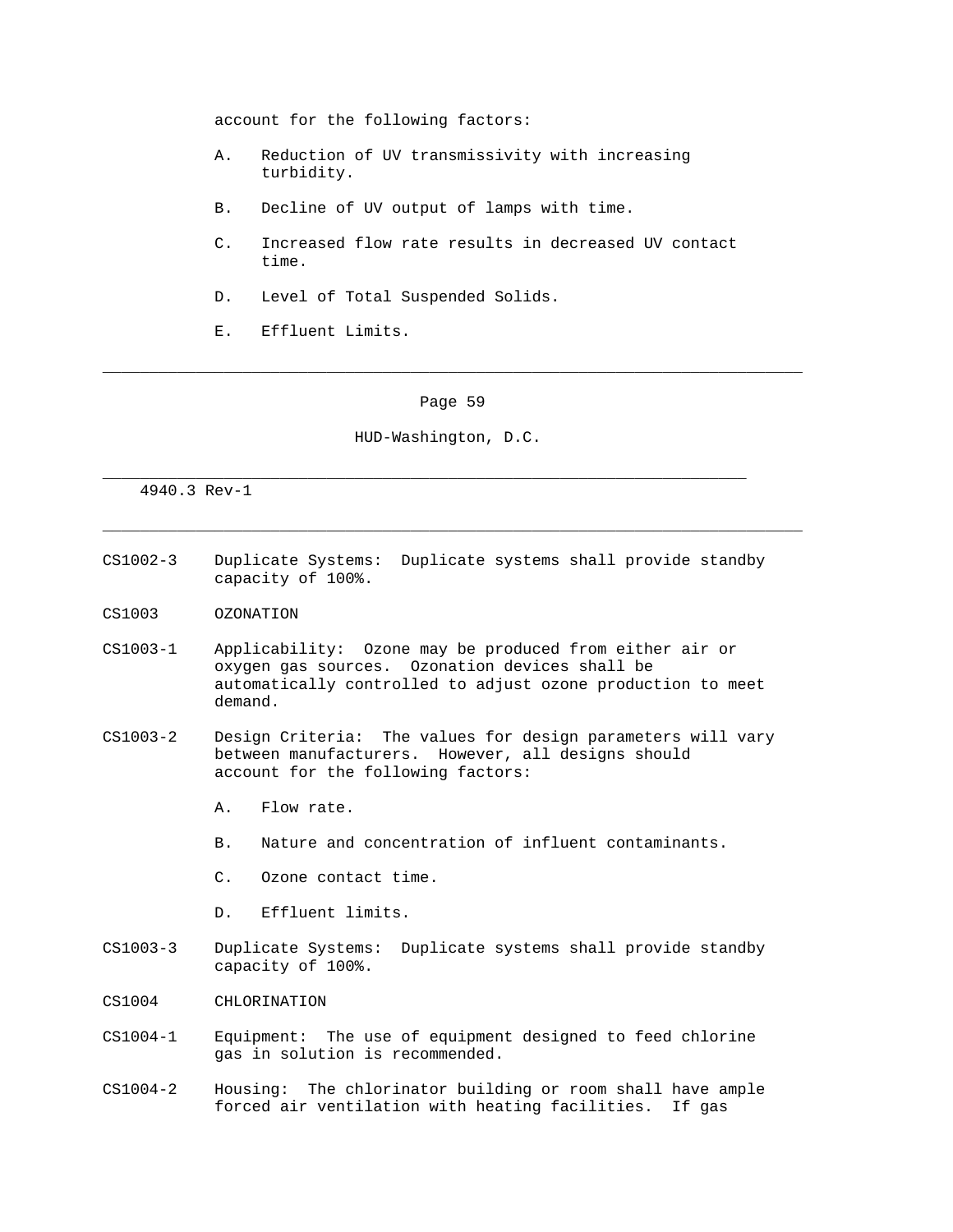account for the following factors:

A. Reduction of UV transmissivity with increasing turbidity.

B. Decline of UV output of lamps with time.

C. Increased flow rate results in decreased UV contact time.

D. Level of Total Suspended Solids.

E. Effluent Limits.

CS1002-3 Duplicate Systems: Duplicate systems shall provide standby capacity of 100%.

CS1003 OZONATION

CS1003-1 Applicability: Ozone may be produced from either air or oxygen gas sources. Ozonation devices shall be automatically controlled to adjust ozone production to meet demand.

CS1003-2 Design Criteria: The values for design parameters will vary between manufacturers. However, all designs should account for the following factors:

A. Flow rate.

B. Nature and concentration of influent contaminants.

C. Ozone contact time.

D. Effluent limits.

CS1003-3 Duplicate Systems: Duplicate systems shall provide standby capacity of 100%.

CS1004 CHLORINATION

CS1004-1 Equipment: The use of equipment designed to feed chlorine gas in solution is recommended.

CS1004-2 Housing: The chlorinator building or room shall have ample forced air ventilation with heating facilities. If gas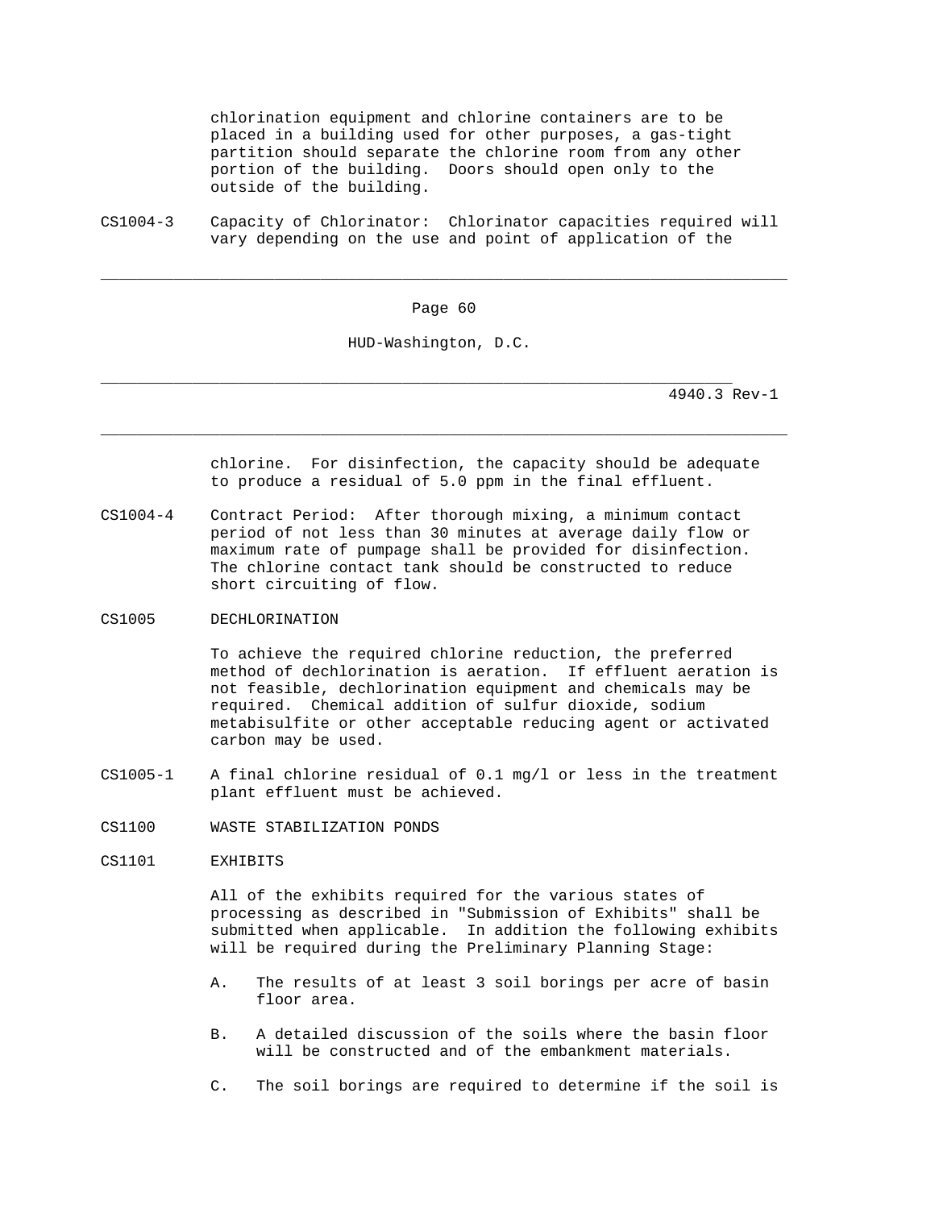chlorination equipment and chlorine containers are to be placed in a building used for other purposes, a gas-tight partition should separate the chlorine room from any other portion of the building. Doors should open only to the outside of the building.

CS1004-3 Capacity of Chlorinator: Chlorinator capacities required will vary depending on the use and point of application of the chlorine. For disinfection, the capacity should be adequate to produce a residual of 5.0 ppm in the final effluent.

CS1004-4 Contract Period: After thorough mixing, a minimum contact period of not less than 30 minutes at average daily flow or maximum rate of pumpage shall be provided for disinfection. The chlorine contact tank should be constructed to reduce short circuiting of flow.

CS1005 DECHLORINATION

To achieve the required chlorine reduction, the preferred method of dechlorination is aeration. If effluent aeration is not feasible, dechlorination equipment and chemicals may be required. Chemical addition of sulfur dioxide, sodium metabisulfite or other acceptable reducing agent or activated carbon may be used.

CS1005-1 A final chlorine residual of 0.1 mg/l or less in the treatment plant effluent must be achieved.

CS1100 WASTE STABILIZATION PONDS

CS1101 EXHIBITS

All of the exhibits required for the various states of processing as described in "Submission of Exhibits" shall be submitted when applicable. In addition the following exhibits will be required during the Preliminary Planning Stage:

A. The results of at least 3 soil borings per acre of basin floor area.

B. A detailed discussion of the soils where the basin floor will be constructed and of the embankment materials.

C. The soil borings are required to determine if the soil is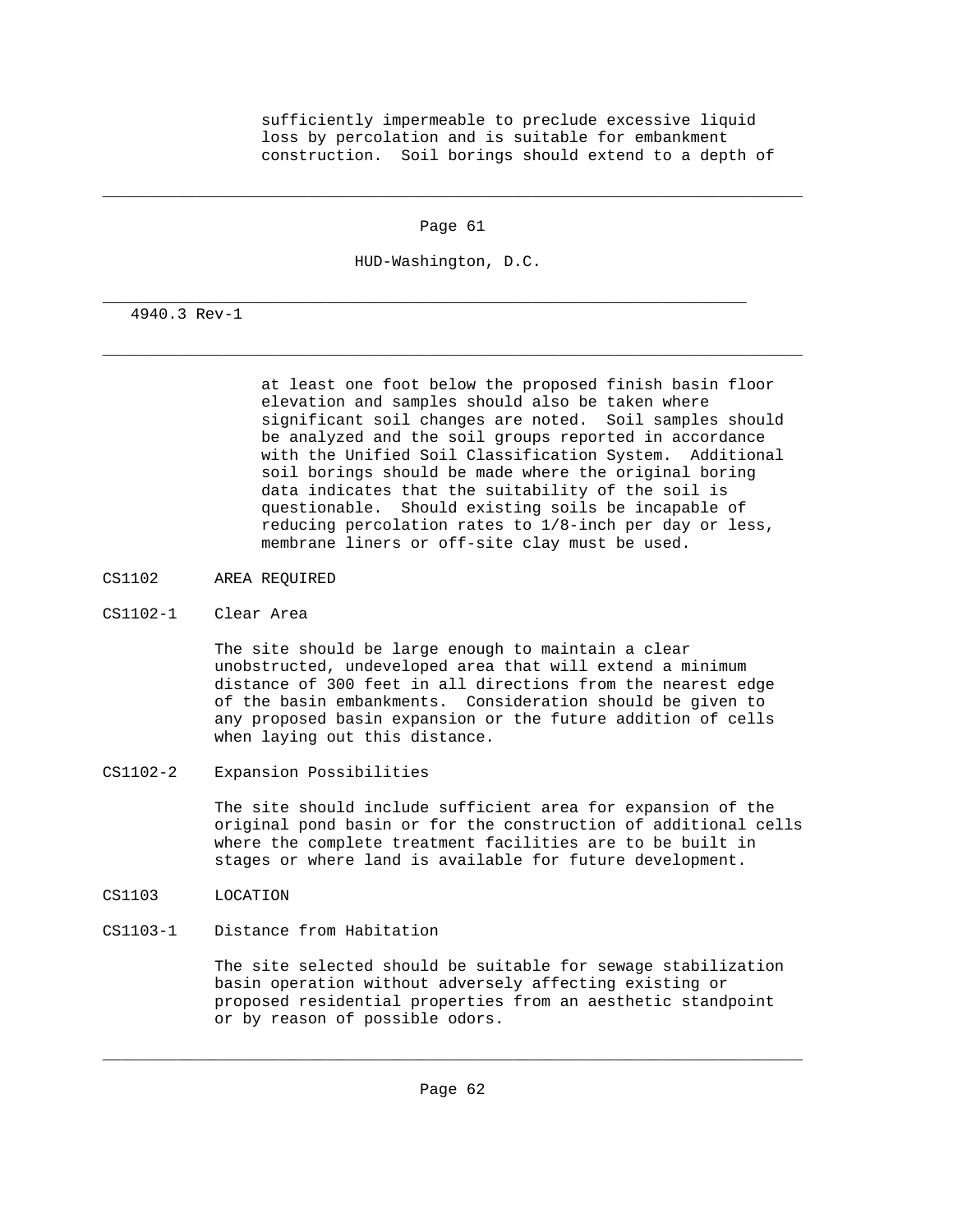sufficiently impermeable to preclude excessive liquid loss by percolation and is suitable for embankment construction. Soil borings should extend to a depth of

at least one foot below the proposed finish basin floor elevation and samples should also be taken where significant soil changes are noted. Soil samples should be analyzed and the soil groups reported in accordance with the Unified Soil Classification System. Additional soil borings should be made where the original boring data indicates that the suitability of the soil is questionable. Should existing soils be incapable of reducing percolation rates to 1/8-inch per day or less, membrane liners or off-site clay must be used.

CS1102 AREA REQUIRED

CS1102-1 Clear Area

The site should be large enough to maintain a clear unobstructed, undeveloped area that will extend a minimum distance of 300 feet in all directions from the nearest edge of the basin embankments. Consideration should be given to any proposed basin expansion or the future addition of cells when laying out this distance.

CS1102-2 Expansion Possibilities

The site should include sufficient area for expansion of the original pond basin or for the construction of additional cells where the complete treatment facilities are to be built in stages or where land is available for future development.

CS1103 LOCATION

CS1103-1 Distance from Habitation

The site selected should be suitable for sewage stabilization basin operation without adversely affecting existing or proposed residential properties from an aesthetic standpoint or by reason of possible odors.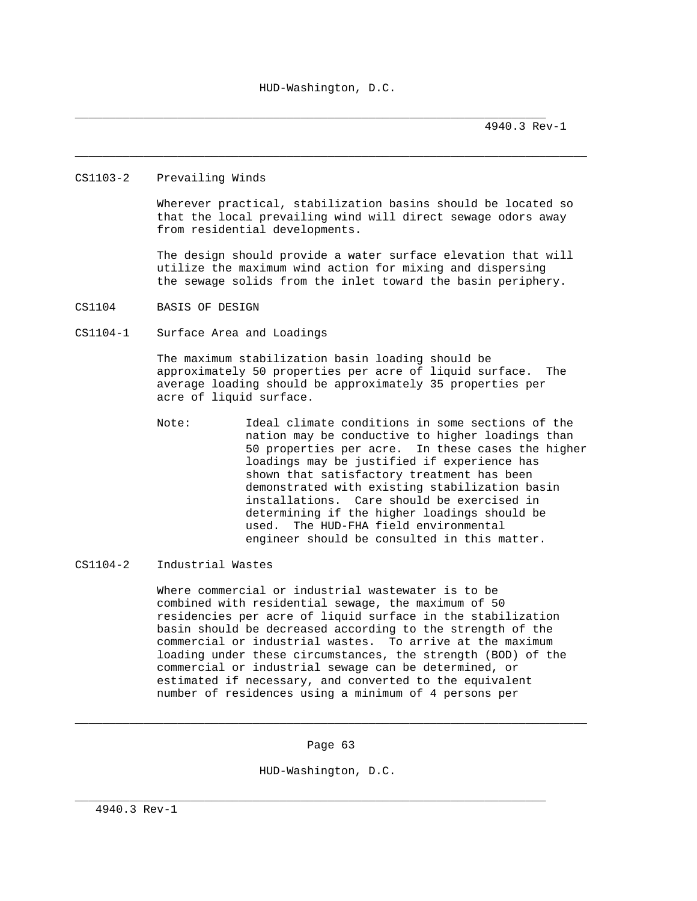CS1103-2 Prevailing Winds

Wherever practical, stabilization basins should be located so that the local prevailing wind will direct sewage odors away from residential developments.

The design should provide a water surface elevation that will utilize the maximum wind action for mixing and dispersing the sewage solids from the inlet toward the basin periphery.

## CS1104 BASIS OF DESIGN

### CS1104-1 Surface Area and Loadings

The maximum stabilization basin loading should be approximately 50 properties per acre of liquid surface. The average loading should be approximately 35 properties per acre of liquid surface.

Note: Ideal climate conditions in some sections of the nation may be conductive to higher loadings than 50 properties per acre. In these cases the higher loadings may be justified if experience has shown that satisfactory treatment has been demonstrated with existing stabilization basin installations. Care should be exercised in determining if the higher loadings should be used. The HUD-FHA field environmental engineer should be consulted in this matter.

### CS1104-2 Industrial Wastes

Where commercial or industrial wastewater is to be combined with residential sewage, the maximum of 50 residencies per acre of liquid surface in the stabilization basin should be decreased according to the strength of the commercial or industrial wastes. To arrive at the maximum loading under these circumstances, the strength (BOD) of the commercial or industrial sewage can be determined, or estimated if necessary, and converted to the equivalent number of residences using a minimum of 4 persons per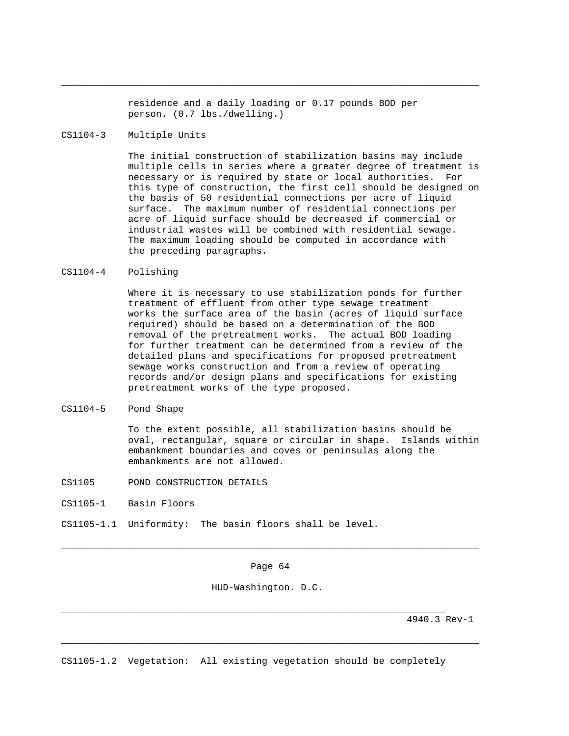residence and a daily loading or 0.17 pounds BOD per person. (0.7 lbs./dwelling.)

CS1104-3 Multiple Units

The initial construction of stabilization basins may include multiple cells in series where a greater degree of treatment is necessary or is required by state or local authorities. For this type of construction, the first cell should be designed on the basis of 50 residential connections per acre of liquid surface. The maximum number of residential connections per acre of liquid surface should be decreased if commercial or industrial wastes will be combined with residential sewage. The maximum loading should be computed in accordance with the preceding paragraphs.

CS1104-4 Polishing

Where it is necessary to use stabilization ponds for further treatment of effluent from other type sewage treatment works the surface area of the basin (acres of liquid surface required) should be based on a determination of the BOD removal of the pretreatment works. The actual BOD loading for further treatment can be determined from a review of the detailed plans and specifications for proposed pretreatment sewage works construction and from a review of operating records and/or design plans and specifications for existing pretreatment works of the type proposed.

CS1104-5 Pond Shape

To the extent possible, all stabilization basins should be oval, rectangular, square or circular in shape. Islands within embankment boundaries and coves or peninsulas along the embankments are not allowed.

CS1105 POND CONSTRUCTION DETAILS

CS1105-1 Basin Floors

CS1105-1.1 Uniformity: The basin floors shall be level.

CS1105-1.2 Vegetation: All existing vegetation should be completely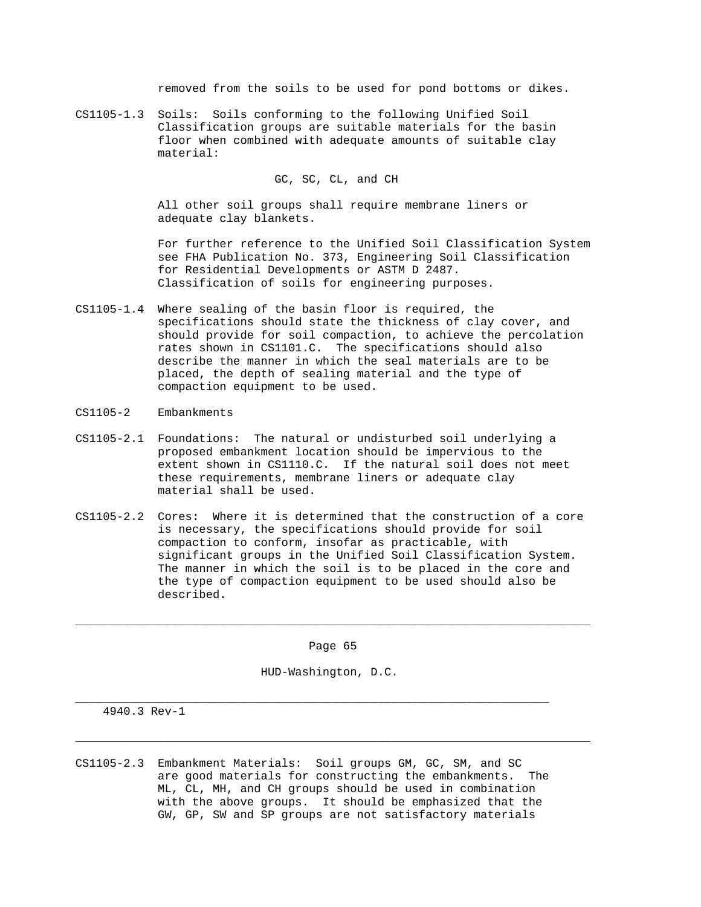removed from the soils to be used for pond bottoms or dikes.

CS1105-1.3 Soils: Soils conforming to the following Unified Soil Classification groups are suitable materials for the basin floor when combined with adequate amounts of suitable clay material:

GC, SC, CL, and CH

All other soil groups shall require membrane liners or adequate clay blankets.

For further reference to the Unified Soil Classification System see FHA Publication No. 373, Engineering Soil Classification for Residential Developments or ASTM D 2487. Classification of soils for engineering purposes.

CS1105-1.4 Where sealing of the basin floor is required, the specifications should state the thickness of clay cover, and should provide for soil compaction, to achieve the percolation rates shown in CS1101.C. The specifications should also describe the manner in which the seal materials are to be placed, the depth of sealing material and the type of compaction equipment to be used.

CS1105-2 Embankments

CS1105-2.1 Foundations: The natural or undisturbed soil underlying a proposed embankment location should be impervious to the extent shown in CS1110.C. If the natural soil does not meet these requirements, membrane liners or adequate clay material shall be used.

CS1105-2.2 Cores: Where it is determined that the construction of a core is necessary, the specifications should provide for soil compaction to conform, insofar as practicable, with significant groups in the Unified Soil Classification System. The manner in which the soil is to be placed in the core and the type of compaction equipment to be used should also be described.

CS1105-2.3 Embankment Materials: Soil groups GM, GC, SM, and SC are good materials for constructing the embankments. The ML, CL, MH, and CH groups should be used in combination with the above groups. It should be emphasized that the GW, GP, SW and SP groups are not satisfactory materials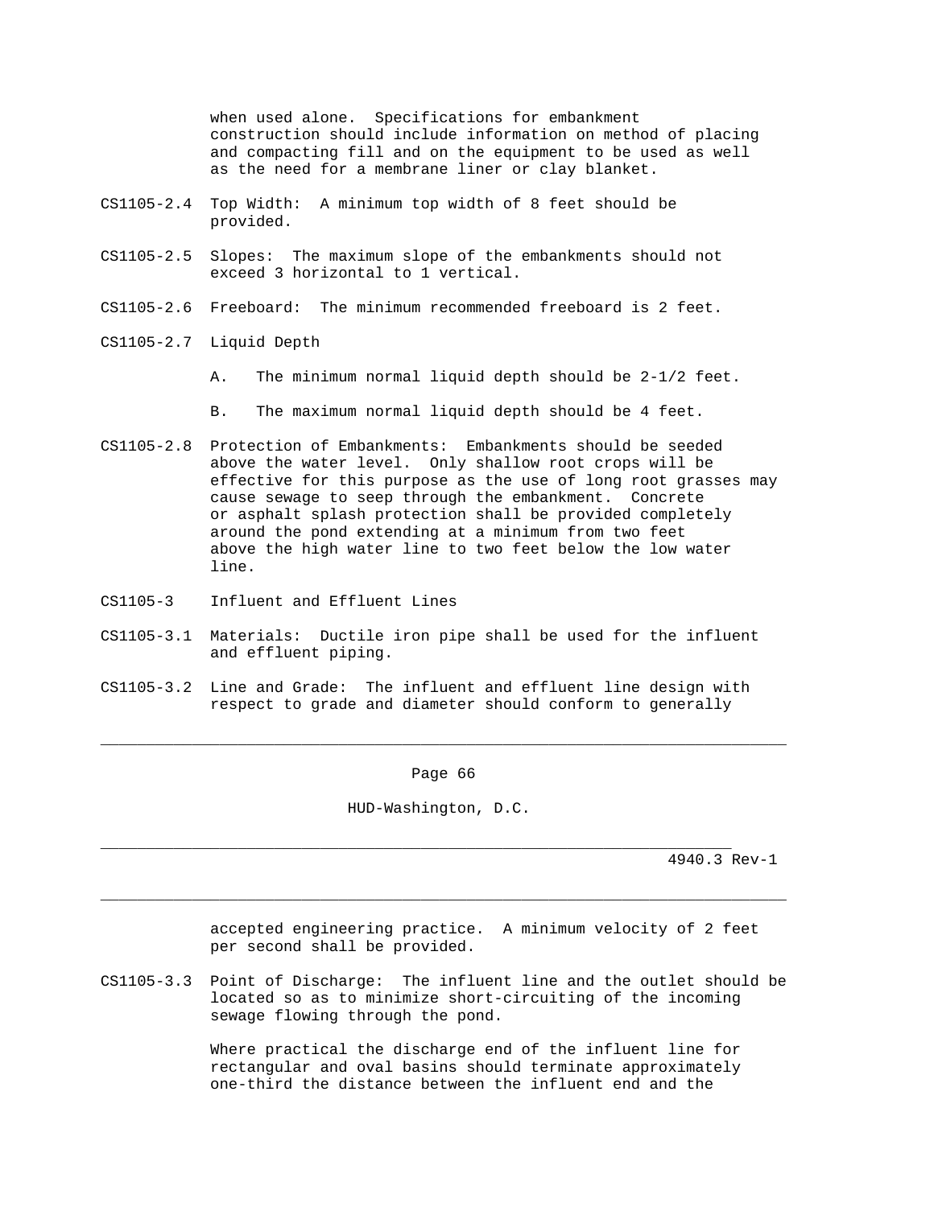when used alone. Specifications for embankment construction should include information on method of placing and compacting fill and on the equipment to be used as well as the need for a membrane liner or clay blanket.

CS1105-2.4 Top Width: A minimum top width of 8 feet should be provided.

CS1105-2.5 Slopes: The maximum slope of the embankments should not exceed 3 horizontal to 1 vertical.

CS1105-2.6 Freeboard: The minimum recommended freeboard is 2 feet.

CS1105-2.7 Liquid Depth

A. The minimum normal liquid depth should be 2-1/2 feet.

B. The maximum normal liquid depth should be 4 feet.

CS1105-2.8 Protection of Embankments: Embankments should be seeded above the water level. Only shallow root crops will be effective for this purpose as the use of long root grasses may cause sewage to seep through the embankment. Concrete or asphalt splash protection shall be provided completely around the pond extending at a minimum from two feet above the high water line to two feet below the low water line.

CS1105-3 Influent and Effluent Lines

CS1105-3.1 Materials: Ductile iron pipe shall be used for the influent and effluent piping.

CS1105-3.2 Line and Grade: The influent and effluent line design with respect to grade and diameter should conform to generally accepted engineering practice. A minimum velocity of 2 feet per second shall be provided.

CS1105-3.3 Point of Discharge: The influent line and the outlet should be located so as to minimize short-circuiting of the incoming sewage flowing through the pond.

Where practical the discharge end of the influent line for rectangular and oval basins should terminate approximately one-third the distance between the influent end and the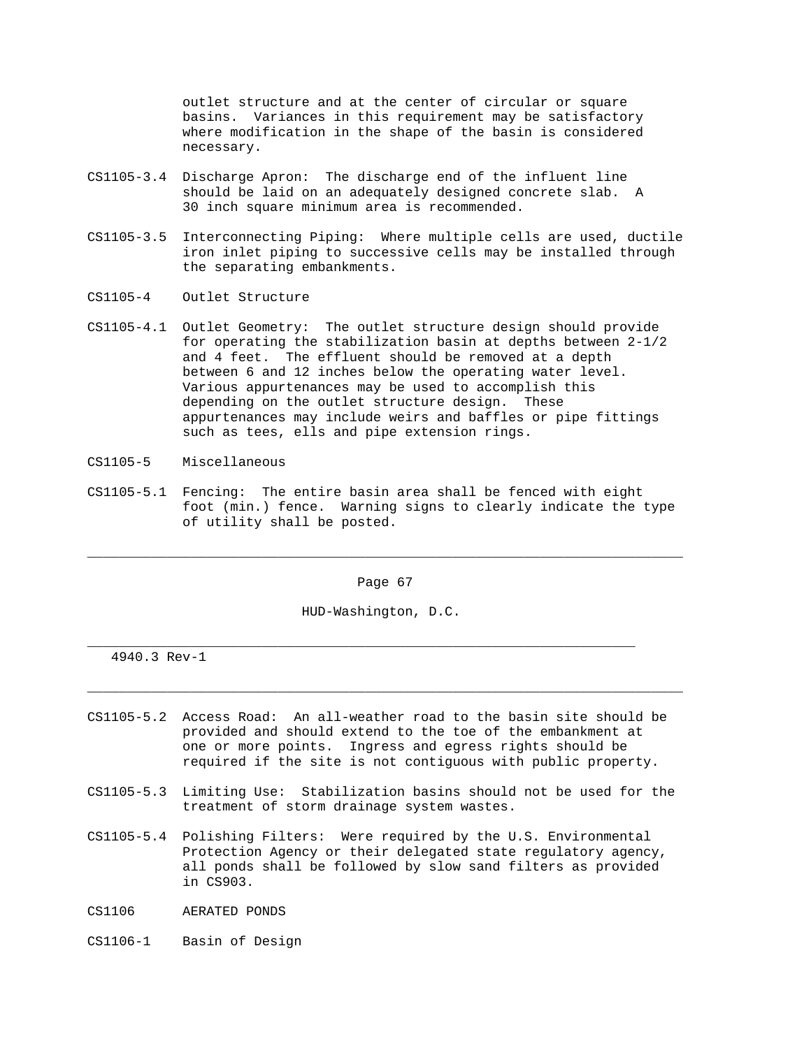outlet structure and at the center of circular or square basins. Variances in this requirement may be satisfactory where modification in the shape of the basin is considered necessary.

CS1105-3.4 Discharge Apron: The discharge end of the influent line should be laid on an adequately designed concrete slab. A 30 inch square minimum area is recommended.

CS1105-3.5 Interconnecting Piping: Where multiple cells are used, ductile iron inlet piping to successive cells may be installed through the separating embankments.

CS1105-4 Outlet Structure

CS1105-4.1 Outlet Geometry: The outlet structure design should provide for operating the stabilization basin at depths between 2-1/2 and 4 feet. The effluent should be removed at a depth between 6 and 12 inches below the operating water level. Various appurtenances may be used to accomplish this depending on the outlet structure design. These appurtenances may include weirs and baffles or pipe fittings such as tees, ells and pipe extension rings.

CS1105-5 Miscellaneous

CS1105-5.1 Fencing: The entire basin area shall be fenced with eight foot (min.) fence. Warning signs to clearly indicate the type of utility shall be posted.

CS1105-5.2 Access Road: An all-weather road to the basin site should be provided and should extend to the toe of the embankment at one or more points. Ingress and egress rights should be required if the site is not contiguous with public property.

CS1105-5.3 Limiting Use: Stabilization basins should not be used for the treatment of storm drainage system wastes.

CS1105-5.4 Polishing Filters: Were required by the U.S. Environmental Protection Agency or their delegated state regulatory agency, all ponds shall be followed by slow sand filters as provided in CS903.

CS1106 AERATED PONDS

CS1106-1 Basin of Design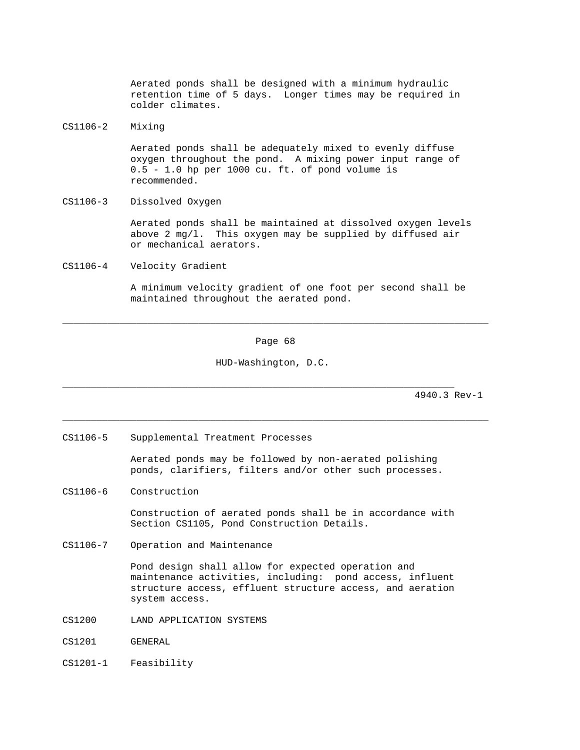Aerated ponds shall be designed with a minimum hydraulic retention time of 5 days. Longer times may be required in colder climates.

CS1106-2 Mixing

Aerated ponds shall be adequately mixed to evenly diffuse oxygen throughout the pond. A mixing power input range of 0.5 - 1.0 hp per 1000 cu. ft. of pond volume is recommended.

CS1106-3 Dissolved Oxygen

Aerated ponds shall be maintained at dissolved oxygen levels above 2 mg/l. This oxygen may be supplied by diffused air or mechanical aerators.

CS1106-4 Velocity Gradient

A minimum velocity gradient of one foot per second shall be maintained throughout the aerated pond.

CS1106-5 Supplemental Treatment Processes

Aerated ponds may be followed by non-aerated polishing ponds, clarifiers, filters and/or other such processes.

CS1106-6 Construction

Construction of aerated ponds shall be in accordance with Section CS1105, Pond Construction Details.

CS1106-7 Operation and Maintenance

Pond design shall allow for expected operation and maintenance activities, including: pond access, influent structure access, effluent structure access, and aeration system access.

## CS1200 LAND APPLICATION SYSTEMS

### CS1201 GENERAL

CS1201-1 Feasibility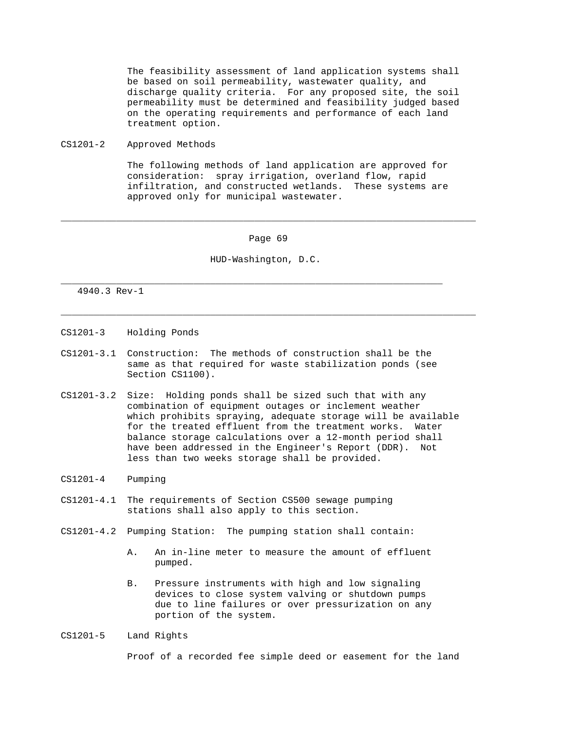The feasibility assessment of land application systems shall be based on soil permeability, wastewater quality, and discharge quality criteria. For any proposed site, the soil permeability must be determined and feasibility judged based on the operating requirements and performance of each land treatment option.

CS1201-2 Approved Methods

The following methods of land application are approved for consideration: spray irrigation, overland flow, rapid infiltration, and constructed wetlands. These systems are approved only for municipal wastewater.

CS1201-3 Holding Ponds

CS1201-3.1 Construction: The methods of construction shall be the same as that required for waste stabilization ponds (see Section CS1100).

CS1201-3.2 Size: Holding ponds shall be sized such that with any combination of equipment outages or inclement weather which prohibits spraying, adequate storage will be available for the treated effluent from the treatment works. Water balance storage calculations over a 12-month period shall have been addressed in the Engineer's Report (DDR). Not less than two weeks storage shall be provided.

CS1201-4 Pumping

CS1201-4.1 The requirements of Section CS500 sewage pumping stations shall also apply to this section.

CS1201-4.2 Pumping Station: The pumping station shall contain:

A. An in-line meter to measure the amount of effluent pumped.

B. Pressure instruments with high and low signaling devices to close system valving or shutdown pumps due to line failures or over pressurization on any portion of the system.

CS1201-5 Land Rights

Proof of a recorded fee simple deed or easement for the land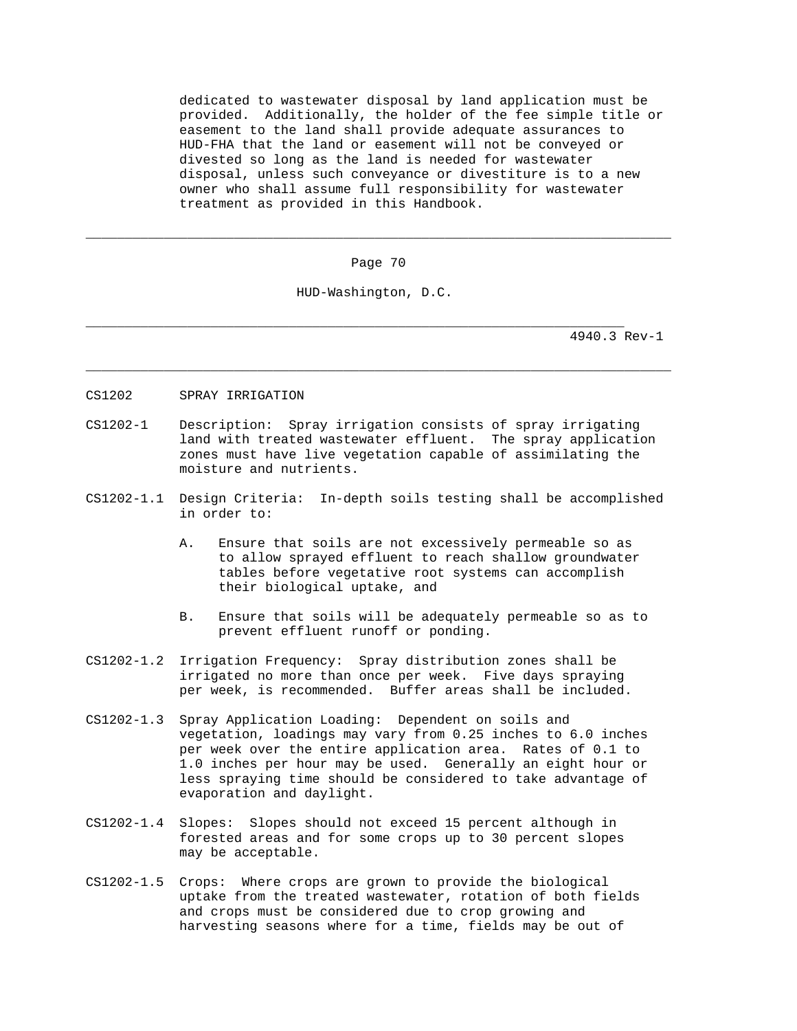dedicated to wastewater disposal by land application must be provided. Additionally, the holder of the fee simple title or easement to the land shall provide adequate assurances to HUD-FHA that the land or easement will not be conveyed or divested so long as the land is needed for wastewater disposal, unless such conveyance or divestiture is to a new owner who shall assume full responsibility for wastewater treatment as provided in this Handbook.

## CS1202 SPRAY IRRIGATION

CS1202-1 Description: Spray irrigation consists of spray irrigating land with treated wastewater effluent. The spray application zones must have live vegetation capable of assimilating the moisture and nutrients.

CS1202-1.1 Design Criteria: In-depth soils testing shall be accomplished in order to:

A. Ensure that soils are not excessively permeable so as to allow sprayed effluent to reach shallow groundwater tables before vegetative root systems can accomplish their biological uptake, and

B. Ensure that soils will be adequately permeable so as to prevent effluent runoff or ponding.

CS1202-1.2 Irrigation Frequency: Spray distribution zones shall be irrigated no more than once per week. Five days spraying per week, is recommended. Buffer areas shall be included.

CS1202-1.3 Spray Application Loading: Dependent on soils and vegetation, loadings may vary from 0.25 inches to 6.0 inches per week over the entire application area. Rates of 0.1 to 1.0 inches per hour may be used. Generally an eight hour or less spraying time should be considered to take advantage of evaporation and daylight.

CS1202-1.4 Slopes: Slopes should not exceed 15 percent although in forested areas and for some crops up to 30 percent slopes may be acceptable.

CS1202-1.5 Crops: Where crops are grown to provide the biological uptake from the treated wastewater, rotation of both fields and crops must be considered due to crop growing and harvesting seasons where for a time, fields may be out of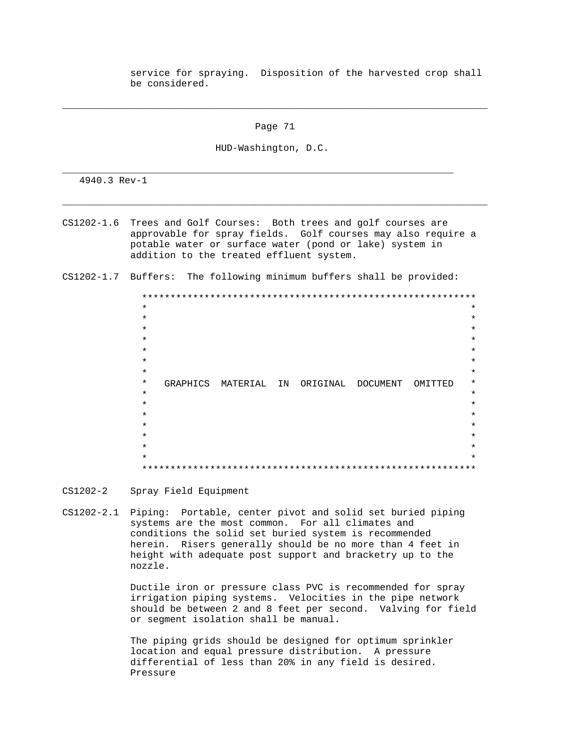service for spraying. Disposition of the harvested crop shall be considered.

CS1202-1.6 Trees and Golf Courses: Both trees and golf courses are approvable for spray fields. Golf courses may also require a potable water or surface water (pond or lake) system in addition to the treated effluent system.

CS1202-1.7 Buffers: The following minimum buffers shall be provided:

GRAPHICS MATERIAL IN ORIGINAL DOCUMENT OMITTED

CS1202-2 Spray Field Equipment

CS1202-2.1 Piping: Portable, center pivot and solid set buried piping systems are the most common. For all climates and conditions the solid set buried system is recommended herein. Risers generally should be no more than 4 feet in height with adequate post support and bracketry up to the nozzle.

Ductile iron or pressure class PVC is recommended for spray irrigation piping systems. Velocities in the pipe network should be between 2 and 8 feet per second. Valving for field or segment isolation shall be manual.

The piping grids should be designed for optimum sprinkler location and equal pressure distribution. A pressure differential of less than 20% in any field is desired. Pressure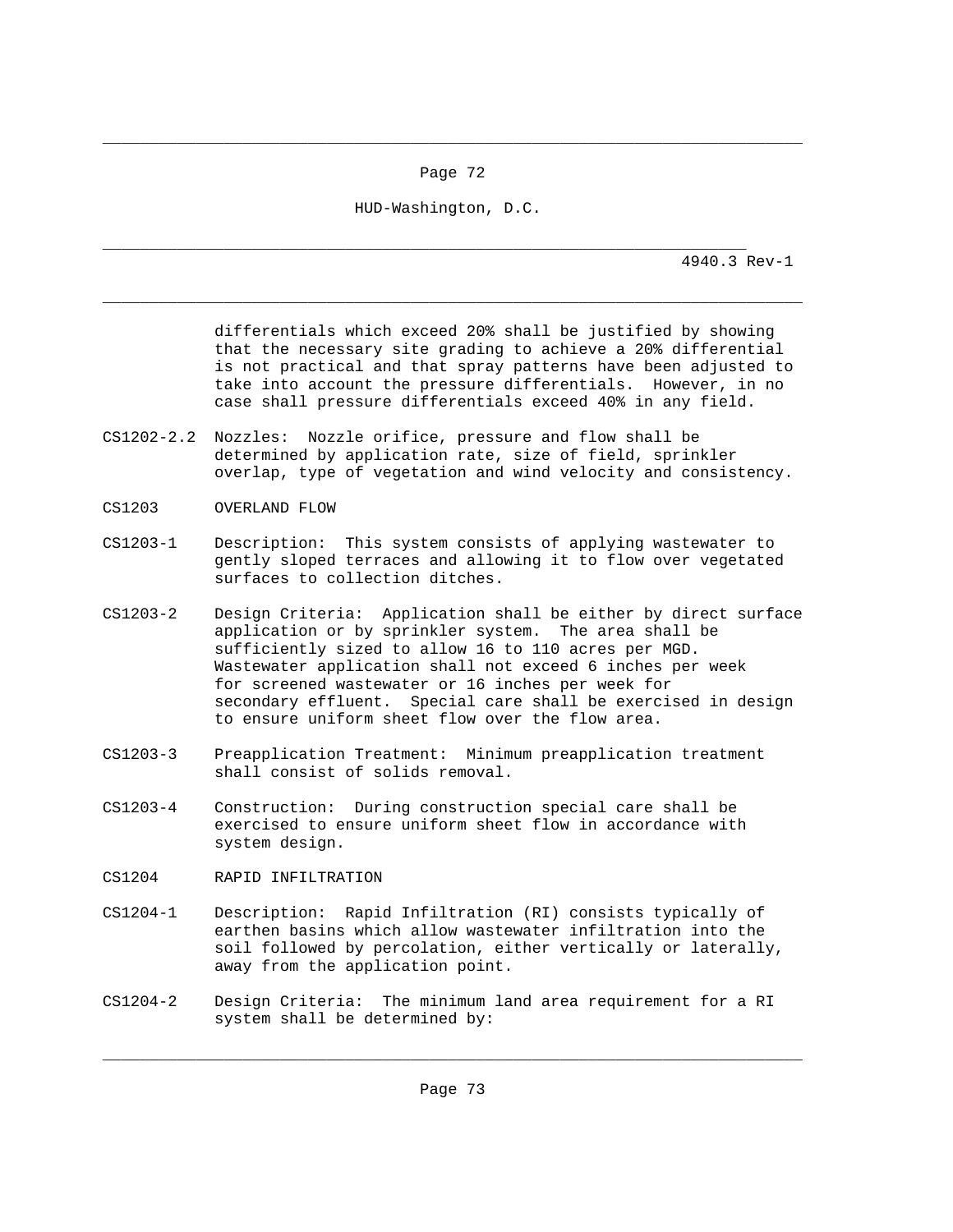differentials which exceed 20% shall be justified by showing that the necessary site grading to achieve a 20% differential is not practical and that spray patterns have been adjusted to take into account the pressure differentials. However, in no case shall pressure differentials exceed 40% in any field.

CS1202-2.2 Nozzles: Nozzle orifice, pressure and flow shall be determined by application rate, size of field, sprinkler overlap, type of vegetation and wind velocity and consistency.

CS1203 OVERLAND FLOW

CS1203-1 Description: This system consists of applying wastewater to gently sloped terraces and allowing it to flow over vegetated surfaces to collection ditches.

CS1203-2 Design Criteria: Application shall be either by direct surface application or by sprinkler system. The area shall be sufficiently sized to allow 16 to 110 acres per MGD. Wastewater application shall not exceed 6 inches per week for screened wastewater or 16 inches per week for secondary effluent. Special care shall be exercised in design to ensure uniform sheet flow over the flow area.

CS1203-3 Preapplication Treatment: Minimum preapplication treatment shall consist of solids removal.

CS1203-4 Construction: During construction special care shall be exercised to ensure uniform sheet flow in accordance with system design.

CS1204 RAPID INFILTRATION

CS1204-1 Description: Rapid Infiltration (RI) consists typically of earthen basins which allow wastewater infiltration into the soil followed by percolation, either vertically or laterally, away from the application point.

CS1204-2 Design Criteria: The minimum land area requirement for a RI system shall be determined by: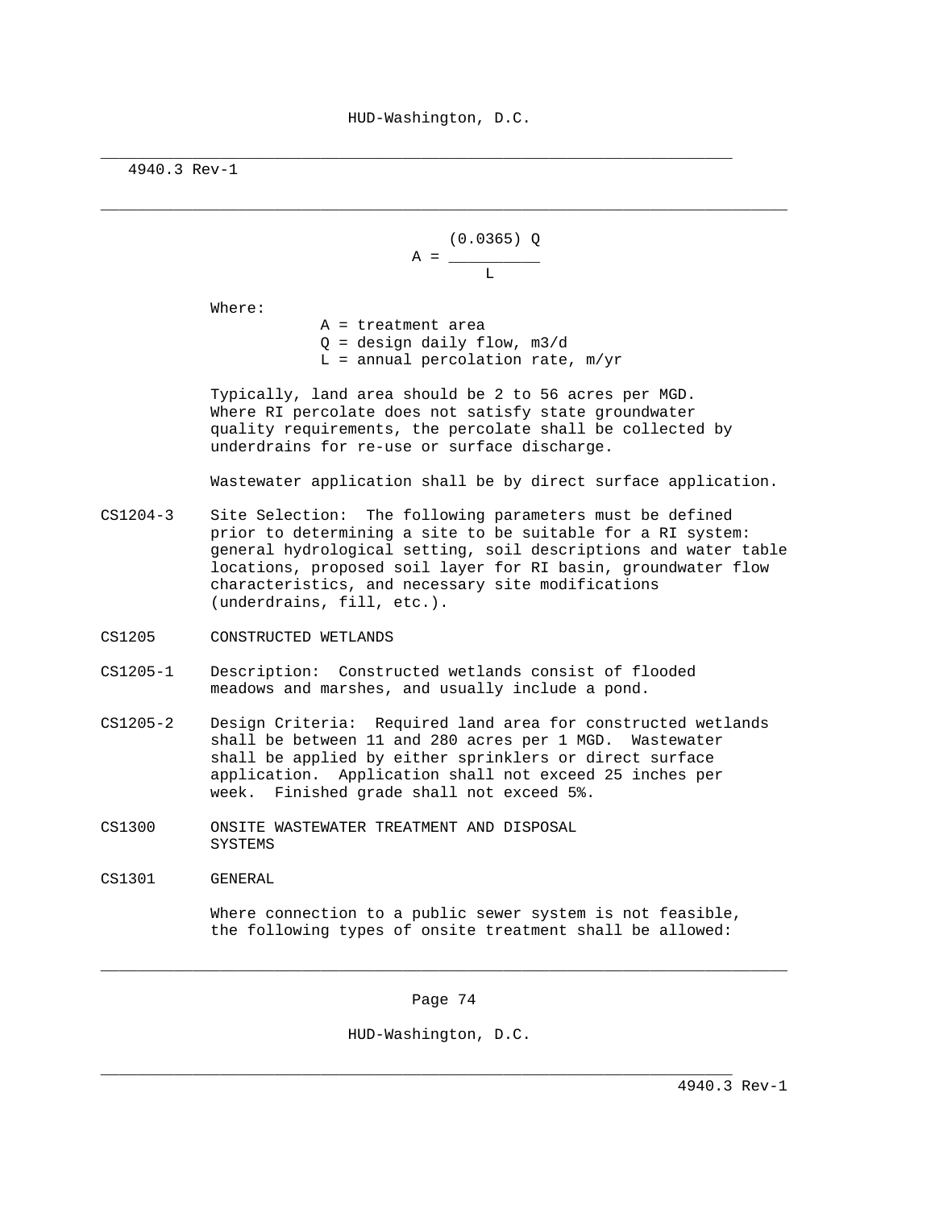$$A = \frac{(0.0365)\,Q}{L}$$

Where:

- A = treatment area
- Q = design daily flow, m3/d
- L = annual percolation rate, m/yr

Typically, land area should be 2 to 56 acres per MGD. Where RI percolate does not satisfy state groundwater quality requirements, the percolate shall be collected by underdrains for re-use or surface discharge.

Wastewater application shall be by direct surface application.

CS1204-3 Site Selection: The following parameters must be defined prior to determining a site to be suitable for a RI system: general hydrological setting, soil descriptions and water table locations, proposed soil layer for RI basin, groundwater flow characteristics, and necessary site modifications (underdrains, fill, etc.).

## CS1205 CONSTRUCTED WETLANDS

CS1205-1 Description: Constructed wetlands consist of flooded meadows and marshes, and usually include a pond.

CS1205-2 Design Criteria: Required land area for constructed wetlands shall be between 11 and 280 acres per 1 MGD. Wastewater shall be applied by either sprinklers or direct surface application. Application shall not exceed 25 inches per week. Finished grade shall not exceed 5%.

# CS1300 ONSITE WASTEWATER TREATMENT AND DISPOSAL SYSTEMS

## CS1301 GENERAL

Where connection to a public sewer system is not feasible, the following types of onsite treatment shall be allowed: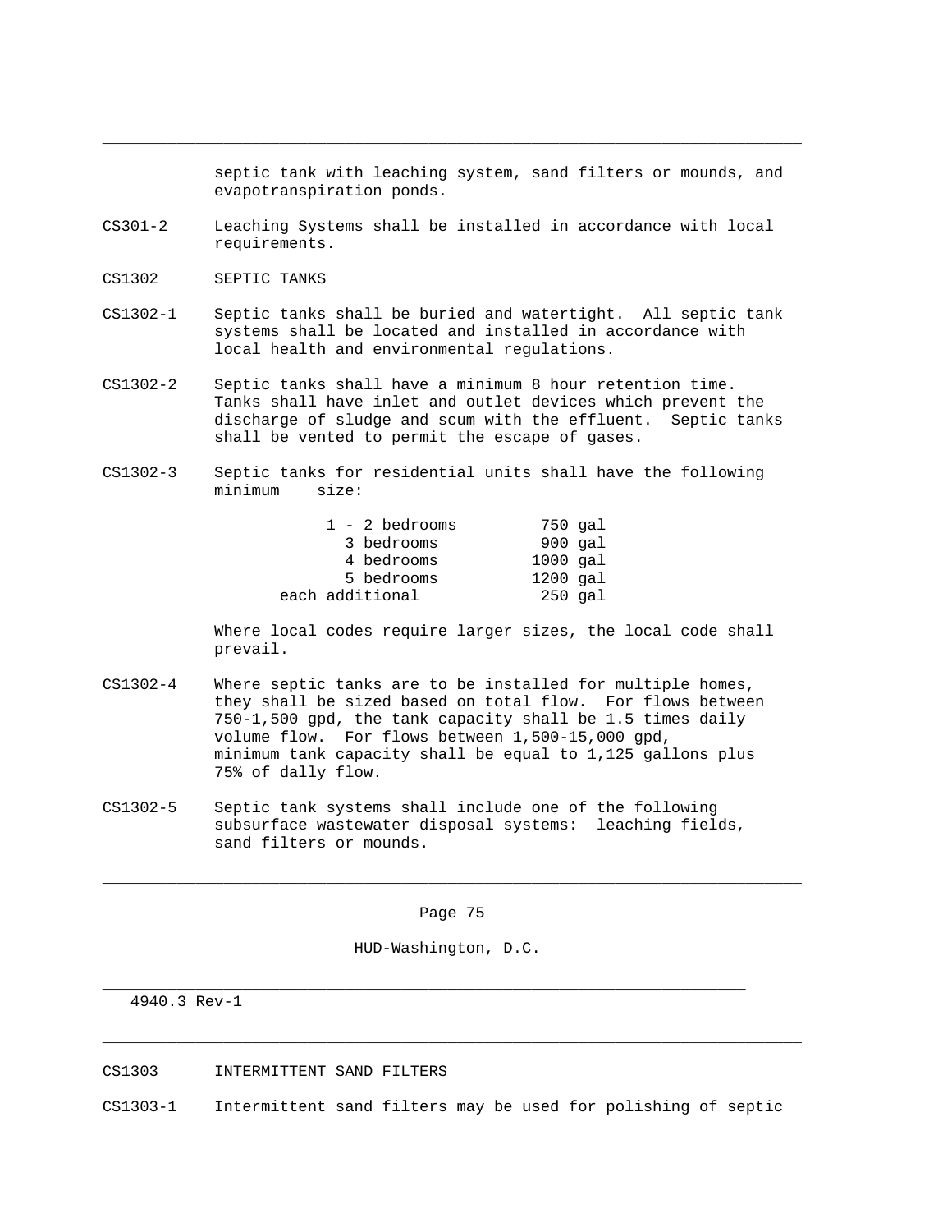septic tank with leaching system, sand filters or mounds, and evapotranspiration ponds.

CS301-2 Leaching Systems shall be installed in accordance with local requirements.

CS1302 SEPTIC TANKS

CS1302-1 Septic tanks shall be buried and watertight. All septic tank systems shall be located and installed in accordance with local health and environmental regulations.

CS1302-2 Septic tanks shall have a minimum 8 hour retention time. Tanks shall have inlet and outlet devices which prevent the discharge of sludge and scum with the effluent. Septic tanks shall be vented to permit the escape of gases.

CS1302-3 Septic tanks for residential units shall have the following minimum size:

| | |
|---|---|
| 1 - 2 bedrooms | 750 gal |
| 3 bedrooms | 900 gal |
| 4 bedrooms | 1000 gal |
| 5 bedrooms | 1200 gal |
| each additional | 250 gal |

Where local codes require larger sizes, the local code shall prevail.

CS1302-4 Where septic tanks are to be installed for multiple homes, they shall be sized based on total flow. For flows between 750-1,500 gpd, the tank capacity shall be 1.5 times daily volume flow. For flows between 1,500-15,000 gpd, minimum tank capacity shall be equal to 1,125 gallons plus 75% of dally flow.

CS1302-5 Septic tank systems shall include one of the following subsurface wastewater disposal systems: leaching fields, sand filters or mounds.

CS1303 INTERMITTENT SAND FILTERS

CS1303-1 Intermittent sand filters may be used for polishing of septic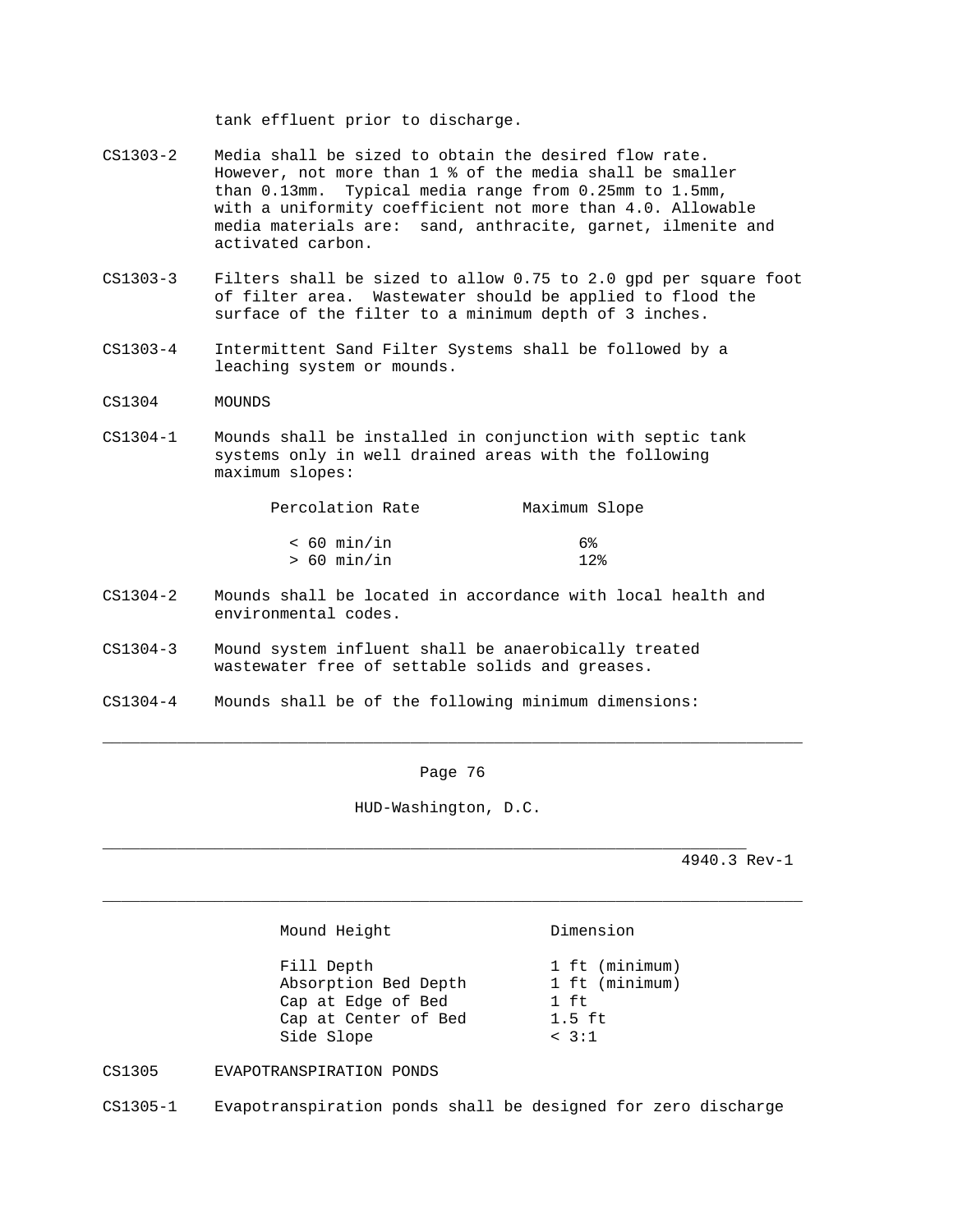tank effluent prior to discharge.

CS1303-2 Media shall be sized to obtain the desired flow rate. However, not more than 1 % of the media shall be smaller than 0.13mm. Typical media range from 0.25mm to 1.5mm, with a uniformity coefficient not more than 4.0. Allowable media materials are: sand, anthracite, garnet, ilmenite and activated carbon.

CS1303-3 Filters shall be sized to allow 0.75 to 2.0 gpd per square foot of filter area. Wastewater should be applied to flood the surface of the filter to a minimum depth of 3 inches.

CS1303-4 Intermittent Sand Filter Systems shall be followed by a leaching system or mounds.

## CS1304 MOUNDS

CS1304-1 Mounds shall be installed in conjunction with septic tank systems only in well drained areas with the following maximum slopes:

| Percolation Rate | Maximum Slope |
|---|---|
| < 60 min/in | 6% |
| > 60 min/in | 12% |

CS1304-2 Mounds shall be located in accordance with local health and environmental codes.

CS1304-3 Mound system influent shall be anaerobically treated wastewater free of settable solids and greases.

CS1304-4 Mounds shall be of the following minimum dimensions:

| Mound Height | Dimension |
|---|---|
| Fill Depth | 1 ft (minimum) |
| Absorption Bed Depth | 1 ft (minimum) |
| Cap at Edge of Bed | 1 ft |
| Cap at Center of Bed | 1.5 ft |
| Side Slope | < 3:1 |

## CS1305 EVAPOTRANSPIRATION PONDS

CS1305-1 Evapotranspiration ponds shall be designed for zero discharge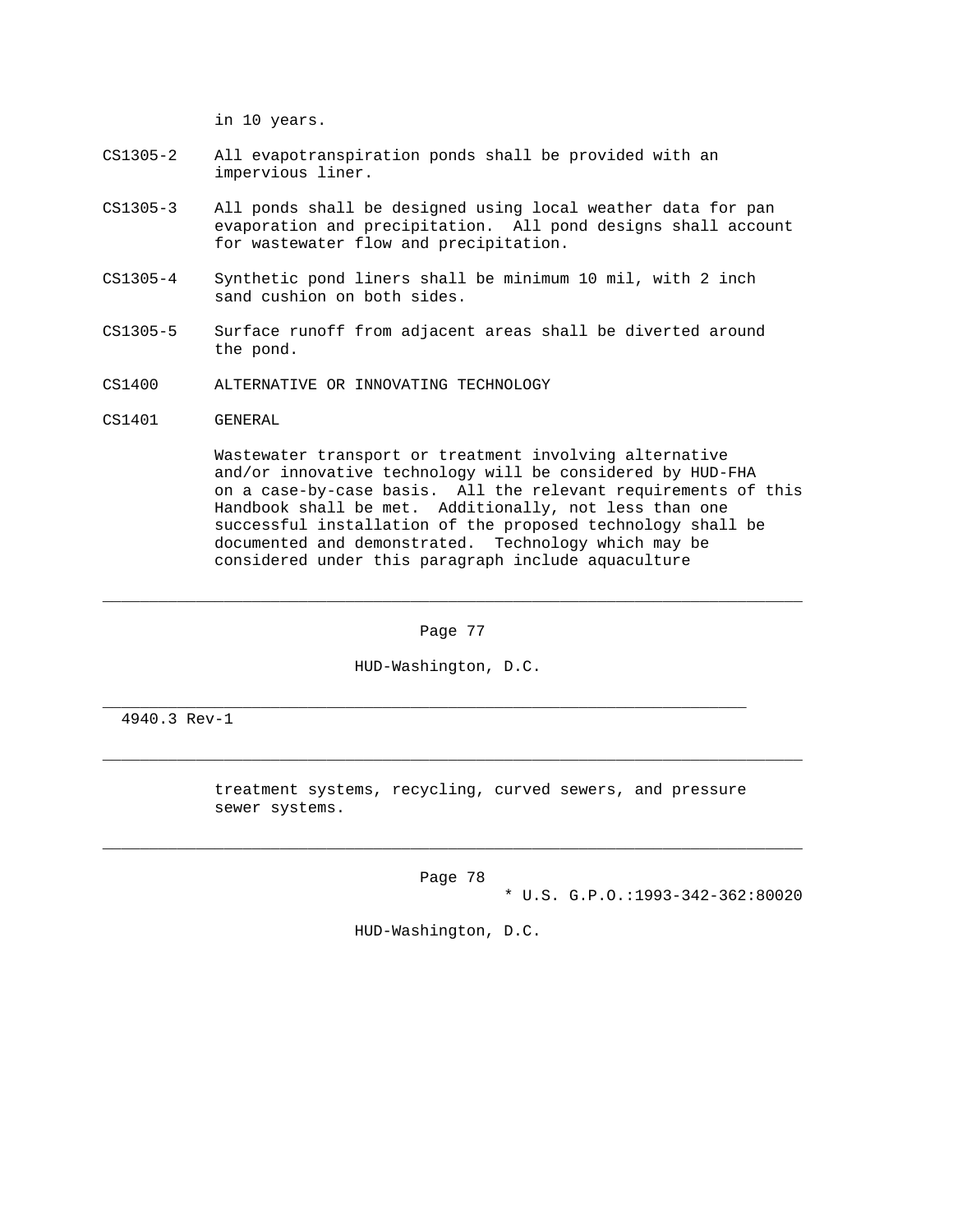in 10 years.

CS1305-2 All evapotranspiration ponds shall be provided with an impervious liner.

CS1305-3 All ponds shall be designed using local weather data for pan evaporation and precipitation. All pond designs shall account for wastewater flow and precipitation.

CS1305-4 Synthetic pond liners shall be minimum 10 mil, with 2 inch sand cushion on both sides.

CS1305-5 Surface runoff from adjacent areas shall be diverted around the pond.

## CS1400 ALTERNATIVE OR INNOVATING TECHNOLOGY

### CS1401 GENERAL

Wastewater transport or treatment involving alternative and/or innovative technology will be considered by HUD-FHA on a case-by-case basis. All the relevant requirements of this Handbook shall be met. Additionally, not less than one successful installation of the proposed technology shall be documented and demonstrated. Technology which may be considered under this paragraph include aquaculture treatment systems, recycling, curved sewers, and pressure sewer systems.

* U.S. G.P.O.:1993-342-362:80020